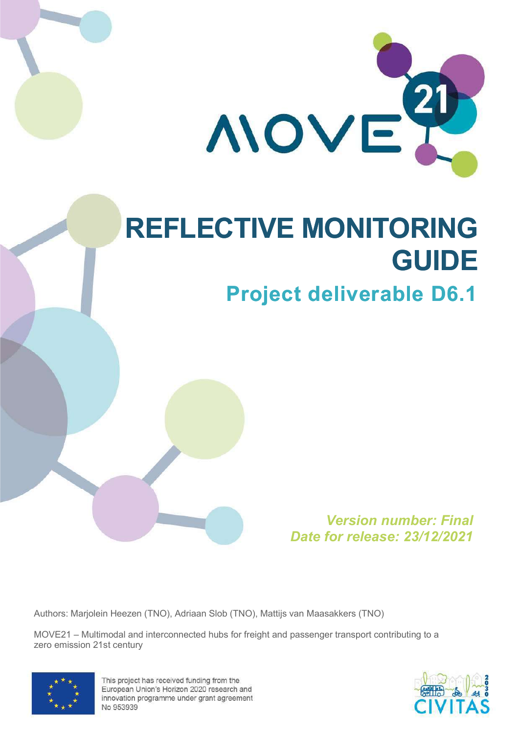MOVE21

# REFLECTIVE MONITORING GUIDE

## Project deliverable D6.1

*Version number: Final*
*Date for release: 23/12/2021*

Authors: Marjolein Heezen (TNO), Adriaan Slob (TNO), Mattijs van Maasakkers (TNO)

MOVE21 – Multimodal and interconnected hubs for freight and passenger transport contributing to a zero emission 21st century

This project has received funding from the European Union's Horizon 2020 research and innovation programme under grant agreement No 953939

CIVITAS 2030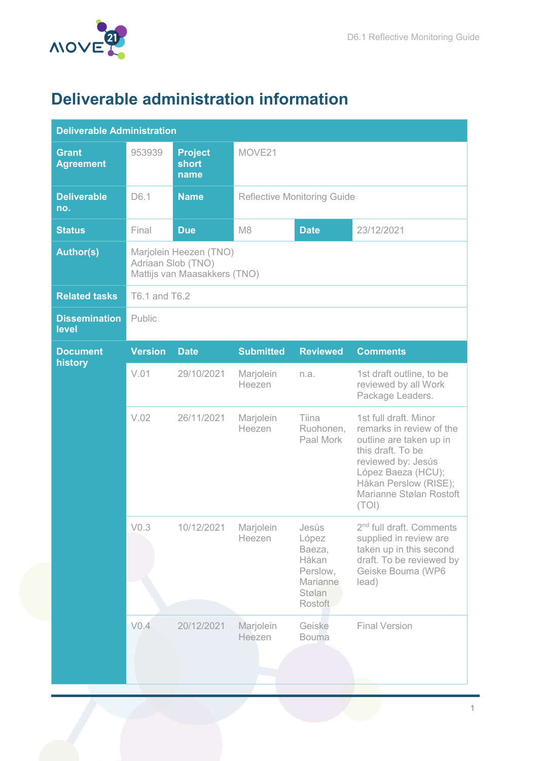# Deliverable administration information

| Deliverable Administration | | | | | |
|---|---|---|---|---|---|
| **Grant Agreement** | 953939 | **Project short name** | MOVE21 | | |
| **Deliverable no.** | D6.1 | **Name** | Reflective Monitoring Guide | | |
| **Status** | Final | **Due** | M8 | **Date** | 23/12/2021 |
| **Author(s)** | Marjolein Heezen (TNO)<br>Adriaan Slob (TNO)<br>Mattijs van Maasakkers (TNO) | | | | |
| **Related tasks** | T6.1 and T6.2 | | | | |
| **Dissemination level** | Public | | | | |
| **Document history** | **Version** | **Date** | **Submitted** | **Reviewed** | **Comments** |
| | V.01 | 29/10/2021 | Marjolein Heezen | n.a. | 1st draft outline, to be reviewed by all Work Package Leaders. |
| | V.02 | 26/11/2021 | Marjolein Heezen | Tiina Ruohonen, Paal Mork | 1st full draft. Minor remarks in review of the outline are taken up in this draft. To be reviewed by: Jesús López Baeza (HCU); Håkan Perslow (RISE); Marianne Stølan Rostoft (TOI) |
| | V0.3 | 10/12/2021 | Marjolein Heezen | Jesús López Baeza, Håkan Perslow, Marianne Stølan Rostoft | 2nd full draft. Comments supplied in review are taken up in this second draft. To be reviewed by Geiske Bouma (WP6 lead) |
| | V0.4 | 20/12/2021 | Marjolein Heezen | Geiske Bouma | Final Version |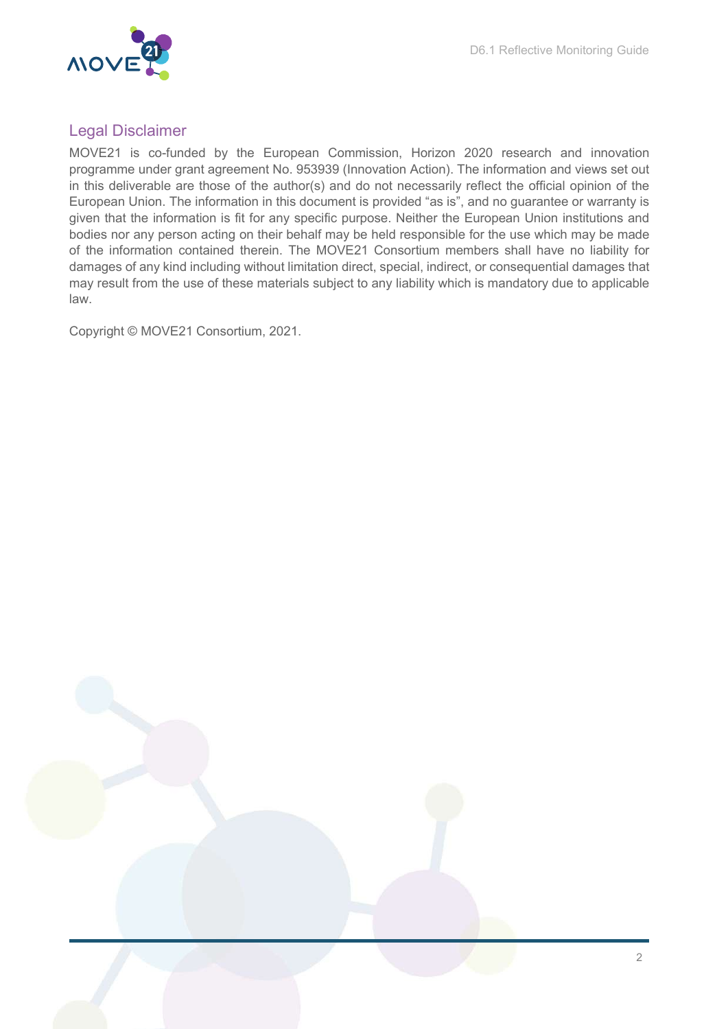## Legal Disclaimer

MOVE21 is co-funded by the European Commission, Horizon 2020 research and innovation programme under grant agreement No. 953939 (Innovation Action). The information and views set out in this deliverable are those of the author(s) and do not necessarily reflect the official opinion of the European Union. The information in this document is provided "as is", and no guarantee or warranty is given that the information is fit for any specific purpose. Neither the European Union institutions and bodies nor any person acting on their behalf may be held responsible for the use which may be made of the information contained therein. The MOVE21 Consortium members shall have no liability for damages of any kind including without limitation direct, special, indirect, or consequential damages that may result from the use of these materials subject to any liability which is mandatory due to applicable law.

Copyright © MOVE21 Consortium, 2021.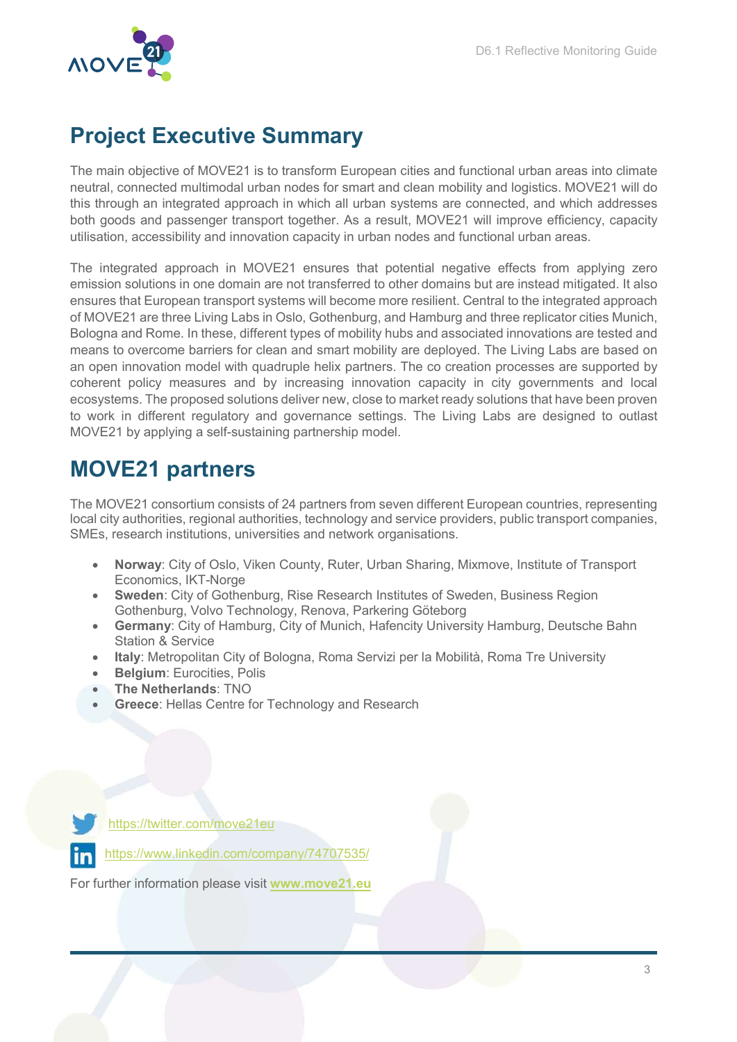## Project Executive Summary

The main objective of MOVE21 is to transform European cities and functional urban areas into climate neutral, connected multimodal urban nodes for smart and clean mobility and logistics. MOVE21 will do this through an integrated approach in which all urban systems are connected, and which addresses both goods and passenger transport together. As a result, MOVE21 will improve efficiency, capacity utilisation, accessibility and innovation capacity in urban nodes and functional urban areas.

The integrated approach in MOVE21 ensures that potential negative effects from applying zero emission solutions in one domain are not transferred to other domains but are instead mitigated. It also ensures that European transport systems will become more resilient. Central to the integrated approach of MOVE21 are three Living Labs in Oslo, Gothenburg, and Hamburg and three replicator cities Munich, Bologna and Rome. In these, different types of mobility hubs and associated innovations are tested and means to overcome barriers for clean and smart mobility are deployed. The Living Labs are based on an open innovation model with quadruple helix partners. The co creation processes are supported by coherent policy measures and by increasing innovation capacity in city governments and local ecosystems. The proposed solutions deliver new, close to market ready solutions that have been proven to work in different regulatory and governance settings. The Living Labs are designed to outlast MOVE21 by applying a self-sustaining partnership model.

## MOVE21 partners

The MOVE21 consortium consists of 24 partners from seven different European countries, representing local city authorities, regional authorities, technology and service providers, public transport companies, SMEs, research institutions, universities and network organisations.

- **Norway**: City of Oslo, Viken County, Ruter, Urban Sharing, Mixmove, Institute of Transport Economics, IKT-Norge
- **Sweden**: City of Gothenburg, Rise Research Institutes of Sweden, Business Region Gothenburg, Volvo Technology, Renova, Parkering Göteborg
- **Germany**: City of Hamburg, City of Munich, Hafencity University Hamburg, Deutsche Bahn Station & Service
- **Italy**: Metropolitan City of Bologna, Roma Servizi per la Mobilità, Roma Tre University
- **Belgium**: Eurocities, Polis
- **The Netherlands**: TNO
- **Greece**: Hellas Centre for Technology and Research

https://twitter.com/move21eu

https://www.linkedin.com/company/74707535/

For further information please visit **www.move21.eu**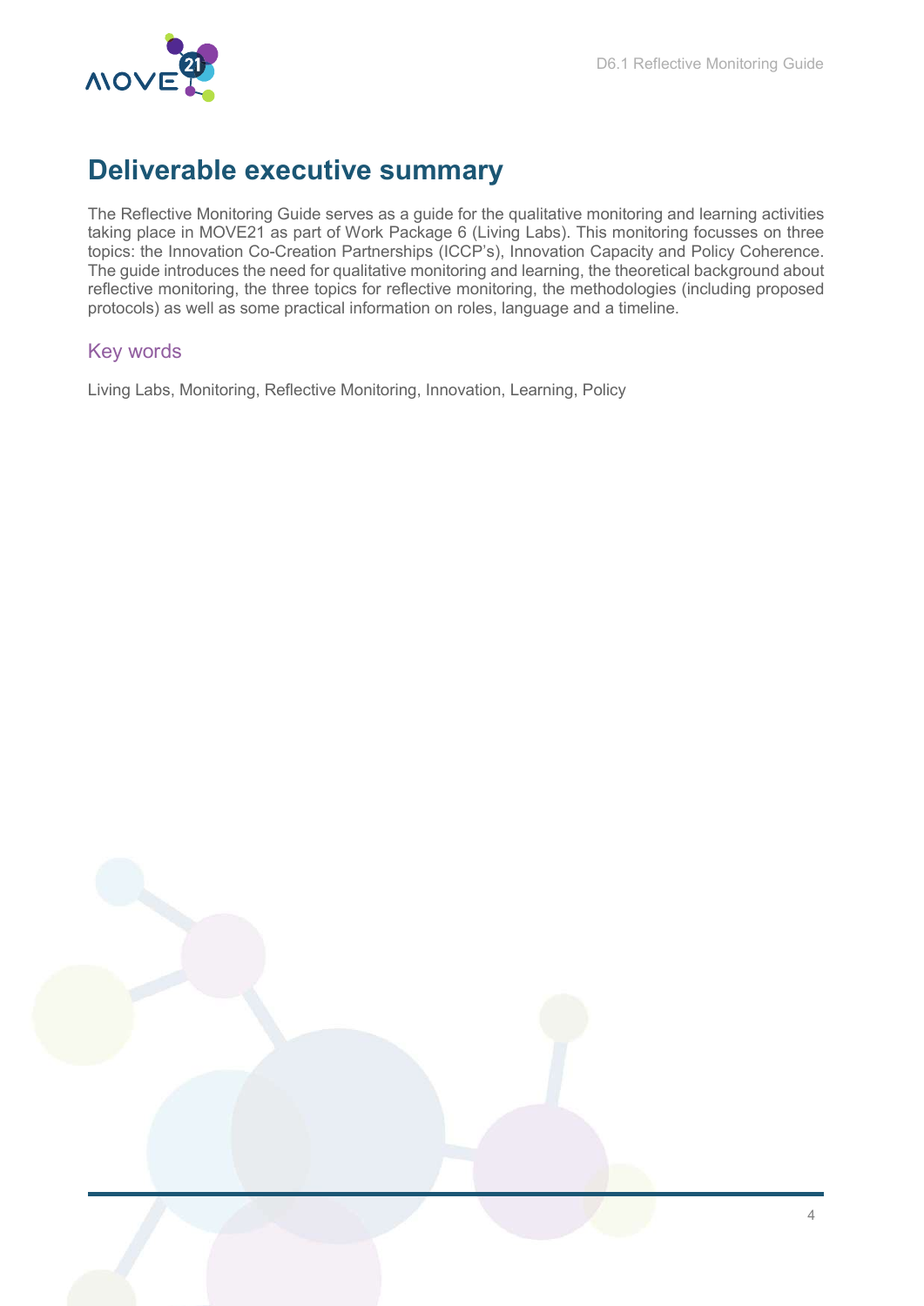# Deliverable executive summary

The Reflective Monitoring Guide serves as a guide for the qualitative monitoring and learning activities taking place in MOVE21 as part of Work Package 6 (Living Labs). This monitoring focusses on three topics: the Innovation Co-Creation Partnerships (ICCP's), Innovation Capacity and Policy Coherence. The guide introduces the need for qualitative monitoring and learning, the theoretical background about reflective monitoring, the three topics for reflective monitoring, the methodologies (including proposed protocols) as well as some practical information on roles, language and a timeline.

## Key words

Living Labs, Monitoring, Reflective Monitoring, Innovation, Learning, Policy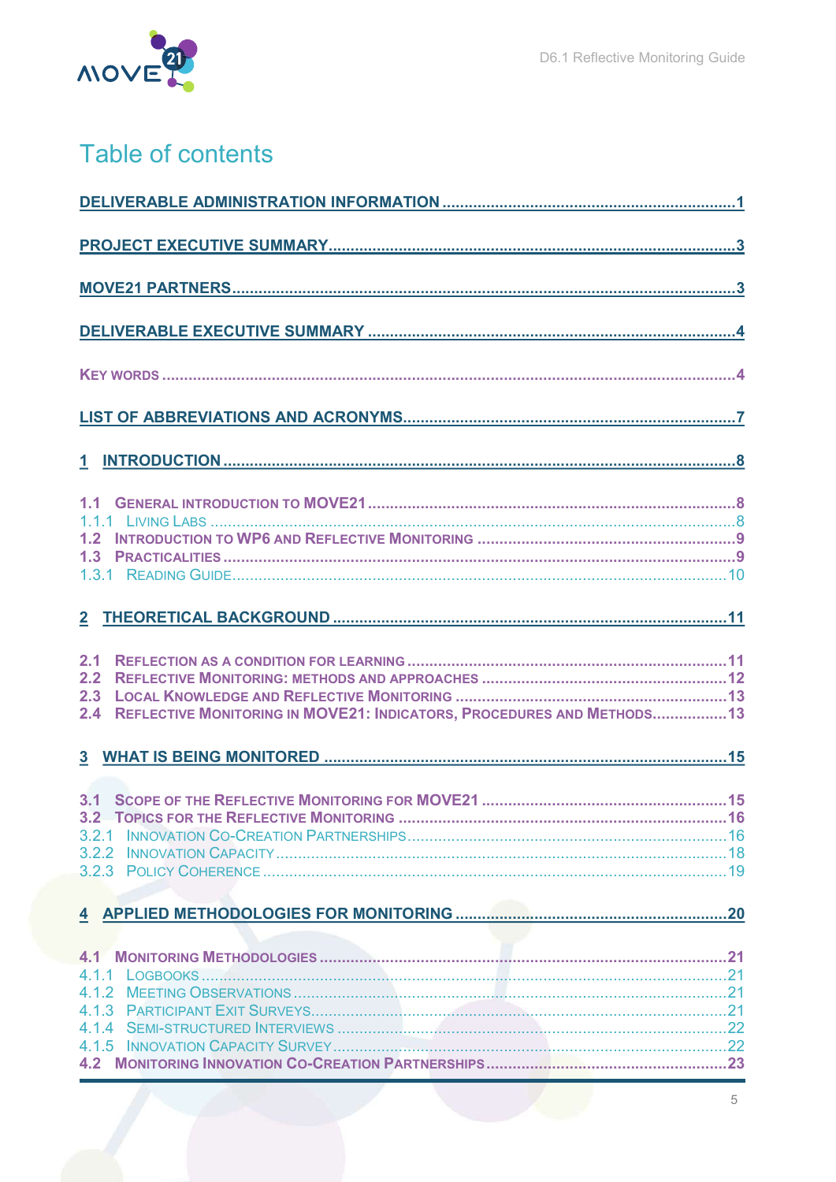# Table of contents

DELIVERABLE ADMINISTRATION INFORMATION ....................................................................1

PROJECT EXECUTIVE SUMMARY........................................................................................3

MOVE21 PARTNERS..............................................................................................................3

DELIVERABLE EXECUTIVE SUMMARY ...............................................................................4

KEY WORDS ............................................................................................................................4

LIST OF ABBREVIATIONS AND ACRONYMS.........................................................................7

1 INTRODUCTION ..................................................................................................................8

1.1 GENERAL INTRODUCTION TO MOVE21 ............................................................................8
1.1.1 LIVING LABS ....................................................................................................................8
1.2 INTRODUCTION TO WP6 AND REFLECTIVE MONITORING ................................................9
1.3 PRACTICALITIES ................................................................................................................9
1.3.1 READING GUIDE.............................................................................................................10

2 THEORETICAL BACKGROUND .........................................................................................11

2.1 REFLECTION AS A CONDITION FOR LEARNING ..............................................................11
2.2 REFLECTIVE MONITORING: METHODS AND APPROACHES ...........................................12
2.3 LOCAL KNOWLEDGE AND REFLECTIVE MONITORING ....................................................13
2.4 REFLECTIVE MONITORING IN MOVE21: INDICATORS, PROCEDURES AND METHODS.................13

3 WHAT IS BEING MONITORED ...........................................................................................15

3.1 SCOPE OF THE REFLECTIVE MONITORING FOR MOVE21 ................................................15
3.2 TOPICS FOR THE REFLECTIVE MONITORING ...................................................................16
3.2.1 INNOVATION CO-CREATION PARTNERSHIPS..................................................................16
3.2.2 INNOVATION CAPACITY ...................................................................................................18
3.2.3 POLICY COHERENCE .......................................................................................................19

4 APPLIED METHODOLOGIES FOR MONITORING ...............................................................20

4.1 MONITORING METHODOLOGIES .......................................................................................21
4.1.1 LOGBOOKS .......................................................................................................................21
4.1.2 MEETING OBSERVATIONS ................................................................................................21
4.1.3 PARTICIPANT EXIT SURVEYS.............................................................................................21
4.1.4 SEMI-STRUCTURED INTERVIEWS .....................................................................................22
4.1.5 INNOVATION CAPACITY SURVEY .......................................................................................22
4.2 MONITORING INNOVATION CO-CREATION PARTNERSHIPS.............................................23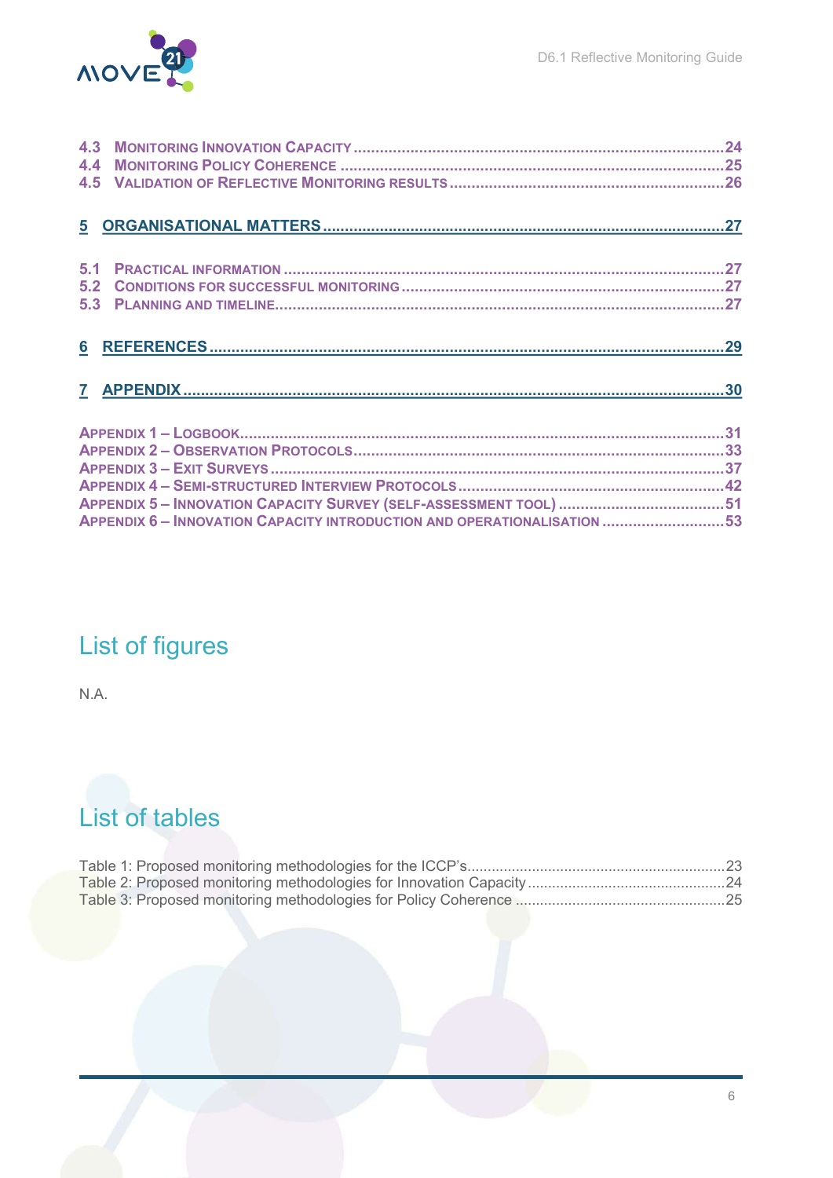4.3 MONITORING INNOVATION CAPACITY .......................................................................................24
4.4 MONITORING POLICY COHERENCE ..........................................................................................25
4.5 VALIDATION OF REFLECTIVE MONITORING RESULTS ..............................................................26

5 ORGANISATIONAL MATTERS .....................................................................................................27

5.1 PRACTICAL INFORMATION .......................................................................................................27
5.2 CONDITIONS FOR SUCCESSFUL MONITORING ............................................................................27
5.3 PLANNING AND TIMELINE.........................................................................................................27

6 REFERENCES ...............................................................................................................................29

7 APPENDIX .....................................................................................................................................30

APPENDIX 1 – LOGBOOK...............................................................................................................31
APPENDIX 2 – OBSERVATION PROTOCOLS.....................................................................................33
APPENDIX 3 – EXIT SURVEYS ........................................................................................................37
APPENDIX 4 – SEMI-STRUCTURED INTERVIEW PROTOCOLS ............................................................42
APPENDIX 5 – INNOVATION CAPACITY SURVEY (SELF-ASSESSMENT TOOL) .......................................51
APPENDIX 6 – INNOVATION CAPACITY INTRODUCTION AND OPERATIONALISATION ............................53

# List of figures

N.A.

# List of tables

Table 1: Proposed monitoring methodologies for the ICCP's................................................................23
Table 2: Proposed monitoring methodologies for Innovation Capacity .................................................24
Table 3: Proposed monitoring methodologies for Policy Coherence ....................................................25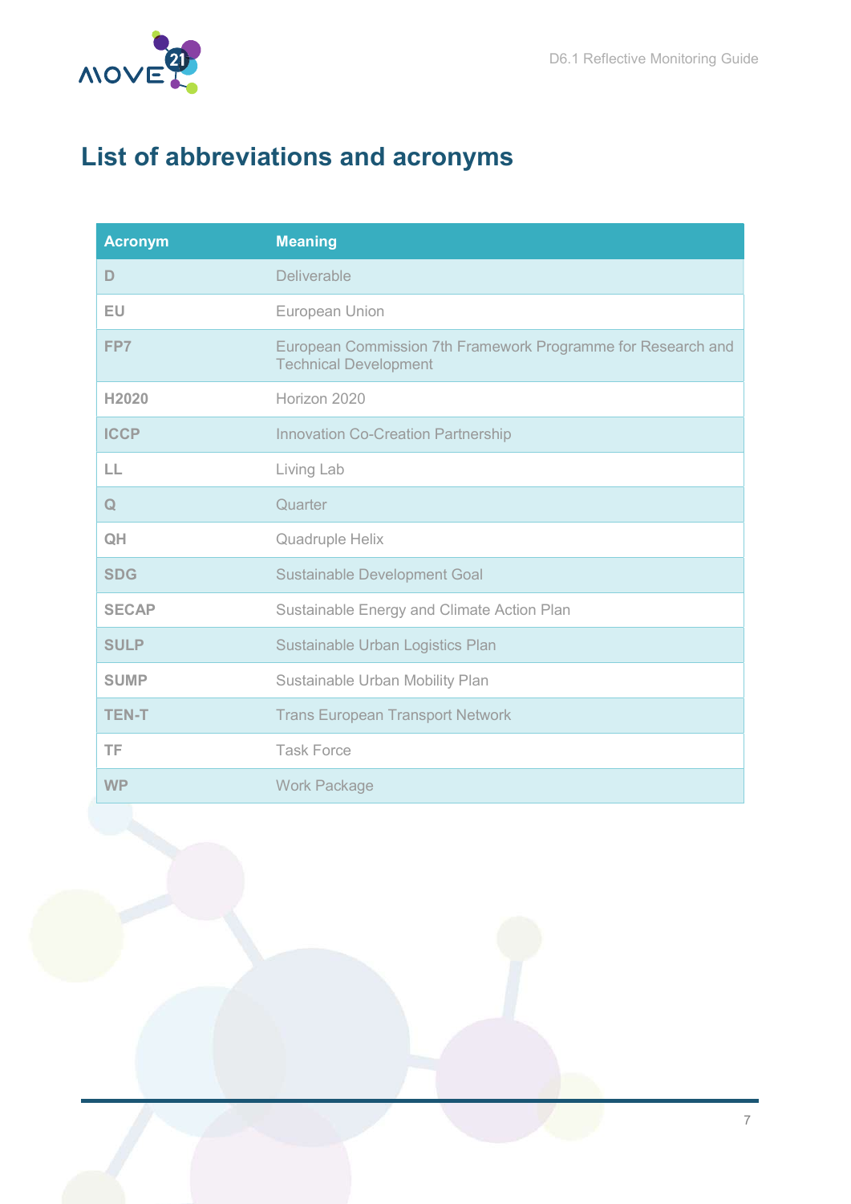# List of abbreviations and acronyms

| Acronym | Meaning |
|---|---|
| D | Deliverable |
| EU | European Union |
| FP7 | European Commission 7th Framework Programme for Research and Technical Development |
| H2020 | Horizon 2020 |
| ICCP | Innovation Co-Creation Partnership |
| LL | Living Lab |
| Q | Quarter |
| QH | Quadruple Helix |
| SDG | Sustainable Development Goal |
| SECAP | Sustainable Energy and Climate Action Plan |
| SULP | Sustainable Urban Logistics Plan |
| SUMP | Sustainable Urban Mobility Plan |
| TEN-T | Trans European Transport Network |
| TF | Task Force |
| WP | Work Package |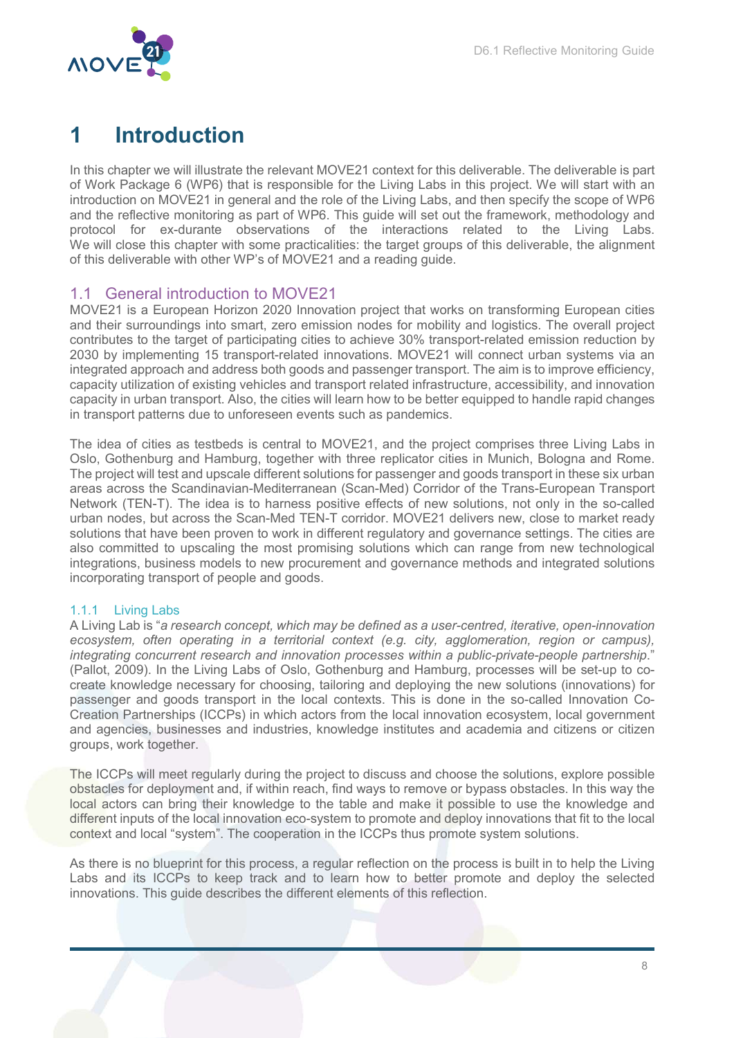# 1 Introduction

In this chapter we will illustrate the relevant MOVE21 context for this deliverable. The deliverable is part of Work Package 6 (WP6) that is responsible for the Living Labs in this project. We will start with an introduction on MOVE21 in general and the role of the Living Labs, and then specify the scope of WP6 and the reflective monitoring as part of WP6. This guide will set out the framework, methodology and protocol for ex-durante observations of the interactions related to the Living Labs. We will close this chapter with some practicalities: the target groups of this deliverable, the alignment of this deliverable with other WP's of MOVE21 and a reading guide.

## 1.1 General introduction to MOVE21

MOVE21 is a European Horizon 2020 Innovation project that works on transforming European cities and their surroundings into smart, zero emission nodes for mobility and logistics. The overall project contributes to the target of participating cities to achieve 30% transport-related emission reduction by 2030 by implementing 15 transport-related innovations. MOVE21 will connect urban systems via an integrated approach and address both goods and passenger transport. The aim is to improve efficiency, capacity utilization of existing vehicles and transport related infrastructure, accessibility, and innovation capacity in urban transport. Also, the cities will learn how to be better equipped to handle rapid changes in transport patterns due to unforeseen events such as pandemics.

The idea of cities as testbeds is central to MOVE21, and the project comprises three Living Labs in Oslo, Gothenburg and Hamburg, together with three replicator cities in Munich, Bologna and Rome. The project will test and upscale different solutions for passenger and goods transport in these six urban areas across the Scandinavian-Mediterranean (Scan-Med) Corridor of the Trans-European Transport Network (TEN-T). The idea is to harness positive effects of new solutions, not only in the so-called urban nodes, but across the Scan-Med TEN-T corridor. MOVE21 delivers new, close to market ready solutions that have been proven to work in different regulatory and governance settings. The cities are also committed to upscaling the most promising solutions which can range from new technological integrations, business models to new procurement and governance methods and integrated solutions incorporating transport of people and goods.

### 1.1.1 Living Labs

A Living Lab is "*a research concept, which may be defined as a user-centred, iterative, open-innovation ecosystem, often operating in a territorial context (e.g. city, agglomeration, region or campus), integrating concurrent research and innovation processes within a public-private-people partnership*." (Pallot, 2009). In the Living Labs of Oslo, Gothenburg and Hamburg, processes will be set-up to co-create knowledge necessary for choosing, tailoring and deploying the new solutions (innovations) for passenger and goods transport in the local contexts. This is done in the so-called Innovation Co-Creation Partnerships (ICCPs) in which actors from the local innovation ecosystem, local government and agencies, businesses and industries, knowledge institutes and academia and citizens or citizen groups, work together.

The ICCPs will meet regularly during the project to discuss and choose the solutions, explore possible obstacles for deployment and, if within reach, find ways to remove or bypass obstacles. In this way the local actors can bring their knowledge to the table and make it possible to use the knowledge and different inputs of the local innovation eco-system to promote and deploy innovations that fit to the local context and local "system". The cooperation in the ICCPs thus promote system solutions.

As there is no blueprint for this process, a regular reflection on the process is built in to help the Living Labs and its ICCPs to keep track and to learn how to better promote and deploy the selected innovations. This guide describes the different elements of this reflection.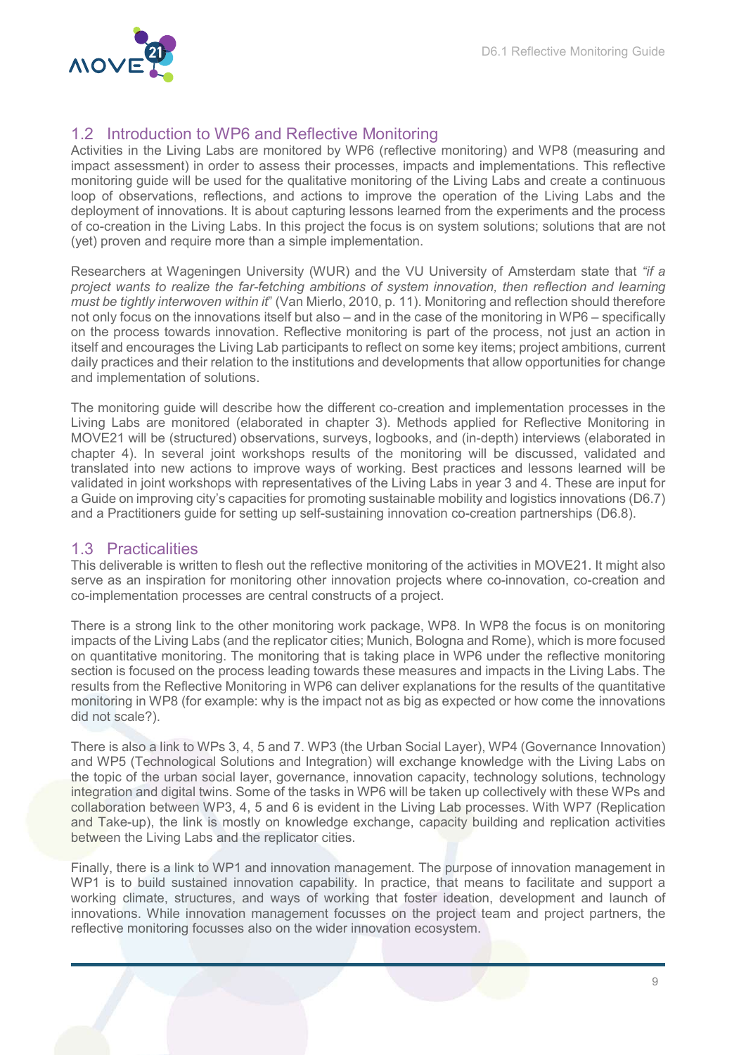## 1.2 Introduction to WP6 and Reflective Monitoring

Activities in the Living Labs are monitored by WP6 (reflective monitoring) and WP8 (measuring and impact assessment) in order to assess their processes, impacts and implementations. This reflective monitoring guide will be used for the qualitative monitoring of the Living Labs and create a continuous loop of observations, reflections, and actions to improve the operation of the Living Labs and the deployment of innovations. It is about capturing lessons learned from the experiments and the process of co-creation in the Living Labs. In this project the focus is on system solutions; solutions that are not (yet) proven and require more than a simple implementation.

Researchers at Wageningen University (WUR) and the VU University of Amsterdam state that *"if a project wants to realize the far-fetching ambitions of system innovation, then reflection and learning must be tightly interwoven within it*" (Van Mierlo, 2010, p. 11). Monitoring and reflection should therefore not only focus on the innovations itself but also – and in the case of the monitoring in WP6 – specifically on the process towards innovation. Reflective monitoring is part of the process, not just an action in itself and encourages the Living Lab participants to reflect on some key items; project ambitions, current daily practices and their relation to the institutions and developments that allow opportunities for change and implementation of solutions.

The monitoring guide will describe how the different co-creation and implementation processes in the Living Labs are monitored (elaborated in chapter 3). Methods applied for Reflective Monitoring in MOVE21 will be (structured) observations, surveys, logbooks, and (in-depth) interviews (elaborated in chapter 4). In several joint workshops results of the monitoring will be discussed, validated and translated into new actions to improve ways of working. Best practices and lessons learned will be validated in joint workshops with representatives of the Living Labs in year 3 and 4. These are input for a Guide on improving city's capacities for promoting sustainable mobility and logistics innovations (D6.7) and a Practitioners guide for setting up self-sustaining innovation co-creation partnerships (D6.8).

## 1.3 Practicalities

This deliverable is written to flesh out the reflective monitoring of the activities in MOVE21. It might also serve as an inspiration for monitoring other innovation projects where co-innovation, co-creation and co-implementation processes are central constructs of a project.

There is a strong link to the other monitoring work package, WP8. In WP8 the focus is on monitoring impacts of the Living Labs (and the replicator cities; Munich, Bologna and Rome), which is more focused on quantitative monitoring. The monitoring that is taking place in WP6 under the reflective monitoring section is focused on the process leading towards these measures and impacts in the Living Labs. The results from the Reflective Monitoring in WP6 can deliver explanations for the results of the quantitative monitoring in WP8 (for example: why is the impact not as big as expected or how come the innovations did not scale?).

There is also a link to WPs 3, 4, 5 and 7. WP3 (the Urban Social Layer), WP4 (Governance Innovation) and WP5 (Technological Solutions and Integration) will exchange knowledge with the Living Labs on the topic of the urban social layer, governance, innovation capacity, technology solutions, technology integration and digital twins. Some of the tasks in WP6 will be taken up collectively with these WPs and collaboration between WP3, 4, 5 and 6 is evident in the Living Lab processes. With WP7 (Replication and Take-up), the link is mostly on knowledge exchange, capacity building and replication activities between the Living Labs and the replicator cities.

Finally, there is a link to WP1 and innovation management. The purpose of innovation management in WP1 is to build sustained innovation capability. In practice, that means to facilitate and support a working climate, structures, and ways of working that foster ideation, development and launch of innovations. While innovation management focusses on the project team and project partners, the reflective monitoring focusses also on the wider innovation ecosystem.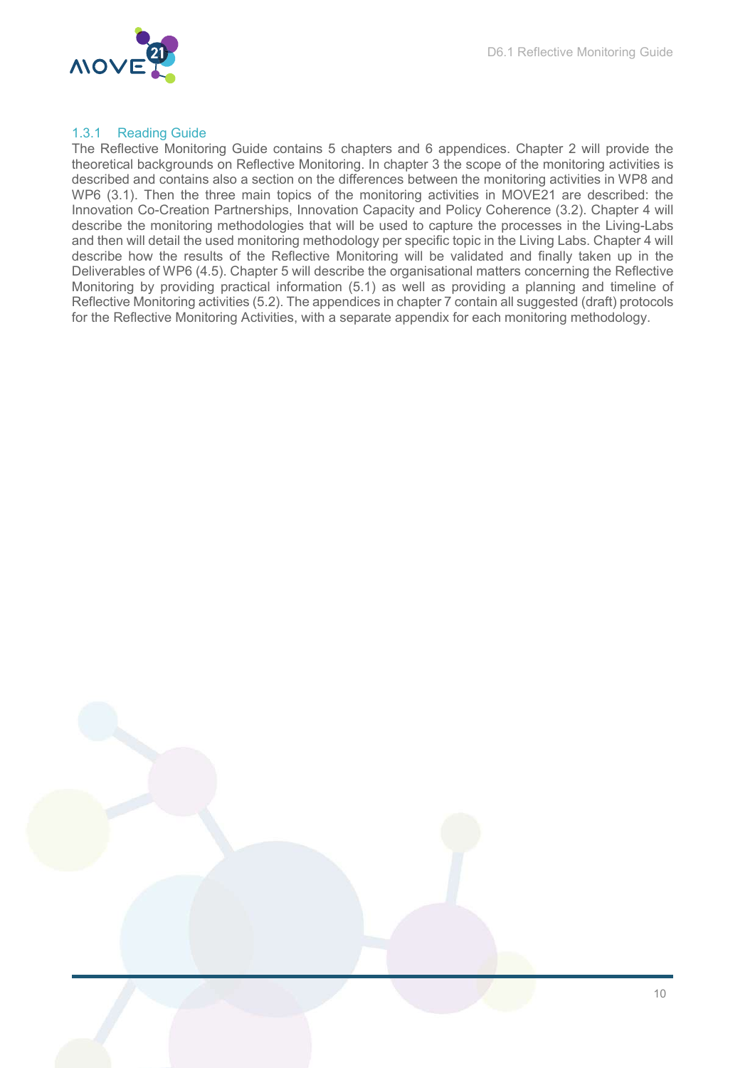### 1.3.1 Reading Guide

The Reflective Monitoring Guide contains 5 chapters and 6 appendices. Chapter 2 will provide the theoretical backgrounds on Reflective Monitoring. In chapter 3 the scope of the monitoring activities is described and contains also a section on the differences between the monitoring activities in WP8 and WP6 (3.1). Then the three main topics of the monitoring activities in MOVE21 are described: the Innovation Co-Creation Partnerships, Innovation Capacity and Policy Coherence (3.2). Chapter 4 will describe the monitoring methodologies that will be used to capture the processes in the Living-Labs and then will detail the used monitoring methodology per specific topic in the Living Labs. Chapter 4 will describe how the results of the Reflective Monitoring will be validated and finally taken up in the Deliverables of WP6 (4.5). Chapter 5 will describe the organisational matters concerning the Reflective Monitoring by providing practical information (5.1) as well as providing a planning and timeline of Reflective Monitoring activities (5.2). The appendices in chapter 7 contain all suggested (draft) protocols for the Reflective Monitoring Activities, with a separate appendix for each monitoring methodology.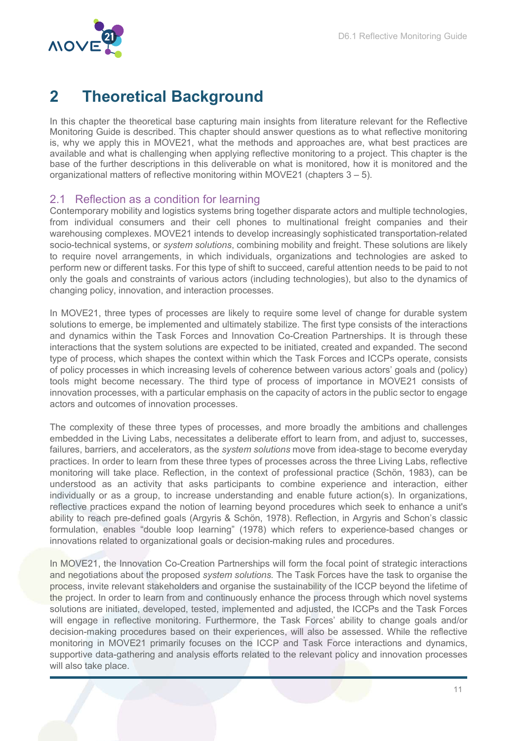# 2 Theoretical Background

In this chapter the theoretical base capturing main insights from literature relevant for the Reflective Monitoring Guide is described. This chapter should answer questions as to what reflective monitoring is, why we apply this in MOVE21, what the methods and approaches are, what best practices are available and what is challenging when applying reflective monitoring to a project. This chapter is the base of the further descriptions in this deliverable on what is monitored, how it is monitored and the organizational matters of reflective monitoring within MOVE21 (chapters 3 – 5).

## 2.1 Reflection as a condition for learning

Contemporary mobility and logistics systems bring together disparate actors and multiple technologies, from individual consumers and their cell phones to multinational freight companies and their warehousing complexes. MOVE21 intends to develop increasingly sophisticated transportation-related socio-technical systems, or *system solutions*, combining mobility and freight. These solutions are likely to require novel arrangements, in which individuals, organizations and technologies are asked to perform new or different tasks. For this type of shift to succeed, careful attention needs to be paid to not only the goals and constraints of various actors (including technologies), but also to the dynamics of changing policy, innovation, and interaction processes.

In MOVE21, three types of processes are likely to require some level of change for durable system solutions to emerge, be implemented and ultimately stabilize. The first type consists of the interactions and dynamics within the Task Forces and Innovation Co-Creation Partnerships. It is through these interactions that the system solutions are expected to be initiated, created and expanded. The second type of process, which shapes the context within which the Task Forces and ICCPs operate, consists of policy processes in which increasing levels of coherence between various actors' goals and (policy) tools might become necessary. The third type of process of importance in MOVE21 consists of innovation processes, with a particular emphasis on the capacity of actors in the public sector to engage actors and outcomes of innovation processes.

The complexity of these three types of processes, and more broadly the ambitions and challenges embedded in the Living Labs, necessitates a deliberate effort to learn from, and adjust to, successes, failures, barriers, and accelerators, as the *system solutions* move from idea-stage to become everyday practices. In order to learn from these three types of processes across the three Living Labs, reflective monitoring will take place. Reflection, in the context of professional practice (Schön, 1983), can be understood as an activity that asks participants to combine experience and interaction, either individually or as a group, to increase understanding and enable future action(s). In organizations, reflective practices expand the notion of learning beyond procedures which seek to enhance a unit's ability to reach pre-defined goals (Argyris & Schön, 1978). Reflection, in Argyris and Schon's classic formulation, enables "double loop learning" (1978) which refers to experience-based changes or innovations related to organizational goals or decision-making rules and procedures.

In MOVE21, the Innovation Co-Creation Partnerships will form the focal point of strategic interactions and negotiations about the proposed *system solutions.* The Task Forces have the task to organise the process, invite relevant stakeholders and organise the sustainability of the ICCP beyond the lifetime of the project. In order to learn from and continuously enhance the process through which novel systems solutions are initiated, developed, tested, implemented and adjusted, the ICCPs and the Task Forces will engage in reflective monitoring. Furthermore, the Task Forces' ability to change goals and/or decision-making procedures based on their experiences, will also be assessed. While the reflective monitoring in MOVE21 primarily focuses on the ICCP and Task Force interactions and dynamics, supportive data-gathering and analysis efforts related to the relevant policy and innovation processes will also take place.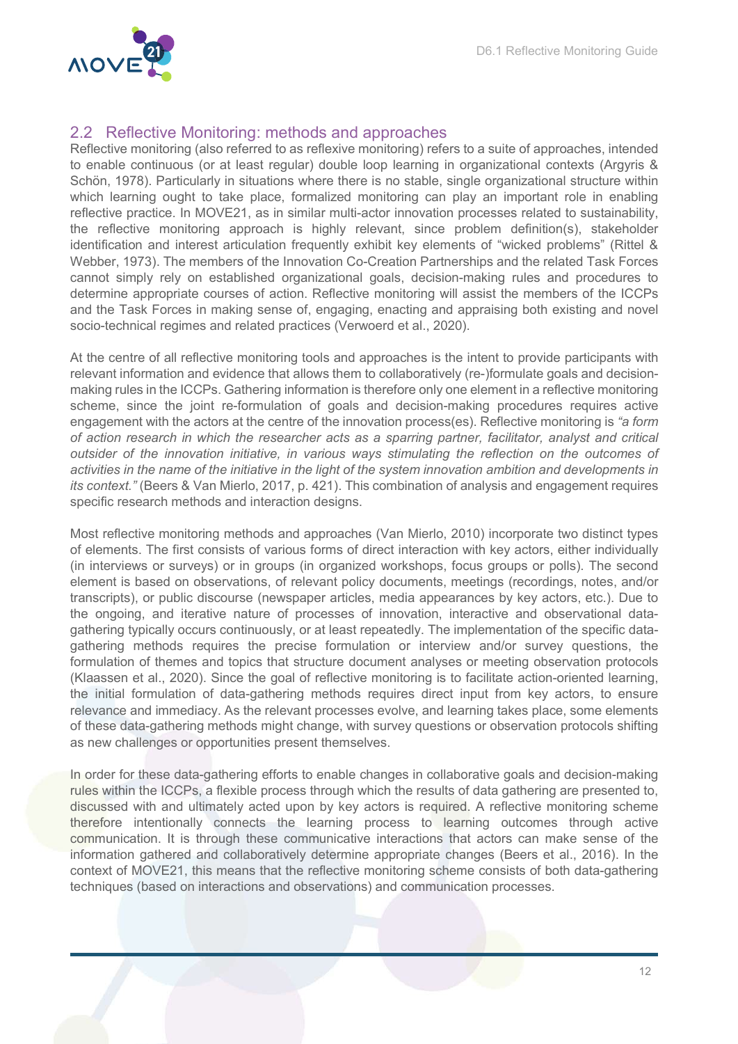## 2.2 Reflective Monitoring: methods and approaches

Reflective monitoring (also referred to as reflexive monitoring) refers to a suite of approaches, intended to enable continuous (or at least regular) double loop learning in organizational contexts (Argyris & Schön, 1978). Particularly in situations where there is no stable, single organizational structure within which learning ought to take place, formalized monitoring can play an important role in enabling reflective practice. In MOVE21, as in similar multi-actor innovation processes related to sustainability, the reflective monitoring approach is highly relevant, since problem definition(s), stakeholder identification and interest articulation frequently exhibit key elements of "wicked problems" (Rittel & Webber, 1973). The members of the Innovation Co-Creation Partnerships and the related Task Forces cannot simply rely on established organizational goals, decision-making rules and procedures to determine appropriate courses of action. Reflective monitoring will assist the members of the ICCPs and the Task Forces in making sense of, engaging, enacting and appraising both existing and novel socio-technical regimes and related practices (Verwoerd et al., 2020).

At the centre of all reflective monitoring tools and approaches is the intent to provide participants with relevant information and evidence that allows them to collaboratively (re-)formulate goals and decision-making rules in the ICCPs. Gathering information is therefore only one element in a reflective monitoring scheme, since the joint re-formulation of goals and decision-making procedures requires active engagement with the actors at the centre of the innovation process(es). Reflective monitoring is *"a form of action research in which the researcher acts as a sparring partner, facilitator, analyst and critical outsider of the innovation initiative, in various ways stimulating the reflection on the outcomes of activities in the name of the initiative in the light of the system innovation ambition and developments in its context."* (Beers & Van Mierlo, 2017, p. 421). This combination of analysis and engagement requires specific research methods and interaction designs.

Most reflective monitoring methods and approaches (Van Mierlo, 2010) incorporate two distinct types of elements. The first consists of various forms of direct interaction with key actors, either individually (in interviews or surveys) or in groups (in organized workshops, focus groups or polls). The second element is based on observations, of relevant policy documents, meetings (recordings, notes, and/or transcripts), or public discourse (newspaper articles, media appearances by key actors, etc.). Due to the ongoing, and iterative nature of processes of innovation, interactive and observational data-gathering typically occurs continuously, or at least repeatedly. The implementation of the specific data-gathering methods requires the precise formulation or interview and/or survey questions, the formulation of themes and topics that structure document analyses or meeting observation protocols (Klaassen et al., 2020). Since the goal of reflective monitoring is to facilitate action-oriented learning, the initial formulation of data-gathering methods requires direct input from key actors, to ensure relevance and immediacy. As the relevant processes evolve, and learning takes place, some elements of these data-gathering methods might change, with survey questions or observation protocols shifting as new challenges or opportunities present themselves.

In order for these data-gathering efforts to enable changes in collaborative goals and decision-making rules within the ICCPs, a flexible process through which the results of data gathering are presented to, discussed with and ultimately acted upon by key actors is required. A reflective monitoring scheme therefore intentionally connects the learning process to learning outcomes through active communication. It is through these communicative interactions that actors can make sense of the information gathered and collaboratively determine appropriate changes (Beers et al., 2016). In the context of MOVE21, this means that the reflective monitoring scheme consists of both data-gathering techniques (based on interactions and observations) and communication processes.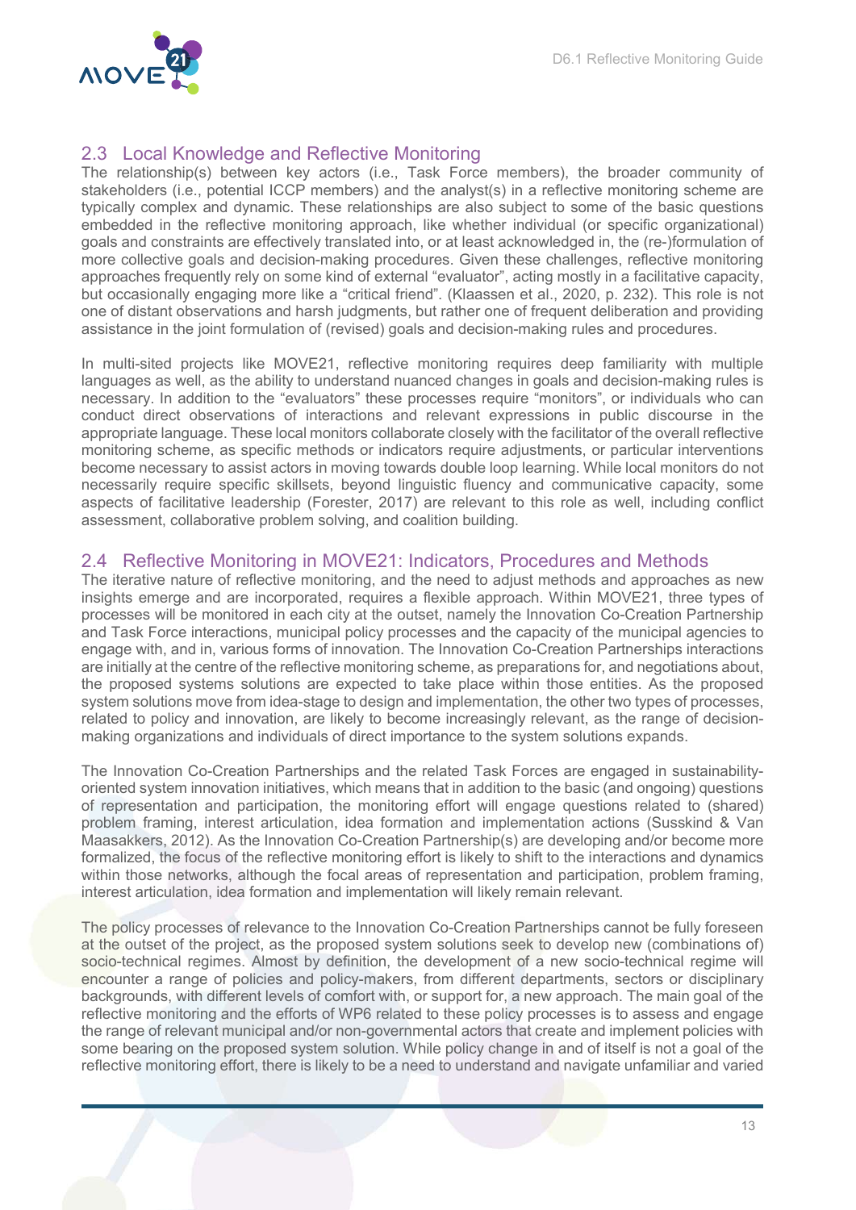## 2.3 Local Knowledge and Reflective Monitoring

The relationship(s) between key actors (i.e., Task Force members), the broader community of stakeholders (i.e., potential ICCP members) and the analyst(s) in a reflective monitoring scheme are typically complex and dynamic. These relationships are also subject to some of the basic questions embedded in the reflective monitoring approach, like whether individual (or specific organizational) goals and constraints are effectively translated into, or at least acknowledged in, the (re-)formulation of more collective goals and decision-making procedures. Given these challenges, reflective monitoring approaches frequently rely on some kind of external "evaluator", acting mostly in a facilitative capacity, but occasionally engaging more like a "critical friend". (Klaassen et al., 2020, p. 232). This role is not one of distant observations and harsh judgments, but rather one of frequent deliberation and providing assistance in the joint formulation of (revised) goals and decision-making rules and procedures.

In multi-sited projects like MOVE21, reflective monitoring requires deep familiarity with multiple languages as well, as the ability to understand nuanced changes in goals and decision-making rules is necessary. In addition to the "evaluators" these processes require "monitors", or individuals who can conduct direct observations of interactions and relevant expressions in public discourse in the appropriate language. These local monitors collaborate closely with the facilitator of the overall reflective monitoring scheme, as specific methods or indicators require adjustments, or particular interventions become necessary to assist actors in moving towards double loop learning. While local monitors do not necessarily require specific skillsets, beyond linguistic fluency and communicative capacity, some aspects of facilitative leadership (Forester, 2017) are relevant to this role as well, including conflict assessment, collaborative problem solving, and coalition building.

## 2.4 Reflective Monitoring in MOVE21: Indicators, Procedures and Methods

The iterative nature of reflective monitoring, and the need to adjust methods and approaches as new insights emerge and are incorporated, requires a flexible approach. Within MOVE21, three types of processes will be monitored in each city at the outset, namely the Innovation Co-Creation Partnership and Task Force interactions, municipal policy processes and the capacity of the municipal agencies to engage with, and in, various forms of innovation. The Innovation Co-Creation Partnerships interactions are initially at the centre of the reflective monitoring scheme, as preparations for, and negotiations about, the proposed systems solutions are expected to take place within those entities. As the proposed system solutions move from idea-stage to design and implementation, the other two types of processes, related to policy and innovation, are likely to become increasingly relevant, as the range of decision-making organizations and individuals of direct importance to the system solutions expands.

The Innovation Co-Creation Partnerships and the related Task Forces are engaged in sustainability-oriented system innovation initiatives, which means that in addition to the basic (and ongoing) questions of representation and participation, the monitoring effort will engage questions related to (shared) problem framing, interest articulation, idea formation and implementation actions (Susskind & Van Maasakkers, 2012). As the Innovation Co-Creation Partnership(s) are developing and/or become more formalized, the focus of the reflective monitoring effort is likely to shift to the interactions and dynamics within those networks, although the focal areas of representation and participation, problem framing, interest articulation, idea formation and implementation will likely remain relevant.

The policy processes of relevance to the Innovation Co-Creation Partnerships cannot be fully foreseen at the outset of the project, as the proposed system solutions seek to develop new (combinations of) socio-technical regimes. Almost by definition, the development of a new socio-technical regime will encounter a range of policies and policy-makers, from different departments, sectors or disciplinary backgrounds, with different levels of comfort with, or support for, a new approach. The main goal of the reflective monitoring and the efforts of WP6 related to these policy processes is to assess and engage the range of relevant municipal and/or non-governmental actors that create and implement policies with some bearing on the proposed system solution. While policy change in and of itself is not a goal of the reflective monitoring effort, there is likely to be a need to understand and navigate unfamiliar and varied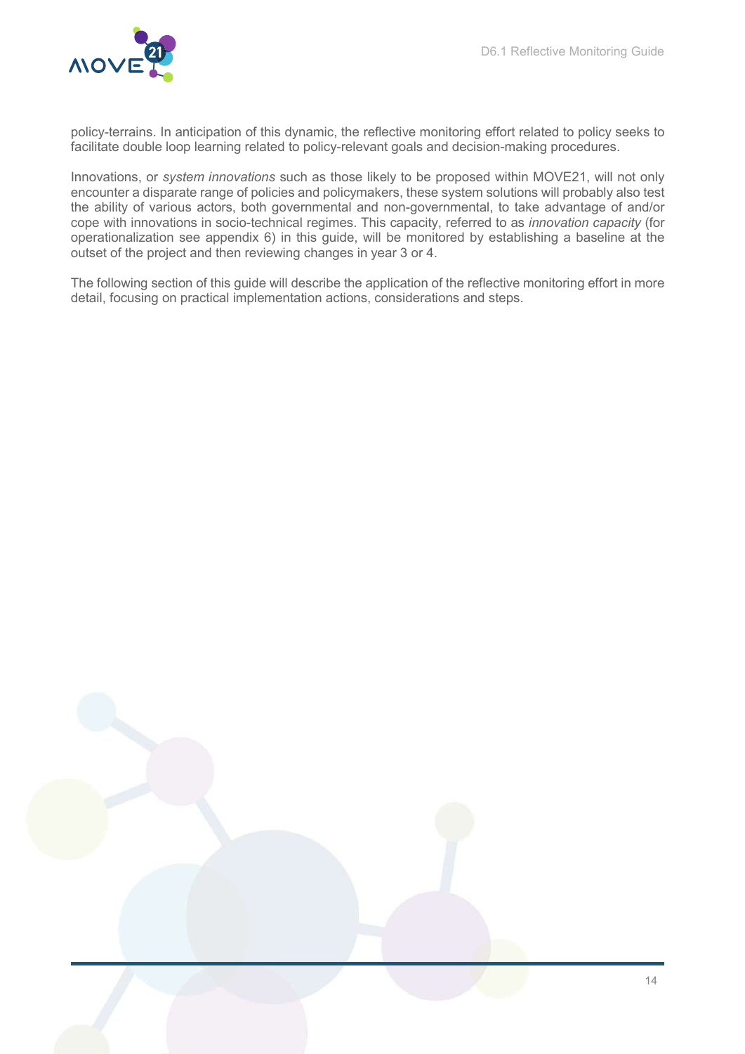policy-terrains. In anticipation of this dynamic, the reflective monitoring effort related to policy seeks to facilitate double loop learning related to policy-relevant goals and decision-making procedures.

Innovations, or *system innovations* such as those likely to be proposed within MOVE21, will not only encounter a disparate range of policies and policymakers, these system solutions will probably also test the ability of various actors, both governmental and non-governmental, to take advantage of and/or cope with innovations in socio-technical regimes. This capacity, referred to as *innovation capacity* (for operationalization see appendix 6) in this guide, will be monitored by establishing a baseline at the outset of the project and then reviewing changes in year 3 or 4.

The following section of this guide will describe the application of the reflective monitoring effort in more detail, focusing on practical implementation actions, considerations and steps.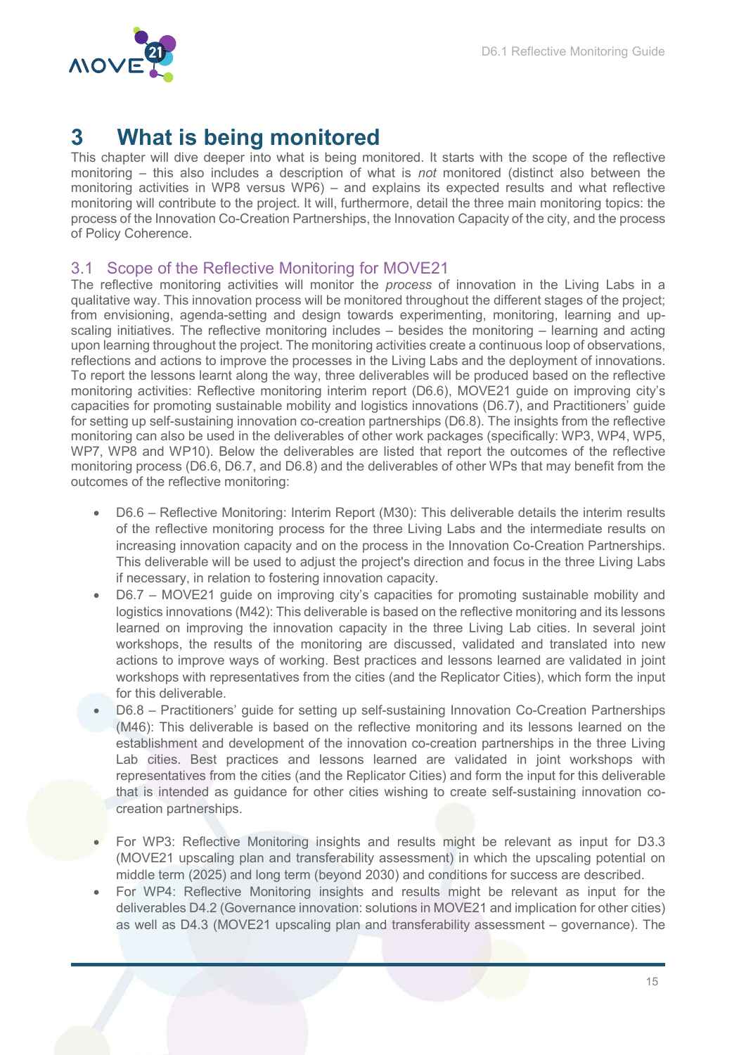# 3 What is being monitored

This chapter will dive deeper into what is being monitored. It starts with the scope of the reflective monitoring – this also includes a description of what is *not* monitored (distinct also between the monitoring activities in WP8 versus WP6) – and explains its expected results and what reflective monitoring will contribute to the project. It will, furthermore, detail the three main monitoring topics: the process of the Innovation Co-Creation Partnerships, the Innovation Capacity of the city, and the process of Policy Coherence.

## 3.1 Scope of the Reflective Monitoring for MOVE21

The reflective monitoring activities will monitor the *process* of innovation in the Living Labs in a qualitative way. This innovation process will be monitored throughout the different stages of the project; from envisioning, agenda-setting and design towards experimenting, monitoring, learning and up-scaling initiatives. The reflective monitoring includes – besides the monitoring – learning and acting upon learning throughout the project. The monitoring activities create a continuous loop of observations, reflections and actions to improve the processes in the Living Labs and the deployment of innovations. To report the lessons learnt along the way, three deliverables will be produced based on the reflective monitoring activities: Reflective monitoring interim report (D6.6), MOVE21 guide on improving city's capacities for promoting sustainable mobility and logistics innovations (D6.7), and Practitioners' guide for setting up self-sustaining innovation co-creation partnerships (D6.8). The insights from the reflective monitoring can also be used in the deliverables of other work packages (specifically: WP3, WP4, WP5, WP7, WP8 and WP10). Below the deliverables are listed that report the outcomes of the reflective monitoring process (D6.6, D6.7, and D6.8) and the deliverables of other WPs that may benefit from the outcomes of the reflective monitoring:

- D6.6 – Reflective Monitoring: Interim Report (M30): This deliverable details the interim results of the reflective monitoring process for the three Living Labs and the intermediate results on increasing innovation capacity and on the process in the Innovation Co-Creation Partnerships. This deliverable will be used to adjust the project's direction and focus in the three Living Labs if necessary, in relation to fostering innovation capacity.
- D6.7 – MOVE21 guide on improving city's capacities for promoting sustainable mobility and logistics innovations (M42): This deliverable is based on the reflective monitoring and its lessons learned on improving the innovation capacity in the three Living Lab cities. In several joint workshops, the results of the monitoring are discussed, validated and translated into new actions to improve ways of working. Best practices and lessons learned are validated in joint workshops with representatives from the cities (and the Replicator Cities), which form the input for this deliverable.
- D6.8 – Practitioners' guide for setting up self-sustaining Innovation Co-Creation Partnerships (M46): This deliverable is based on the reflective monitoring and its lessons learned on the establishment and development of the innovation co-creation partnerships in the three Living Lab cities. Best practices and lessons learned are validated in joint workshops with representatives from the cities (and the Replicator Cities) and form the input for this deliverable that is intended as guidance for other cities wishing to create self-sustaining innovation co-creation partnerships.

- For WP3: Reflective Monitoring insights and results might be relevant as input for D3.3 (MOVE21 upscaling plan and transferability assessment) in which the upscaling potential on middle term (2025) and long term (beyond 2030) and conditions for success are described.
- For WP4: Reflective Monitoring insights and results might be relevant as input for the deliverables D4.2 (Governance innovation: solutions in MOVE21 and implication for other cities) as well as D4.3 (MOVE21 upscaling plan and transferability assessment – governance). The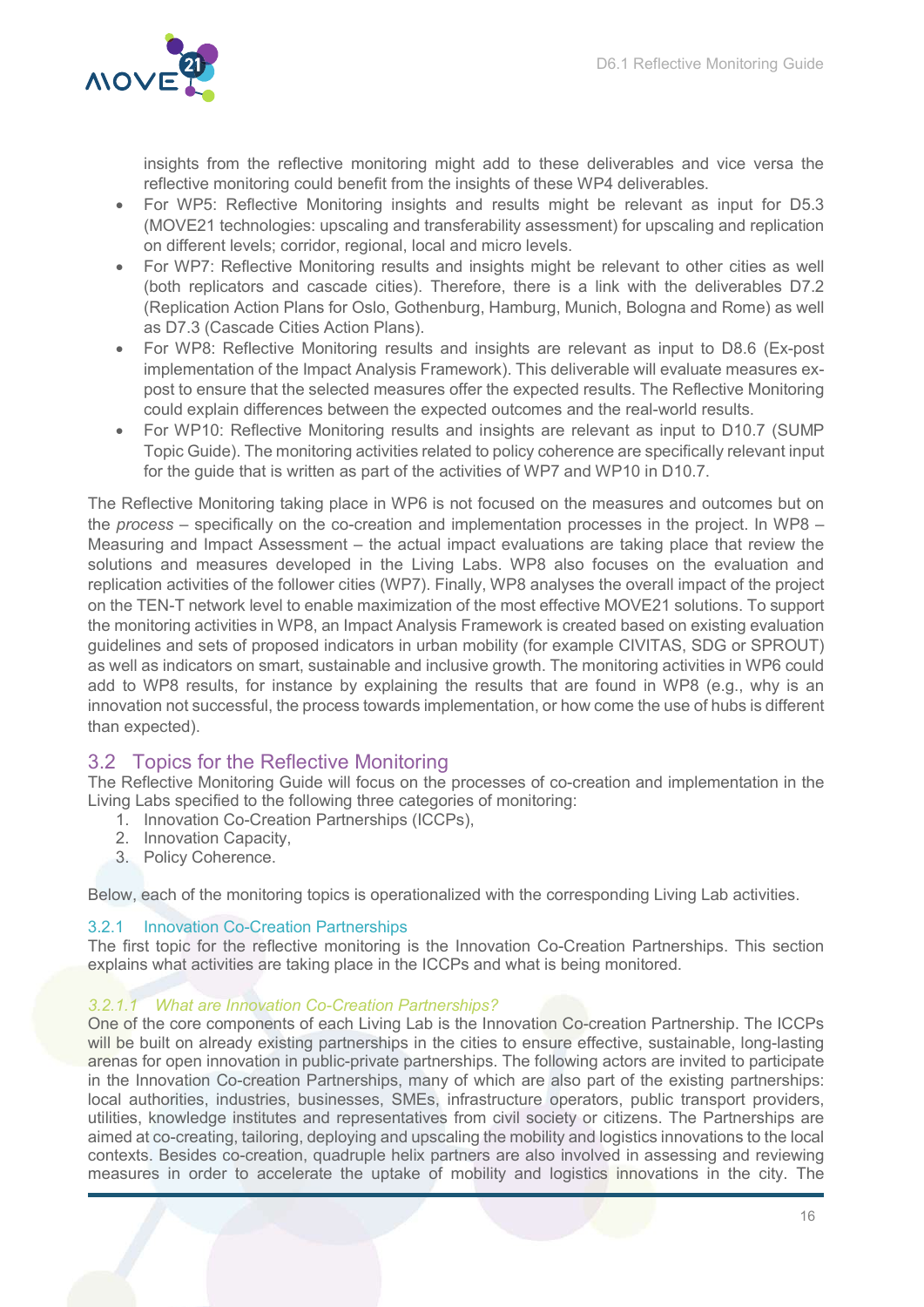insights from the reflective monitoring might add to these deliverables and vice versa the reflective monitoring could benefit from the insights of these WP4 deliverables.

- For WP5: Reflective Monitoring insights and results might be relevant as input for D5.3 (MOVE21 technologies: upscaling and transferability assessment) for upscaling and replication on different levels; corridor, regional, local and micro levels.
- For WP7: Reflective Monitoring results and insights might be relevant to other cities as well (both replicators and cascade cities). Therefore, there is a link with the deliverables D7.2 (Replication Action Plans for Oslo, Gothenburg, Hamburg, Munich, Bologna and Rome) as well as D7.3 (Cascade Cities Action Plans).
- For WP8: Reflective Monitoring results and insights are relevant as input to D8.6 (Ex-post implementation of the Impact Analysis Framework). This deliverable will evaluate measures ex-post to ensure that the selected measures offer the expected results. The Reflective Monitoring could explain differences between the expected outcomes and the real-world results.
- For WP10: Reflective Monitoring results and insights are relevant as input to D10.7 (SUMP Topic Guide). The monitoring activities related to policy coherence are specifically relevant input for the guide that is written as part of the activities of WP7 and WP10 in D10.7.

The Reflective Monitoring taking place in WP6 is not focused on the measures and outcomes but on the *process* – specifically on the co-creation and implementation processes in the project. In WP8 – Measuring and Impact Assessment – the actual impact evaluations are taking place that review the solutions and measures developed in the Living Labs. WP8 also focuses on the evaluation and replication activities of the follower cities (WP7). Finally, WP8 analyses the overall impact of the project on the TEN-T network level to enable maximization of the most effective MOVE21 solutions. To support the monitoring activities in WP8, an Impact Analysis Framework is created based on existing evaluation guidelines and sets of proposed indicators in urban mobility (for example CIVITAS, SDG or SPROUT) as well as indicators on smart, sustainable and inclusive growth. The monitoring activities in WP6 could add to WP8 results, for instance by explaining the results that are found in WP8 (e.g., why is an innovation not successful, the process towards implementation, or how come the use of hubs is different than expected).

## 3.2 Topics for the Reflective Monitoring

The Reflective Monitoring Guide will focus on the processes of co-creation and implementation in the Living Labs specified to the following three categories of monitoring:

1. Innovation Co-Creation Partnerships (ICCPs),
2. Innovation Capacity,
3. Policy Coherence.

Below, each of the monitoring topics is operationalized with the corresponding Living Lab activities.

### 3.2.1 Innovation Co-Creation Partnerships

The first topic for the reflective monitoring is the Innovation Co-Creation Partnerships. This section explains what activities are taking place in the ICCPs and what is being monitored.

#### *3.2.1.1 What are Innovation Co-Creation Partnerships?*

One of the core components of each Living Lab is the Innovation Co-creation Partnership. The ICCPs will be built on already existing partnerships in the cities to ensure effective, sustainable, long-lasting arenas for open innovation in public-private partnerships. The following actors are invited to participate in the Innovation Co-creation Partnerships, many of which are also part of the existing partnerships: local authorities, industries, businesses, SMEs, infrastructure operators, public transport providers, utilities, knowledge institutes and representatives from civil society or citizens. The Partnerships are aimed at co-creating, tailoring, deploying and upscaling the mobility and logistics innovations to the local contexts. Besides co-creation, quadruple helix partners are also involved in assessing and reviewing measures in order to accelerate the uptake of mobility and logistics innovations in the city. The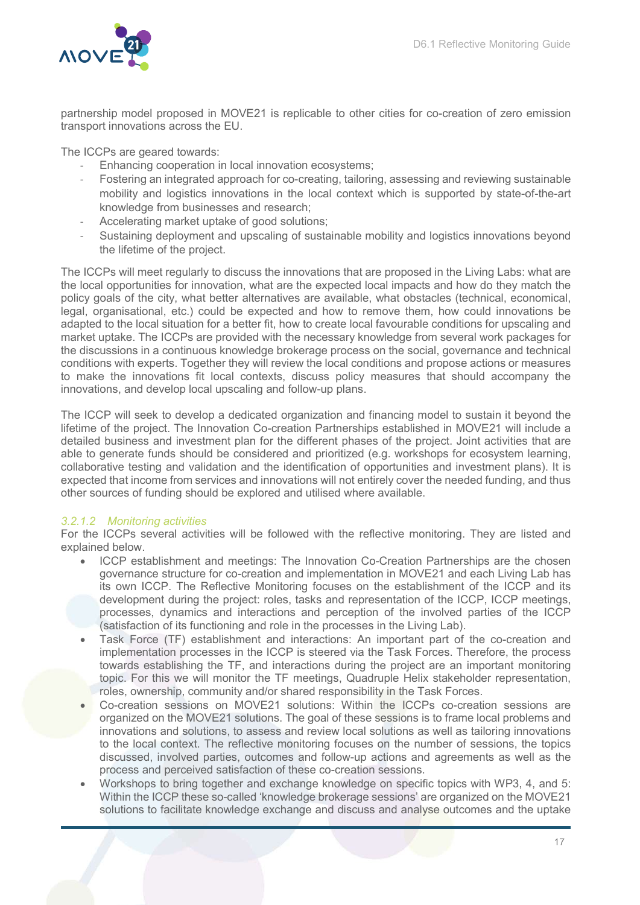partnership model proposed in MOVE21 is replicable to other cities for co-creation of zero emission transport innovations across the EU.

The ICCPs are geared towards:

- Enhancing cooperation in local innovation ecosystems;
- Fostering an integrated approach for co-creating, tailoring, assessing and reviewing sustainable mobility and logistics innovations in the local context which is supported by state-of-the-art knowledge from businesses and research;
- Accelerating market uptake of good solutions;
- Sustaining deployment and upscaling of sustainable mobility and logistics innovations beyond the lifetime of the project.

The ICCPs will meet regularly to discuss the innovations that are proposed in the Living Labs: what are the local opportunities for innovation, what are the expected local impacts and how do they match the policy goals of the city, what better alternatives are available, what obstacles (technical, economical, legal, organisational, etc.) could be expected and how to remove them, how could innovations be adapted to the local situation for a better fit, how to create local favourable conditions for upscaling and market uptake. The ICCPs are provided with the necessary knowledge from several work packages for the discussions in a continuous knowledge brokerage process on the social, governance and technical conditions with experts. Together they will review the local conditions and propose actions or measures to make the innovations fit local contexts, discuss policy measures that should accompany the innovations, and develop local upscaling and follow-up plans.

The ICCP will seek to develop a dedicated organization and financing model to sustain it beyond the lifetime of the project. The Innovation Co-creation Partnerships established in MOVE21 will include a detailed business and investment plan for the different phases of the project. Joint activities that are able to generate funds should be considered and prioritized (e.g. workshops for ecosystem learning, collaborative testing and validation and the identification of opportunities and investment plans). It is expected that income from services and innovations will not entirely cover the needed funding, and thus other sources of funding should be explored and utilised where available.

#### 3.2.1.2 Monitoring activities

For the ICCPs several activities will be followed with the reflective monitoring. They are listed and explained below.

- ICCP establishment and meetings: The Innovation Co-Creation Partnerships are the chosen governance structure for co-creation and implementation in MOVE21 and each Living Lab has its own ICCP. The Reflective Monitoring focuses on the establishment of the ICCP and its development during the project: roles, tasks and representation of the ICCP, ICCP meetings, processes, dynamics and interactions and perception of the involved parties of the ICCP (satisfaction of its functioning and role in the processes in the Living Lab).
- Task Force (TF) establishment and interactions: An important part of the co-creation and implementation processes in the ICCP is steered via the Task Forces. Therefore, the process towards establishing the TF, and interactions during the project are an important monitoring topic. For this we will monitor the TF meetings, Quadruple Helix stakeholder representation, roles, ownership, community and/or shared responsibility in the Task Forces.
- Co-creation sessions on MOVE21 solutions: Within the ICCPs co-creation sessions are organized on the MOVE21 solutions. The goal of these sessions is to frame local problems and innovations and solutions, to assess and review local solutions as well as tailoring innovations to the local context. The reflective monitoring focuses on the number of sessions, the topics discussed, involved parties, outcomes and follow-up actions and agreements as well as the process and perceived satisfaction of these co-creation sessions.
- Workshops to bring together and exchange knowledge on specific topics with WP3, 4, and 5: Within the ICCP these so-called 'knowledge brokerage sessions' are organized on the MOVE21 solutions to facilitate knowledge exchange and discuss and analyse outcomes and the uptake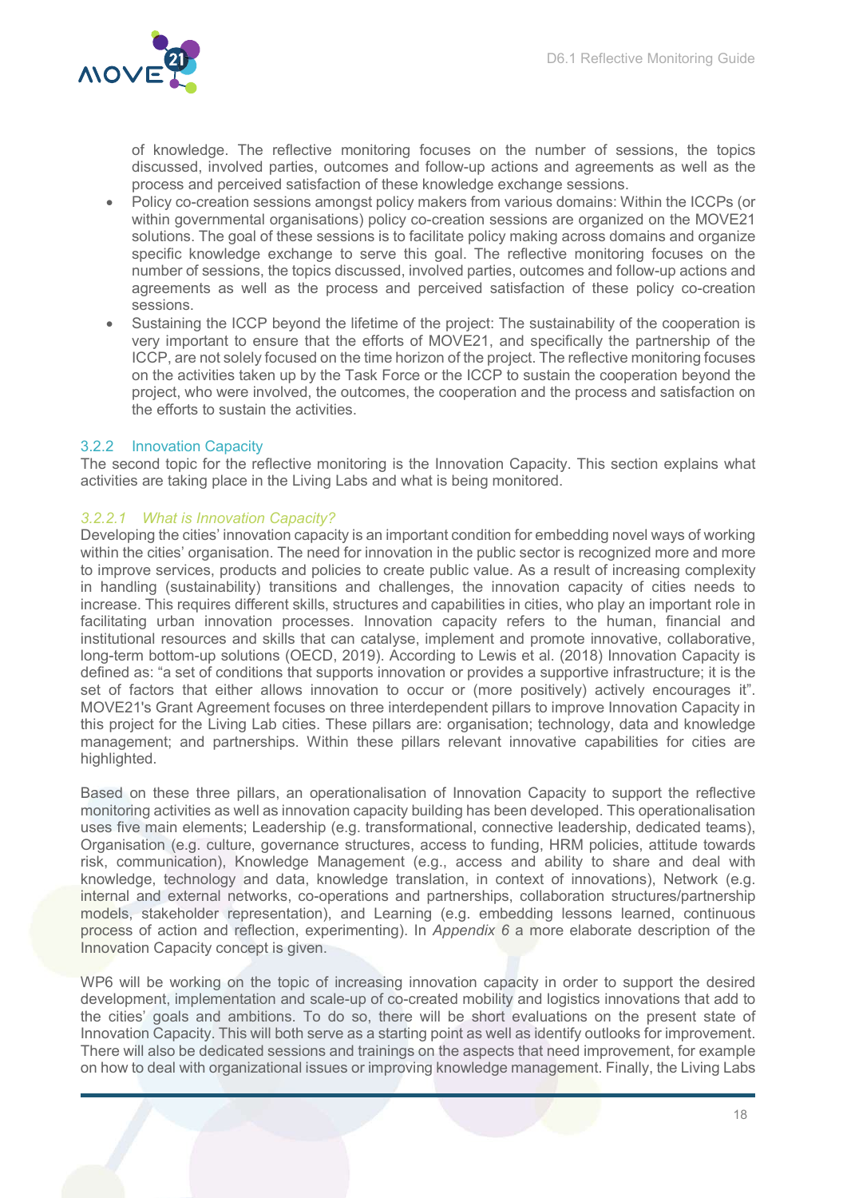of knowledge. The reflective monitoring focuses on the number of sessions, the topics discussed, involved parties, outcomes and follow-up actions and agreements as well as the process and perceived satisfaction of these knowledge exchange sessions.

- Policy co-creation sessions amongst policy makers from various domains: Within the ICCPs (or within governmental organisations) policy co-creation sessions are organized on the MOVE21 solutions. The goal of these sessions is to facilitate policy making across domains and organize specific knowledge exchange to serve this goal. The reflective monitoring focuses on the number of sessions, the topics discussed, involved parties, outcomes and follow-up actions and agreements as well as the process and perceived satisfaction of these policy co-creation sessions.
- Sustaining the ICCP beyond the lifetime of the project: The sustainability of the cooperation is very important to ensure that the efforts of MOVE21, and specifically the partnership of the ICCP, are not solely focused on the time horizon of the project. The reflective monitoring focuses on the activities taken up by the Task Force or the ICCP to sustain the cooperation beyond the project, who were involved, the outcomes, the cooperation and the process and satisfaction on the efforts to sustain the activities.

### 3.2.2 Innovation Capacity

The second topic for the reflective monitoring is the Innovation Capacity. This section explains what activities are taking place in the Living Labs and what is being monitored.

#### *3.2.2.1 What is Innovation Capacity?*

Developing the cities' innovation capacity is an important condition for embedding novel ways of working within the cities' organisation. The need for innovation in the public sector is recognized more and more to improve services, products and policies to create public value. As a result of increasing complexity in handling (sustainability) transitions and challenges, the innovation capacity of cities needs to increase. This requires different skills, structures and capabilities in cities, who play an important role in facilitating urban innovation processes. Innovation capacity refers to the human, financial and institutional resources and skills that can catalyse, implement and promote innovative, collaborative, long-term bottom-up solutions (OECD, 2019). According to Lewis et al. (2018) Innovation Capacity is defined as: "a set of conditions that supports innovation or provides a supportive infrastructure; it is the set of factors that either allows innovation to occur or (more positively) actively encourages it". MOVE21's Grant Agreement focuses on three interdependent pillars to improve Innovation Capacity in this project for the Living Lab cities. These pillars are: organisation; technology, data and knowledge management; and partnerships. Within these pillars relevant innovative capabilities for cities are highlighted.

Based on these three pillars, an operationalisation of Innovation Capacity to support the reflective monitoring activities as well as innovation capacity building has been developed. This operationalisation uses five main elements; Leadership (e.g. transformational, connective leadership, dedicated teams), Organisation (e.g. culture, governance structures, access to funding, HRM policies, attitude towards risk, communication), Knowledge Management (e.g., access and ability to share and deal with knowledge, technology and data, knowledge translation, in context of innovations), Network (e.g. internal and external networks, co-operations and partnerships, collaboration structures/partnership models, stakeholder representation), and Learning (e.g. embedding lessons learned, continuous process of action and reflection, experimenting). In *Appendix 6* a more elaborate description of the Innovation Capacity concept is given.

WP6 will be working on the topic of increasing innovation capacity in order to support the desired development, implementation and scale-up of co-created mobility and logistics innovations that add to the cities' goals and ambitions. To do so, there will be short evaluations on the present state of Innovation Capacity. This will both serve as a starting point as well as identify outlooks for improvement. There will also be dedicated sessions and trainings on the aspects that need improvement, for example on how to deal with organizational issues or improving knowledge management. Finally, the Living Labs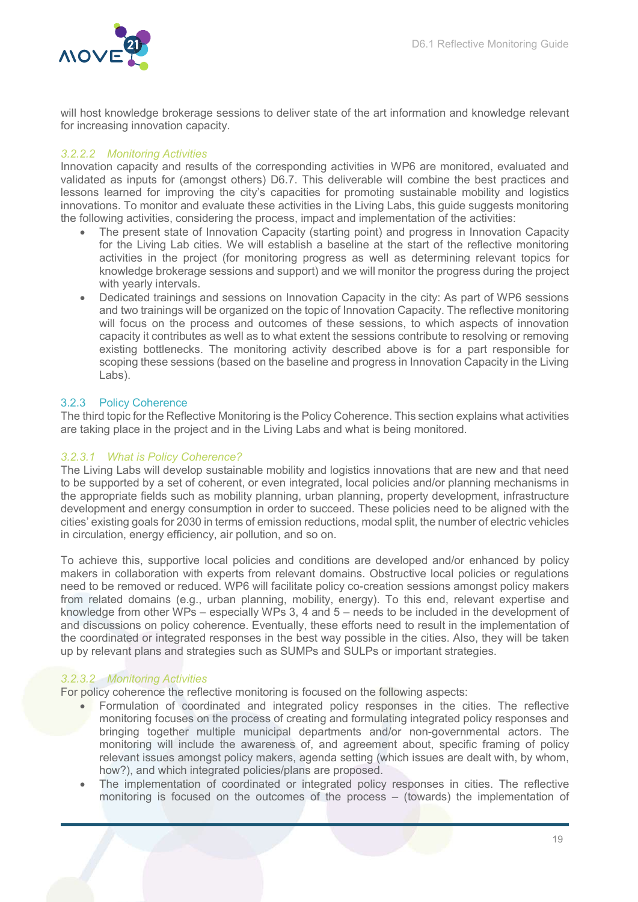will host knowledge brokerage sessions to deliver state of the art information and knowledge relevant for increasing innovation capacity.

#### *3.2.2.2 Monitoring Activities*

Innovation capacity and results of the corresponding activities in WP6 are monitored, evaluated and validated as inputs for (amongst others) D6.7. This deliverable will combine the best practices and lessons learned for improving the city's capacities for promoting sustainable mobility and logistics innovations. To monitor and evaluate these activities in the Living Labs, this guide suggests monitoring the following activities, considering the process, impact and implementation of the activities:

- The present state of Innovation Capacity (starting point) and progress in Innovation Capacity for the Living Lab cities. We will establish a baseline at the start of the reflective monitoring activities in the project (for monitoring progress as well as determining relevant topics for knowledge brokerage sessions and support) and we will monitor the progress during the project with yearly intervals.
- Dedicated trainings and sessions on Innovation Capacity in the city: As part of WP6 sessions and two trainings will be organized on the topic of Innovation Capacity. The reflective monitoring will focus on the process and outcomes of these sessions, to which aspects of innovation capacity it contributes as well as to what extent the sessions contribute to resolving or removing existing bottlenecks. The monitoring activity described above is for a part responsible for scoping these sessions (based on the baseline and progress in Innovation Capacity in the Living Labs).

### 3.2.3 Policy Coherence

The third topic for the Reflective Monitoring is the Policy Coherence. This section explains what activities are taking place in the project and in the Living Labs and what is being monitored.

#### *3.2.3.1 What is Policy Coherence?*

The Living Labs will develop sustainable mobility and logistics innovations that are new and that need to be supported by a set of coherent, or even integrated, local policies and/or planning mechanisms in the appropriate fields such as mobility planning, urban planning, property development, infrastructure development and energy consumption in order to succeed. These policies need to be aligned with the cities' existing goals for 2030 in terms of emission reductions, modal split, the number of electric vehicles in circulation, energy efficiency, air pollution, and so on.

To achieve this, supportive local policies and conditions are developed and/or enhanced by policy makers in collaboration with experts from relevant domains. Obstructive local policies or regulations need to be removed or reduced. WP6 will facilitate policy co-creation sessions amongst policy makers from related domains (e.g., urban planning, mobility, energy). To this end, relevant expertise and knowledge from other WPs – especially WPs 3, 4 and 5 – needs to be included in the development of and discussions on policy coherence. Eventually, these efforts need to result in the implementation of the coordinated or integrated responses in the best way possible in the cities. Also, they will be taken up by relevant plans and strategies such as SUMPs and SULPs or important strategies.

#### *3.2.3.2 Monitoring Activities*

For policy coherence the reflective monitoring is focused on the following aspects:

- Formulation of coordinated and integrated policy responses in the cities. The reflective monitoring focuses on the process of creating and formulating integrated policy responses and bringing together multiple municipal departments and/or non-governmental actors. The monitoring will include the awareness of, and agreement about, specific framing of policy relevant issues amongst policy makers, agenda setting (which issues are dealt with, by whom, how?), and which integrated policies/plans are proposed.
- The implementation of coordinated or integrated policy responses in cities. The reflective monitoring is focused on the outcomes of the process – (towards) the implementation of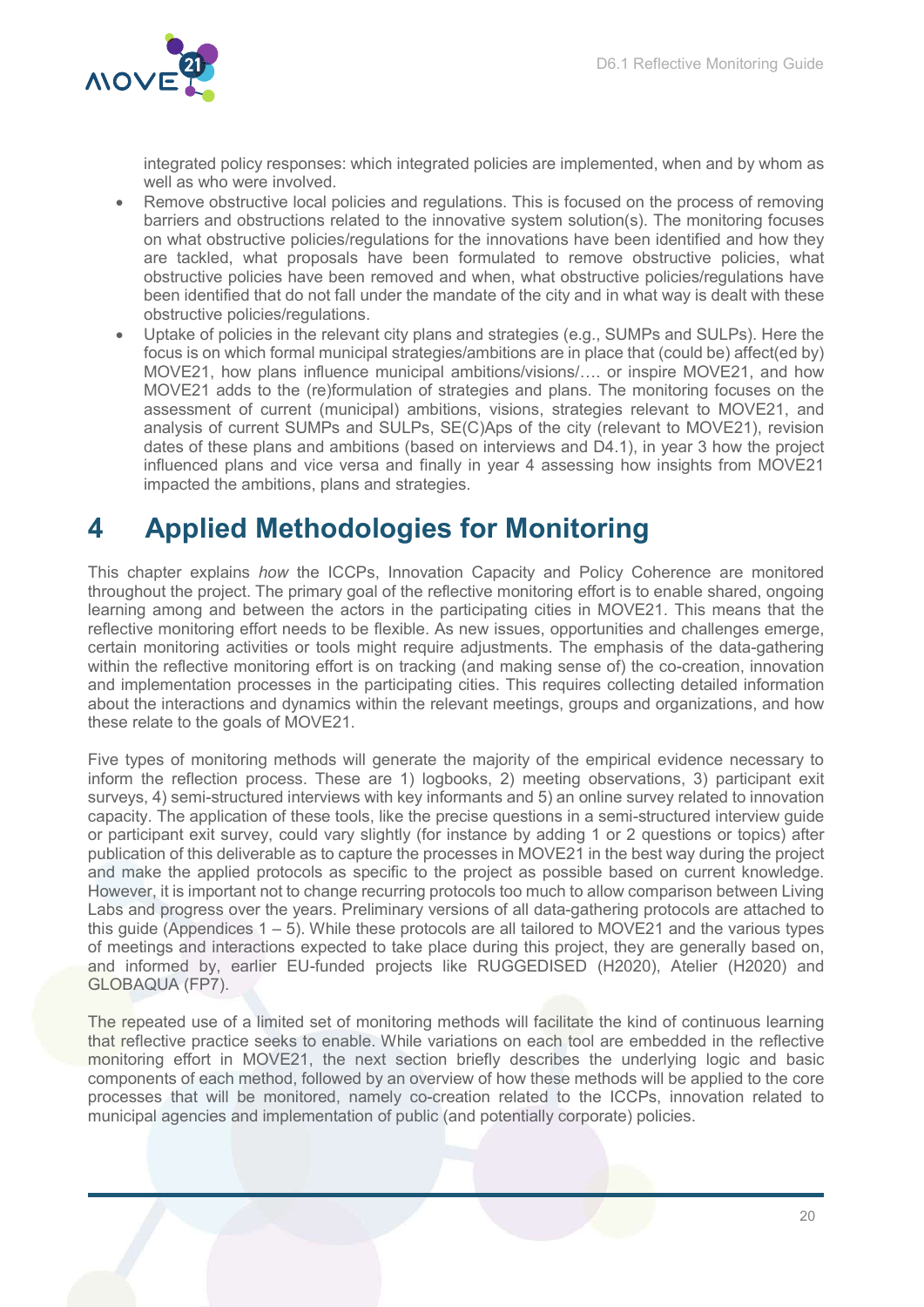integrated policy responses: which integrated policies are implemented, when and by whom as well as who were involved.

- Remove obstructive local policies and regulations. This is focused on the process of removing barriers and obstructions related to the innovative system solution(s). The monitoring focuses on what obstructive policies/regulations for the innovations have been identified and how they are tackled, what proposals have been formulated to remove obstructive policies, what obstructive policies have been removed and when, what obstructive policies/regulations have been identified that do not fall under the mandate of the city and in what way is dealt with these obstructive policies/regulations.
- Uptake of policies in the relevant city plans and strategies (e.g., SUMPs and SULPs). Here the focus is on which formal municipal strategies/ambitions are in place that (could be) affect(ed by) MOVE21, how plans influence municipal ambitions/visions/…. or inspire MOVE21, and how MOVE21 adds to the (re)formulation of strategies and plans. The monitoring focuses on the assessment of current (municipal) ambitions, visions, strategies relevant to MOVE21, and analysis of current SUMPs and SULPs, SE(C)Aps of the city (relevant to MOVE21), revision dates of these plans and ambitions (based on interviews and D4.1), in year 3 how the project influenced plans and vice versa and finally in year 4 assessing how insights from MOVE21 impacted the ambitions, plans and strategies.

# 4 Applied Methodologies for Monitoring

This chapter explains *how* the ICCPs, Innovation Capacity and Policy Coherence are monitored throughout the project. The primary goal of the reflective monitoring effort is to enable shared, ongoing learning among and between the actors in the participating cities in MOVE21. This means that the reflective monitoring effort needs to be flexible. As new issues, opportunities and challenges emerge, certain monitoring activities or tools might require adjustments. The emphasis of the data-gathering within the reflective monitoring effort is on tracking (and making sense of) the co-creation, innovation and implementation processes in the participating cities. This requires collecting detailed information about the interactions and dynamics within the relevant meetings, groups and organizations, and how these relate to the goals of MOVE21.

Five types of monitoring methods will generate the majority of the empirical evidence necessary to inform the reflection process. These are 1) logbooks, 2) meeting observations, 3) participant exit surveys, 4) semi-structured interviews with key informants and 5) an online survey related to innovation capacity. The application of these tools, like the precise questions in a semi-structured interview guide or participant exit survey, could vary slightly (for instance by adding 1 or 2 questions or topics) after publication of this deliverable as to capture the processes in MOVE21 in the best way during the project and make the applied protocols as specific to the project as possible based on current knowledge. However, it is important not to change recurring protocols too much to allow comparison between Living Labs and progress over the years. Preliminary versions of all data-gathering protocols are attached to this guide (Appendices 1 – 5). While these protocols are all tailored to MOVE21 and the various types of meetings and interactions expected to take place during this project, they are generally based on, and informed by, earlier EU-funded projects like RUGGEDISED (H2020), Atelier (H2020) and GLOBAQUA (FP7).

The repeated use of a limited set of monitoring methods will facilitate the kind of continuous learning that reflective practice seeks to enable. While variations on each tool are embedded in the reflective monitoring effort in MOVE21, the next section briefly describes the underlying logic and basic components of each method, followed by an overview of how these methods will be applied to the core processes that will be monitored, namely co-creation related to the ICCPs, innovation related to municipal agencies and implementation of public (and potentially corporate) policies.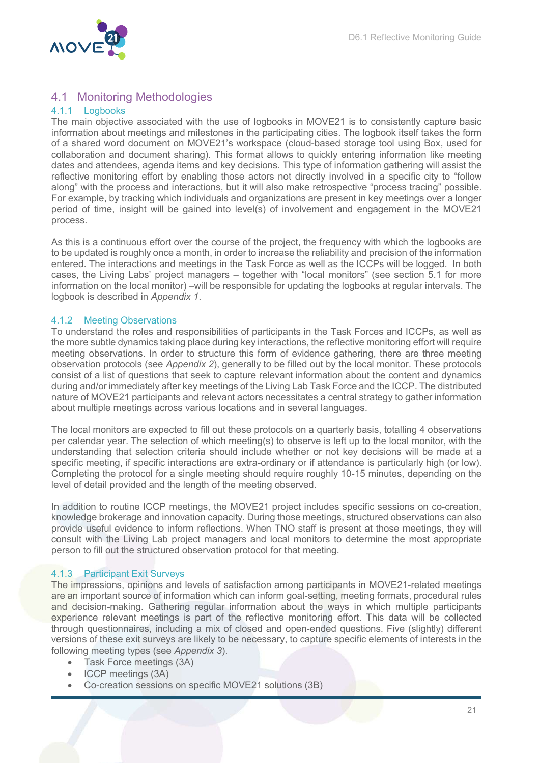## 4.1 Monitoring Methodologies

### 4.1.1 Logbooks

The main objective associated with the use of logbooks in MOVE21 is to consistently capture basic information about meetings and milestones in the participating cities. The logbook itself takes the form of a shared word document on MOVE21's workspace (cloud-based storage tool using Box, used for collaboration and document sharing). This format allows to quickly entering information like meeting dates and attendees, agenda items and key decisions. This type of information gathering will assist the reflective monitoring effort by enabling those actors not directly involved in a specific city to "follow along" with the process and interactions, but it will also make retrospective "process tracing" possible. For example, by tracking which individuals and organizations are present in key meetings over a longer period of time, insight will be gained into level(s) of involvement and engagement in the MOVE21 process.

As this is a continuous effort over the course of the project, the frequency with which the logbooks are to be updated is roughly once a month, in order to increase the reliability and precision of the information entered. The interactions and meetings in the Task Force as well as the ICCPs will be logged. In both cases, the Living Labs' project managers – together with "local monitors" (see section 5.1 for more information on the local monitor) –will be responsible for updating the logbooks at regular intervals. The logbook is described in *Appendix 1*.

### 4.1.2 Meeting Observations

To understand the roles and responsibilities of participants in the Task Forces and ICCPs, as well as the more subtle dynamics taking place during key interactions, the reflective monitoring effort will require meeting observations. In order to structure this form of evidence gathering, there are three meeting observation protocols (see *Appendix 2*), generally to be filled out by the local monitor. These protocols consist of a list of questions that seek to capture relevant information about the content and dynamics during and/or immediately after key meetings of the Living Lab Task Force and the ICCP. The distributed nature of MOVE21 participants and relevant actors necessitates a central strategy to gather information about multiple meetings across various locations and in several languages.

The local monitors are expected to fill out these protocols on a quarterly basis, totalling 4 observations per calendar year. The selection of which meeting(s) to observe is left up to the local monitor, with the understanding that selection criteria should include whether or not key decisions will be made at a specific meeting, if specific interactions are extra-ordinary or if attendance is particularly high (or low). Completing the protocol for a single meeting should require roughly 10-15 minutes, depending on the level of detail provided and the length of the meeting observed.

In addition to routine ICCP meetings, the MOVE21 project includes specific sessions on co-creation, knowledge brokerage and innovation capacity. During those meetings, structured observations can also provide useful evidence to inform reflections. When TNO staff is present at those meetings, they will consult with the Living Lab project managers and local monitors to determine the most appropriate person to fill out the structured observation protocol for that meeting.

### 4.1.3 Participant Exit Surveys

The impressions, opinions and levels of satisfaction among participants in MOVE21-related meetings are an important source of information which can inform goal-setting, meeting formats, procedural rules and decision-making. Gathering regular information about the ways in which multiple participants experience relevant meetings is part of the reflective monitoring effort. This data will be collected through questionnaires, including a mix of closed and open-ended questions. Five (slightly) different versions of these exit surveys are likely to be necessary, to capture specific elements of interests in the following meeting types (see *Appendix 3*).

- Task Force meetings (3A)
- ICCP meetings (3A)
- Co-creation sessions on specific MOVE21 solutions (3B)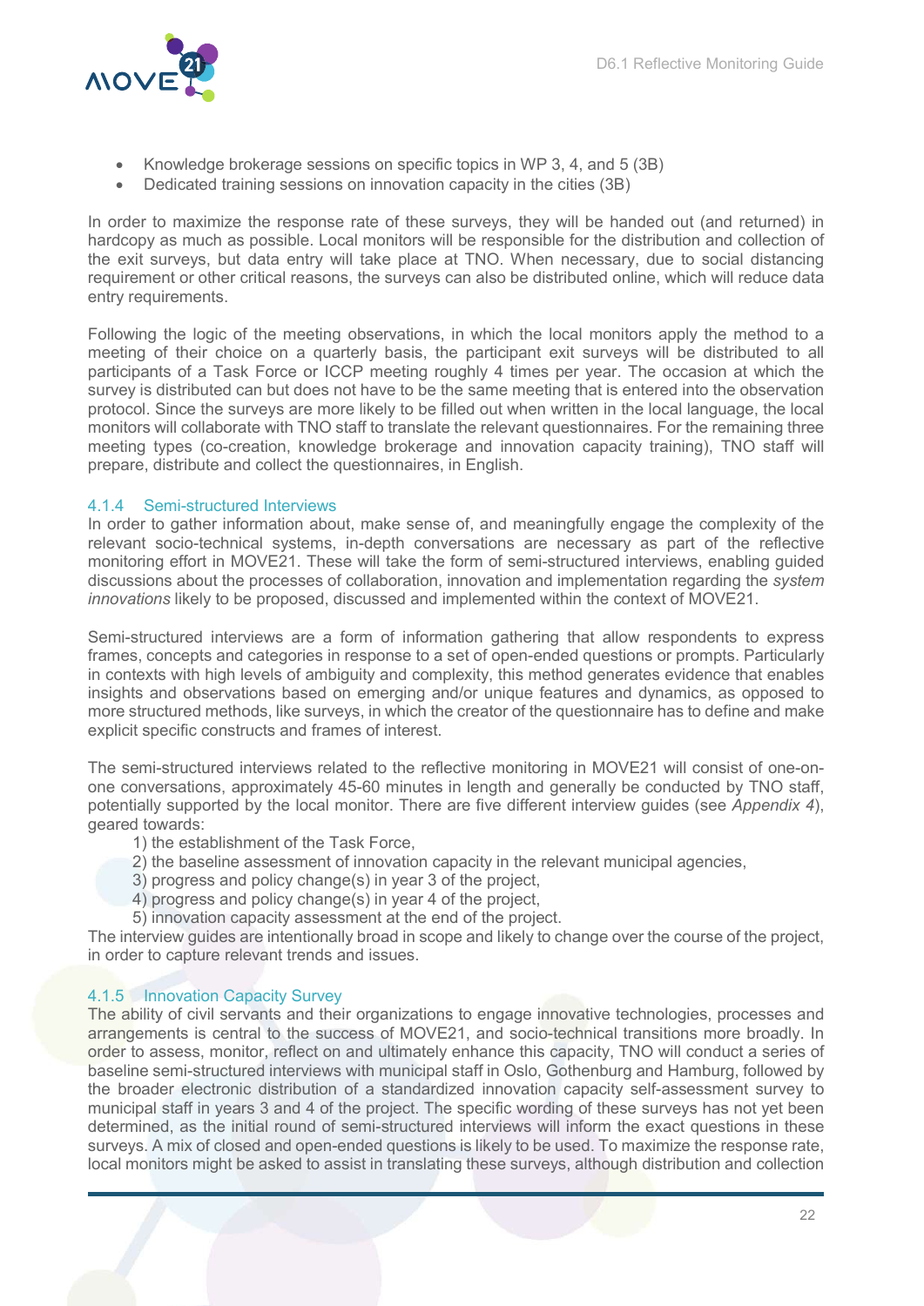- Knowledge brokerage sessions on specific topics in WP 3, 4, and 5 (3B)
- Dedicated training sessions on innovation capacity in the cities (3B)

In order to maximize the response rate of these surveys, they will be handed out (and returned) in hardcopy as much as possible. Local monitors will be responsible for the distribution and collection of the exit surveys, but data entry will take place at TNO. When necessary, due to social distancing requirement or other critical reasons, the surveys can also be distributed online, which will reduce data entry requirements.

Following the logic of the meeting observations, in which the local monitors apply the method to a meeting of their choice on a quarterly basis, the participant exit surveys will be distributed to all participants of a Task Force or ICCP meeting roughly 4 times per year. The occasion at which the survey is distributed can but does not have to be the same meeting that is entered into the observation protocol. Since the surveys are more likely to be filled out when written in the local language, the local monitors will collaborate with TNO staff to translate the relevant questionnaires. For the remaining three meeting types (co-creation, knowledge brokerage and innovation capacity training), TNO staff will prepare, distribute and collect the questionnaires, in English.

#### 4.1.4 Semi-structured Interviews

In order to gather information about, make sense of, and meaningfully engage the complexity of the relevant socio-technical systems, in-depth conversations are necessary as part of the reflective monitoring effort in MOVE21. These will take the form of semi-structured interviews, enabling guided discussions about the processes of collaboration, innovation and implementation regarding the *system innovations* likely to be proposed, discussed and implemented within the context of MOVE21.

Semi-structured interviews are a form of information gathering that allow respondents to express frames, concepts and categories in response to a set of open-ended questions or prompts. Particularly in contexts with high levels of ambiguity and complexity, this method generates evidence that enables insights and observations based on emerging and/or unique features and dynamics, as opposed to more structured methods, like surveys, in which the creator of the questionnaire has to define and make explicit specific constructs and frames of interest.

The semi-structured interviews related to the reflective monitoring in MOVE21 will consist of one-on-one conversations, approximately 45-60 minutes in length and generally be conducted by TNO staff, potentially supported by the local monitor. There are five different interview guides (see *Appendix 4*), geared towards:

1) the establishment of the Task Force,
2) the baseline assessment of innovation capacity in the relevant municipal agencies,
3) progress and policy change(s) in year 3 of the project,
4) progress and policy change(s) in year 4 of the project,
5) innovation capacity assessment at the end of the project.

The interview guides are intentionally broad in scope and likely to change over the course of the project, in order to capture relevant trends and issues.

#### 4.1.5 Innovation Capacity Survey

The ability of civil servants and their organizations to engage innovative technologies, processes and arrangements is central to the success of MOVE21, and socio-technical transitions more broadly. In order to assess, monitor, reflect on and ultimately enhance this capacity, TNO will conduct a series of baseline semi-structured interviews with municipal staff in Oslo, Gothenburg and Hamburg, followed by the broader electronic distribution of a standardized innovation capacity self-assessment survey to municipal staff in years 3 and 4 of the project. The specific wording of these surveys has not yet been determined, as the initial round of semi-structured interviews will inform the exact questions in these surveys. A mix of closed and open-ended questions is likely to be used. To maximize the response rate, local monitors might be asked to assist in translating these surveys, although distribution and collection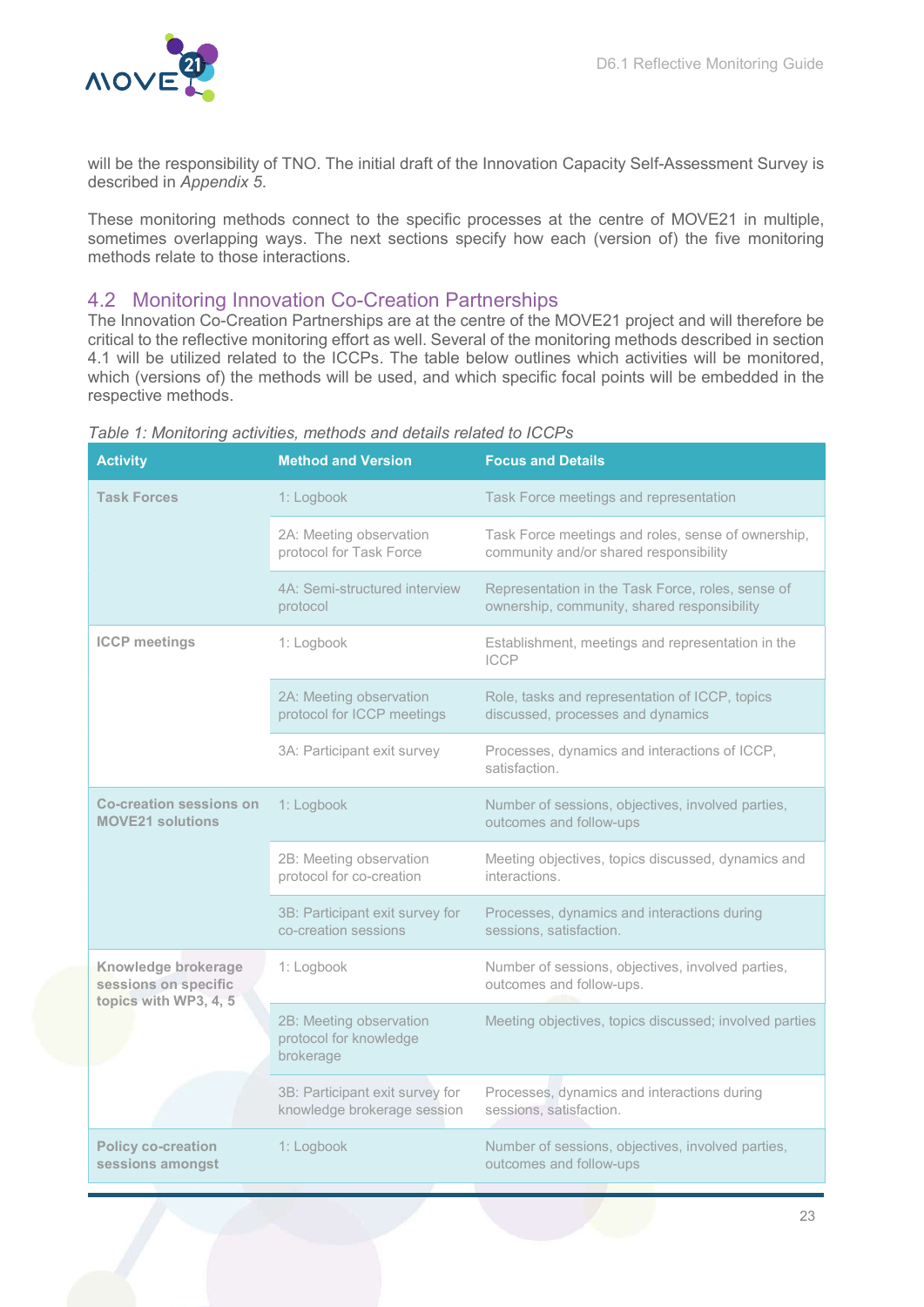will be the responsibility of TNO. The initial draft of the Innovation Capacity Self-Assessment Survey is described in *Appendix 5*.

These monitoring methods connect to the specific processes at the centre of MOVE21 in multiple, sometimes overlapping ways. The next sections specify how each (version of) the five monitoring methods relate to those interactions.

## 4.2 Monitoring Innovation Co-Creation Partnerships

The Innovation Co-Creation Partnerships are at the centre of the MOVE21 project and will therefore be critical to the reflective monitoring effort as well. Several of the monitoring methods described in section 4.1 will be utilized related to the ICCPs. The table below outlines which activities will be monitored, which (versions of) the methods will be used, and which specific focal points will be embedded in the respective methods.

*Table 1: Monitoring activities, methods and details related to ICCPs*

| Activity | Method and Version | Focus and Details |
|---|---|---|
| **Task Forces** | 1: Logbook | Task Force meetings and representation |
| | 2A: Meeting observation protocol for Task Force | Task Force meetings and roles, sense of ownership, community and/or shared responsibility |
| | 4A: Semi-structured interview protocol | Representation in the Task Force, roles, sense of ownership, community, shared responsibility |
| **ICCP meetings** | 1: Logbook | Establishment, meetings and representation in the ICCP |
| | 2A: Meeting observation protocol for ICCP meetings | Role, tasks and representation of ICCP, topics discussed, processes and dynamics |
| | 3A: Participant exit survey | Processes, dynamics and interactions of ICCP, satisfaction. |
| **Co-creation sessions on MOVE21 solutions** | 1: Logbook | Number of sessions, objectives, involved parties, outcomes and follow-ups |
| | 2B: Meeting observation protocol for co-creation | Meeting objectives, topics discussed, dynamics and interactions. |
| | 3B: Participant exit survey for co-creation sessions | Processes, dynamics and interactions during sessions, satisfaction. |
| **Knowledge brokerage sessions on specific topics with WP3, 4, 5** | 1: Logbook | Number of sessions, objectives, involved parties, outcomes and follow-ups. |
| | 2B: Meeting observation protocol for knowledge brokerage | Meeting objectives, topics discussed; involved parties |
| | 3B: Participant exit survey for knowledge brokerage session | Processes, dynamics and interactions during sessions, satisfaction. |
| **Policy co-creation sessions amongst** | 1: Logbook | Number of sessions, objectives, involved parties, outcomes and follow-ups |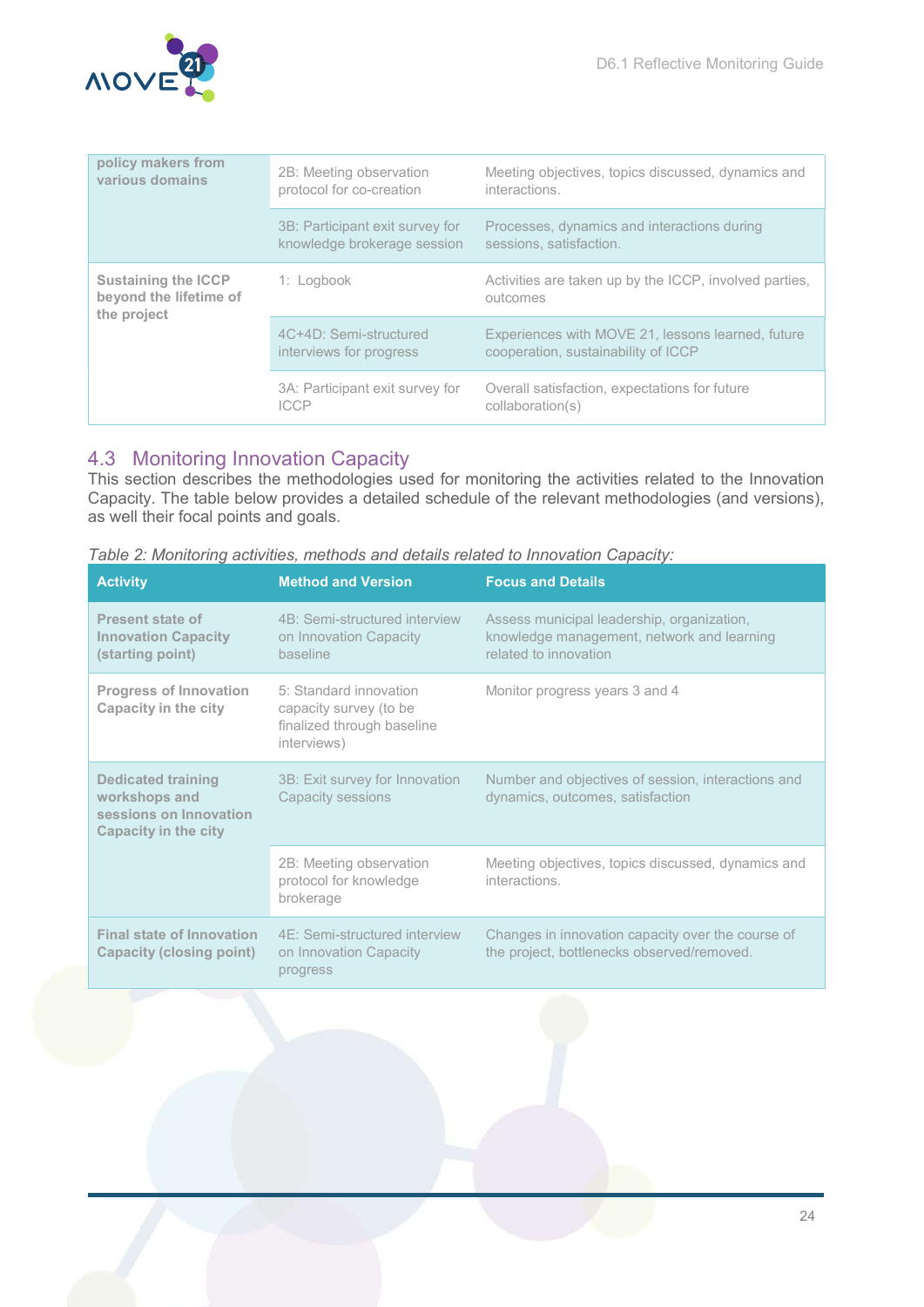| | | |
|---|---|---|
| **policy makers from various domains** | 2B: Meeting observation protocol for co-creation | Meeting objectives, topics discussed, dynamics and interactions. |
| | 3B: Participant exit survey for knowledge brokerage session | Processes, dynamics and interactions during sessions, satisfaction. |
| **Sustaining the ICCP beyond the lifetime of the project** | 1: Logbook | Activities are taken up by the ICCP, involved parties, outcomes |
| | 4C+4D: Semi-structured interviews for progress | Experiences with MOVE 21, lessons learned, future cooperation, sustainability of ICCP |
| | 3A: Participant exit survey for ICCP | Overall satisfaction, expectations for future collaboration(s) |

## 4.3 Monitoring Innovation Capacity

This section describes the methodologies used for monitoring the activities related to the Innovation Capacity. The table below provides a detailed schedule of the relevant methodologies (and versions), as well their focal points and goals.

*Table 2: Monitoring activities, methods and details related to Innovation Capacity:*

| Activity | Method and Version | Focus and Details |
|---|---|---|
| **Present state of Innovation Capacity (starting point)** | 4B: Semi-structured interview on Innovation Capacity baseline | Assess municipal leadership, organization, knowledge management, network and learning related to innovation |
| **Progress of Innovation Capacity in the city** | 5: Standard innovation capacity survey (to be finalized through baseline interviews) | Monitor progress years 3 and 4 |
| **Dedicated training workshops and sessions on Innovation Capacity in the city** | 3B: Exit survey for Innovation Capacity sessions | Number and objectives of session, interactions and dynamics, outcomes, satisfaction |
| | 2B: Meeting observation protocol for knowledge brokerage | Meeting objectives, topics discussed, dynamics and interactions. |
| **Final state of Innovation Capacity (closing point)** | 4E: Semi-structured interview on Innovation Capacity progress | Changes in innovation capacity over the course of the project, bottlenecks observed/removed. |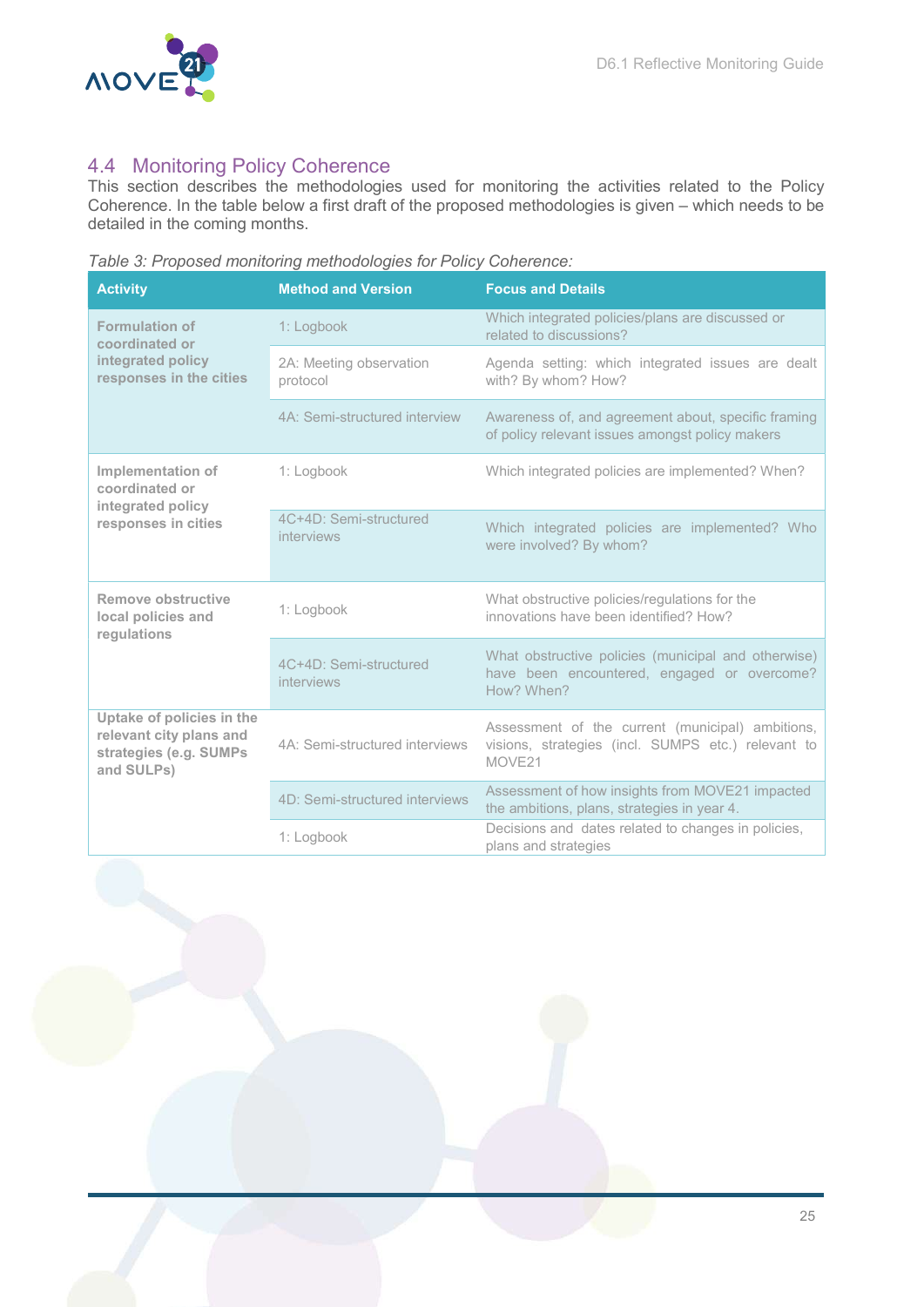## 4.4 Monitoring Policy Coherence

This section describes the methodologies used for monitoring the activities related to the Policy Coherence. In the table below a first draft of the proposed methodologies is given – which needs to be detailed in the coming months.

*Table 3: Proposed monitoring methodologies for Policy Coherence:*

| Activity | Method and Version | Focus and Details |
|---|---|---|
| **Formulation of coordinated or integrated policy responses in the cities** | 1: Logbook | Which integrated policies/plans are discussed or related to discussions? |
| | 2A: Meeting observation protocol | Agenda setting: which integrated issues are dealt with? By whom? How? |
| | 4A: Semi-structured interview | Awareness of, and agreement about, specific framing of policy relevant issues amongst policy makers |
| **Implementation of coordinated or integrated policy responses in cities** | 1: Logbook | Which integrated policies are implemented? When? |
| | 4C+4D: Semi-structured interviews | Which integrated policies are implemented? Who were involved? By whom? |
| **Remove obstructive local policies and regulations** | 1: Logbook | What obstructive policies/regulations for the innovations have been identified? How? |
| | 4C+4D: Semi-structured interviews | What obstructive policies (municipal and otherwise) have been encountered, engaged or overcome? How? When? |
| **Uptake of policies in the relevant city plans and strategies (e.g. SUMPs and SULPs)** | 4A: Semi-structured interviews | Assessment of the current (municipal) ambitions, visions, strategies (incl. SUMPS etc.) relevant to MOVE21 |
| | 4D: Semi-structured interviews | Assessment of how insights from MOVE21 impacted the ambitions, plans, strategies in year 4. |
| | 1: Logbook | Decisions and dates related to changes in policies, plans and strategies |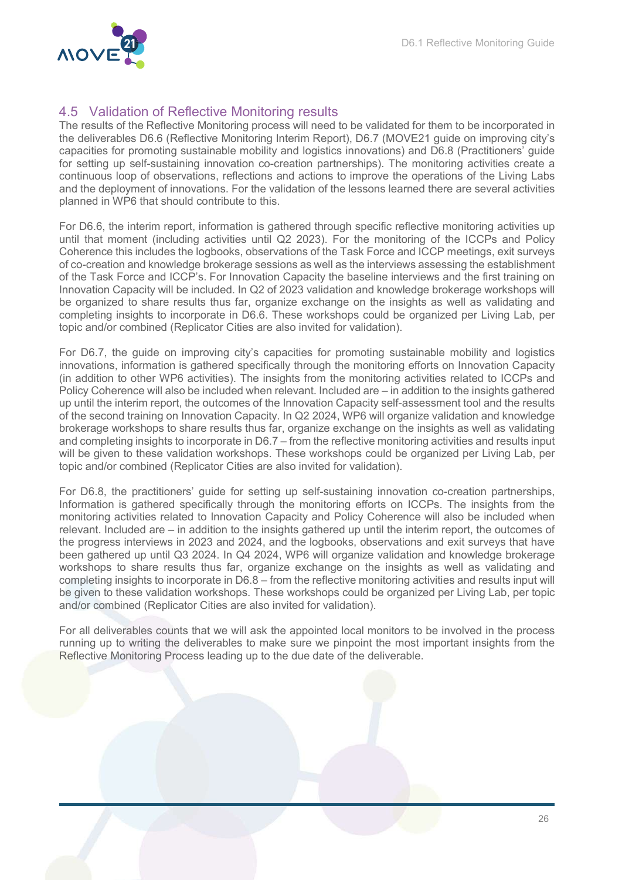## 4.5 Validation of Reflective Monitoring results

The results of the Reflective Monitoring process will need to be validated for them to be incorporated in the deliverables D6.6 (Reflective Monitoring Interim Report), D6.7 (MOVE21 guide on improving city's capacities for promoting sustainable mobility and logistics innovations) and D6.8 (Practitioners' guide for setting up self-sustaining innovation co-creation partnerships). The monitoring activities create a continuous loop of observations, reflections and actions to improve the operations of the Living Labs and the deployment of innovations. For the validation of the lessons learned there are several activities planned in WP6 that should contribute to this.

For D6.6, the interim report, information is gathered through specific reflective monitoring activities up until that moment (including activities until Q2 2023). For the monitoring of the ICCPs and Policy Coherence this includes the logbooks, observations of the Task Force and ICCP meetings, exit surveys of co-creation and knowledge brokerage sessions as well as the interviews assessing the establishment of the Task Force and ICCP's. For Innovation Capacity the baseline interviews and the first training on Innovation Capacity will be included. In Q2 of 2023 validation and knowledge brokerage workshops will be organized to share results thus far, organize exchange on the insights as well as validating and completing insights to incorporate in D6.6. These workshops could be organized per Living Lab, per topic and/or combined (Replicator Cities are also invited for validation).

For D6.7, the guide on improving city's capacities for promoting sustainable mobility and logistics innovations, information is gathered specifically through the monitoring efforts on Innovation Capacity (in addition to other WP6 activities). The insights from the monitoring activities related to ICCPs and Policy Coherence will also be included when relevant. Included are – in addition to the insights gathered up until the interim report, the outcomes of the Innovation Capacity self-assessment tool and the results of the second training on Innovation Capacity. In Q2 2024, WP6 will organize validation and knowledge brokerage workshops to share results thus far, organize exchange on the insights as well as validating and completing insights to incorporate in D6.7 – from the reflective monitoring activities and results input will be given to these validation workshops. These workshops could be organized per Living Lab, per topic and/or combined (Replicator Cities are also invited for validation).

For D6.8, the practitioners' guide for setting up self-sustaining innovation co-creation partnerships, Information is gathered specifically through the monitoring efforts on ICCPs. The insights from the monitoring activities related to Innovation Capacity and Policy Coherence will also be included when relevant. Included are – in addition to the insights gathered up until the interim report, the outcomes of the progress interviews in 2023 and 2024, and the logbooks, observations and exit surveys that have been gathered up until Q3 2024. In Q4 2024, WP6 will organize validation and knowledge brokerage workshops to share results thus far, organize exchange on the insights as well as validating and completing insights to incorporate in D6.8 – from the reflective monitoring activities and results input will be given to these validation workshops. These workshops could be organized per Living Lab, per topic and/or combined (Replicator Cities are also invited for validation).

For all deliverables counts that we will ask the appointed local monitors to be involved in the process running up to writing the deliverables to make sure we pinpoint the most important insights from the Reflective Monitoring Process leading up to the due date of the deliverable.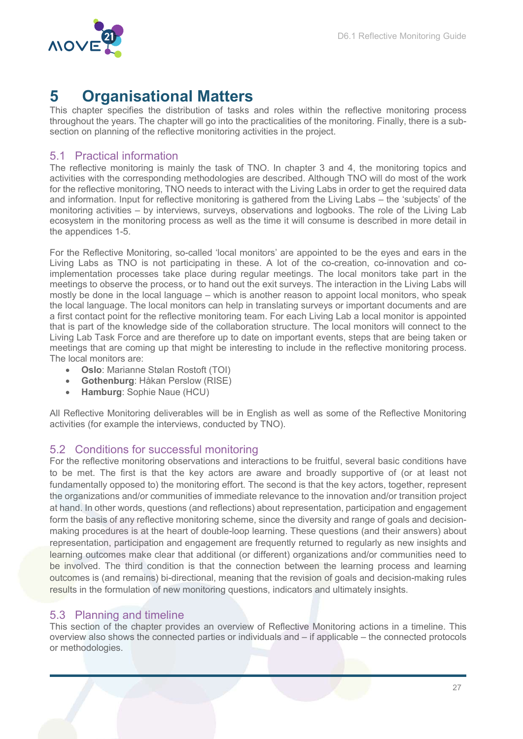# 5 Organisational Matters

This chapter specifies the distribution of tasks and roles within the reflective monitoring process throughout the years. The chapter will go into the practicalities of the monitoring. Finally, there is a sub-section on planning of the reflective monitoring activities in the project.

## 5.1 Practical information

The reflective monitoring is mainly the task of TNO. In chapter 3 and 4, the monitoring topics and activities with the corresponding methodologies are described. Although TNO will do most of the work for the reflective monitoring, TNO needs to interact with the Living Labs in order to get the required data and information. Input for reflective monitoring is gathered from the Living Labs – the 'subjects' of the monitoring activities – by interviews, surveys, observations and logbooks. The role of the Living Lab ecosystem in the monitoring process as well as the time it will consume is described in more detail in the appendices 1-5.

For the Reflective Monitoring, so-called 'local monitors' are appointed to be the eyes and ears in the Living Labs as TNO is not participating in these. A lot of the co-creation, co-innovation and co-implementation processes take place during regular meetings. The local monitors take part in the meetings to observe the process, or to hand out the exit surveys. The interaction in the Living Labs will mostly be done in the local language – which is another reason to appoint local monitors, who speak the local language. The local monitors can help in translating surveys or important documents and are a first contact point for the reflective monitoring team. For each Living Lab a local monitor is appointed that is part of the knowledge side of the collaboration structure. The local monitors will connect to the Living Lab Task Force and are therefore up to date on important events, steps that are being taken or meetings that are coming up that might be interesting to include in the reflective monitoring process. The local monitors are:

- **Oslo**: Marianne Stølan Rostoft (TOI)
- **Gothenburg**: Håkan Perslow (RISE)
- **Hamburg**: Sophie Naue (HCU)

All Reflective Monitoring deliverables will be in English as well as some of the Reflective Monitoring activities (for example the interviews, conducted by TNO).

## 5.2 Conditions for successful monitoring

For the reflective monitoring observations and interactions to be fruitful, several basic conditions have to be met. The first is that the key actors are aware and broadly supportive of (or at least not fundamentally opposed to) the monitoring effort. The second is that the key actors, together, represent the organizations and/or communities of immediate relevance to the innovation and/or transition project at hand. In other words, questions (and reflections) about representation, participation and engagement form the basis of any reflective monitoring scheme, since the diversity and range of goals and decision-making procedures is at the heart of double-loop learning. These questions (and their answers) about representation, participation and engagement are frequently returned to regularly as new insights and learning outcomes make clear that additional (or different) organizations and/or communities need to be involved. The third condition is that the connection between the learning process and learning outcomes is (and remains) bi-directional, meaning that the revision of goals and decision-making rules results in the formulation of new monitoring questions, indicators and ultimately insights.

## 5.3 Planning and timeline

This section of the chapter provides an overview of Reflective Monitoring actions in a timeline. This overview also shows the connected parties or individuals and – if applicable – the connected protocols or methodologies.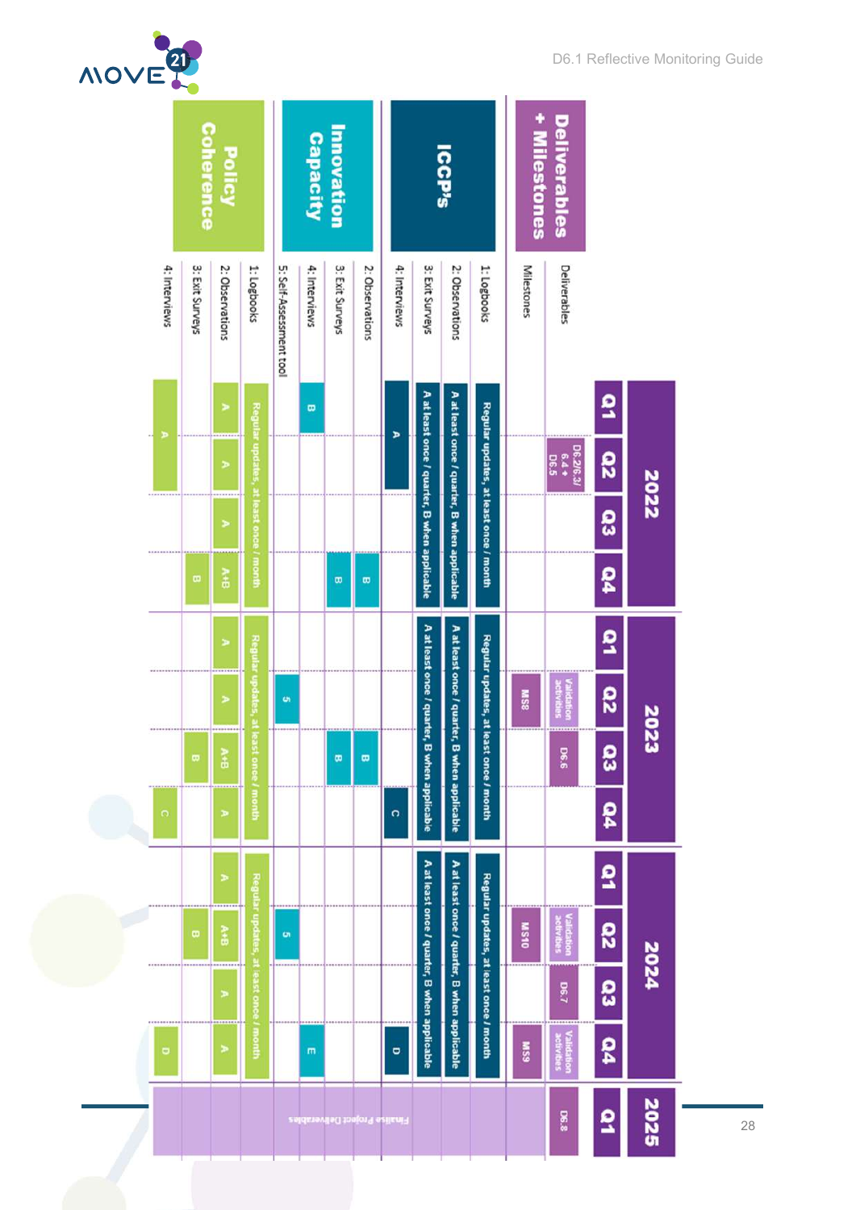| | | 2022 Q1 | 2022 Q2 | 2022 Q3 | 2022 Q4 | 2023 Q1 | 2023 Q2 | 2023 Q3 | 2023 Q4 | 2024 Q1 | 2024 Q2 | 2024 Q3 | 2024 Q4 | 2025 Q1 |
|---|---|---|---|---|---|---|---|---|---|---|---|---|---|---|
| **Deliverables + Milestones** | Deliverables | | D6.2/6.3/ 6.4 + D6.5 | | | | Validation activities | D6.6 | | | Validation activities | D6.7 | Validation activities | D6.8 |
| | Milestones | | | | | | MS8 | | | | MS10 | | MS9 | Finalise Project Deliverables |
| **ICCP's** | 1: Logbooks | Regular updates, at least once / month | | | | Regular updates, at least once / month | | | | Regular updates, at least once / month | | | | |
| | 2: Observations | A at least once / quarter, B when applicable | | | | A at least once / quarter, B when applicable | | | | A at least once / quarter, B when applicable | | | | |
| | 3: Exit Surveys | A at least once / quarter, B when applicable | | | | A at least once / quarter, B when applicable | | | | A at least once / quarter, B when applicable | | | | |
| | 4: Interviews | A | | | | | | | C | | | | D | |
| **Innovation Capacity** | 2: Observations | | | | B | | | B | | | | | | |
| | 3: Exit Surveys | | | | B | | | B | | | | | | |
| | 4: Interviews | B | | | | | | | | | | | E | |
| | 5: Self-Assessment tool | | | | | | 5 | | | | 5 | | | |
| **Policy Coherence** | 1: Logbooks | Regular updates, at least once / month | | | | Regular updates, at least once / month | | | | Regular updates, at least once / month | | | | |
| | 2: Observations | A | A | A | A+B | A | A | A+B | A | A | A+B | A | A | |
| | 3: Exit Surveys | | | | B | | | B | | | B | | | |
| | 4: Interviews | A | | | | | | | C | | | | D | |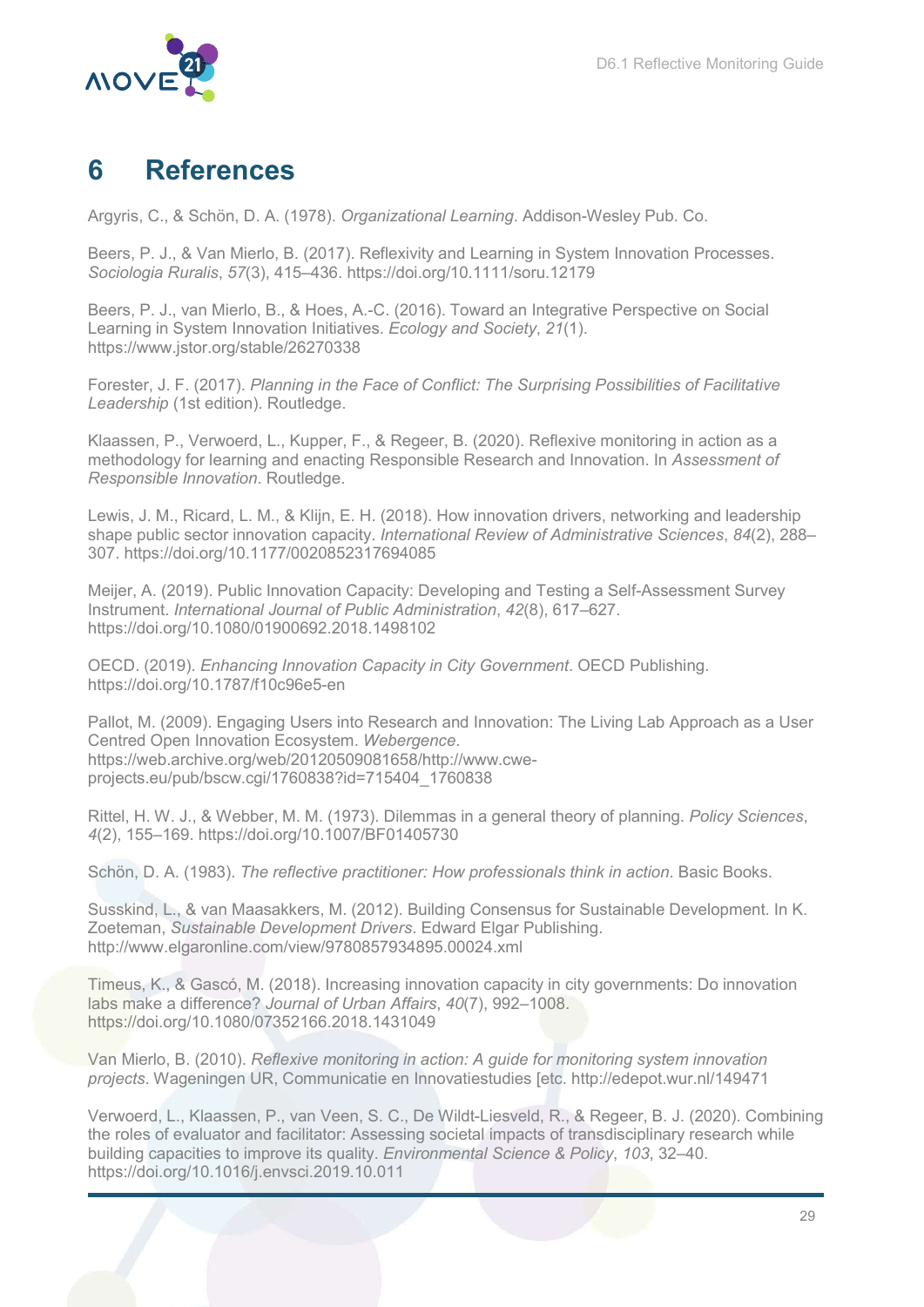# 6 References

Argyris, C., & Schön, D. A. (1978). *Organizational Learning*. Addison-Wesley Pub. Co.

Beers, P. J., & Van Mierlo, B. (2017). Reflexivity and Learning in System Innovation Processes. *Sociologia Ruralis*, *57*(3), 415–436. https://doi.org/10.1111/soru.12179

Beers, P. J., van Mierlo, B., & Hoes, A.-C. (2016). Toward an Integrative Perspective on Social Learning in System Innovation Initiatives. *Ecology and Society*, *21*(1). https://www.jstor.org/stable/26270338

Forester, J. F. (2017). *Planning in the Face of Conflict: The Surprising Possibilities of Facilitative Leadership* (1st edition). Routledge.

Klaassen, P., Verwoerd, L., Kupper, F., & Regeer, B. (2020). Reflexive monitoring in action as a methodology for learning and enacting Responsible Research and Innovation. In *Assessment of Responsible Innovation*. Routledge.

Lewis, J. M., Ricard, L. M., & Klijn, E. H. (2018). How innovation drivers, networking and leadership shape public sector innovation capacity. *International Review of Administrative Sciences*, *84*(2), 288–307. https://doi.org/10.1177/0020852317694085

Meijer, A. (2019). Public Innovation Capacity: Developing and Testing a Self-Assessment Survey Instrument. *International Journal of Public Administration*, *42*(8), 617–627. https://doi.org/10.1080/01900692.2018.1498102

OECD. (2019). *Enhancing Innovation Capacity in City Government*. OECD Publishing. https://doi.org/10.1787/f10c96e5-en

Pallot, M. (2009). Engaging Users into Research and Innovation: The Living Lab Approach as a User Centred Open Innovation Ecosystem. *Webergence*. https://web.archive.org/web/20120509081658/http://www.cwe-projects.eu/pub/bscw.cgi/1760838?id=715404_1760838

Rittel, H. W. J., & Webber, M. M. (1973). Dilemmas in a general theory of planning. *Policy Sciences*, *4*(2), 155–169. https://doi.org/10.1007/BF01405730

Schön, D. A. (1983). *The reflective practitioner: How professionals think in action*. Basic Books.

Susskind, L., & van Maasakkers, M. (2012). Building Consensus for Sustainable Development. In K. Zoeteman, *Sustainable Development Drivers*. Edward Elgar Publishing. http://www.elgaronline.com/view/9780857934895.00024.xml

Timeus, K., & Gascó, M. (2018). Increasing innovation capacity in city governments: Do innovation labs make a difference? *Journal of Urban Affairs*, *40*(7), 992–1008. https://doi.org/10.1080/07352166.2018.1431049

Van Mierlo, B. (2010). *Reflexive monitoring in action: A guide for monitoring system innovation projects*. Wageningen UR, Communicatie en Innovatiestudies [etc. http://edepot.wur.nl/149471

Verwoerd, L., Klaassen, P., van Veen, S. C., De Wildt-Liesveld, R., & Regeer, B. J. (2020). Combining the roles of evaluator and facilitator: Assessing societal impacts of transdisciplinary research while building capacities to improve its quality. *Environmental Science & Policy*, *103*, 32–40. https://doi.org/10.1016/j.envsci.2019.10.011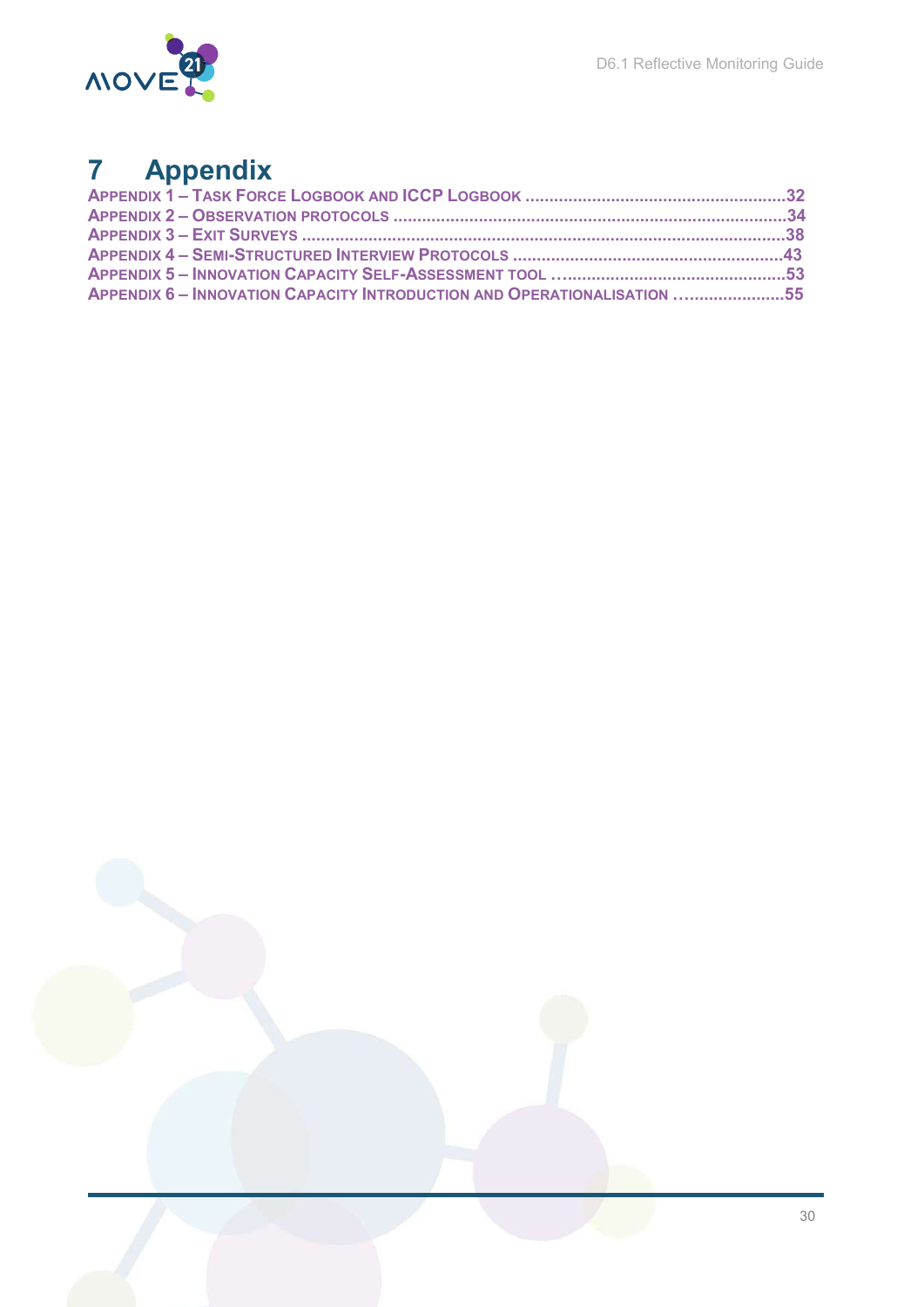# 7 Appendix

APPENDIX 1 – TASK FORCE LOGBOOK AND ICCP LOGBOOK ........................................................32
APPENDIX 2 – OBSERVATION PROTOCOLS ...................................................................................34
APPENDIX 3 – EXIT SURVEYS ......................................................................................................38
APPENDIX 4 – SEMI-STRUCTURED INTERVIEW PROTOCOLS ..........................................................43
APPENDIX 5 – INNOVATION CAPACITY SELF-ASSESSMENT TOOL ……...........................................53
APPENDIX 6 – INNOVATION CAPACITY INTRODUCTION AND OPERATIONALISATION …....................55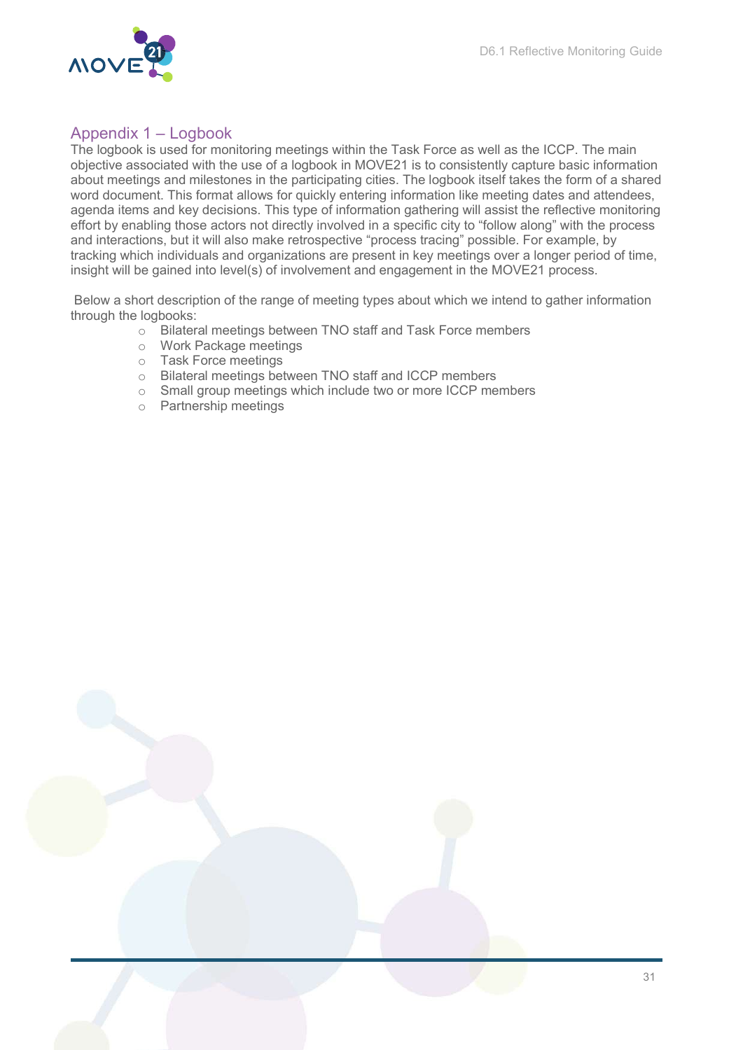## Appendix 1 – Logbook

The logbook is used for monitoring meetings within the Task Force as well as the ICCP. The main objective associated with the use of a logbook in MOVE21 is to consistently capture basic information about meetings and milestones in the participating cities. The logbook itself takes the form of a shared word document. This format allows for quickly entering information like meeting dates and attendees, agenda items and key decisions. This type of information gathering will assist the reflective monitoring effort by enabling those actors not directly involved in a specific city to "follow along" with the process and interactions, but it will also make retrospective "process tracing" possible. For example, by tracking which individuals and organizations are present in key meetings over a longer period of time, insight will be gained into level(s) of involvement and engagement in the MOVE21 process.

Below a short description of the range of meeting types about which we intend to gather information through the logbooks:

- Bilateral meetings between TNO staff and Task Force members
- Work Package meetings
- Task Force meetings
- Bilateral meetings between TNO staff and ICCP members
- Small group meetings which include two or more ICCP members
- Partnership meetings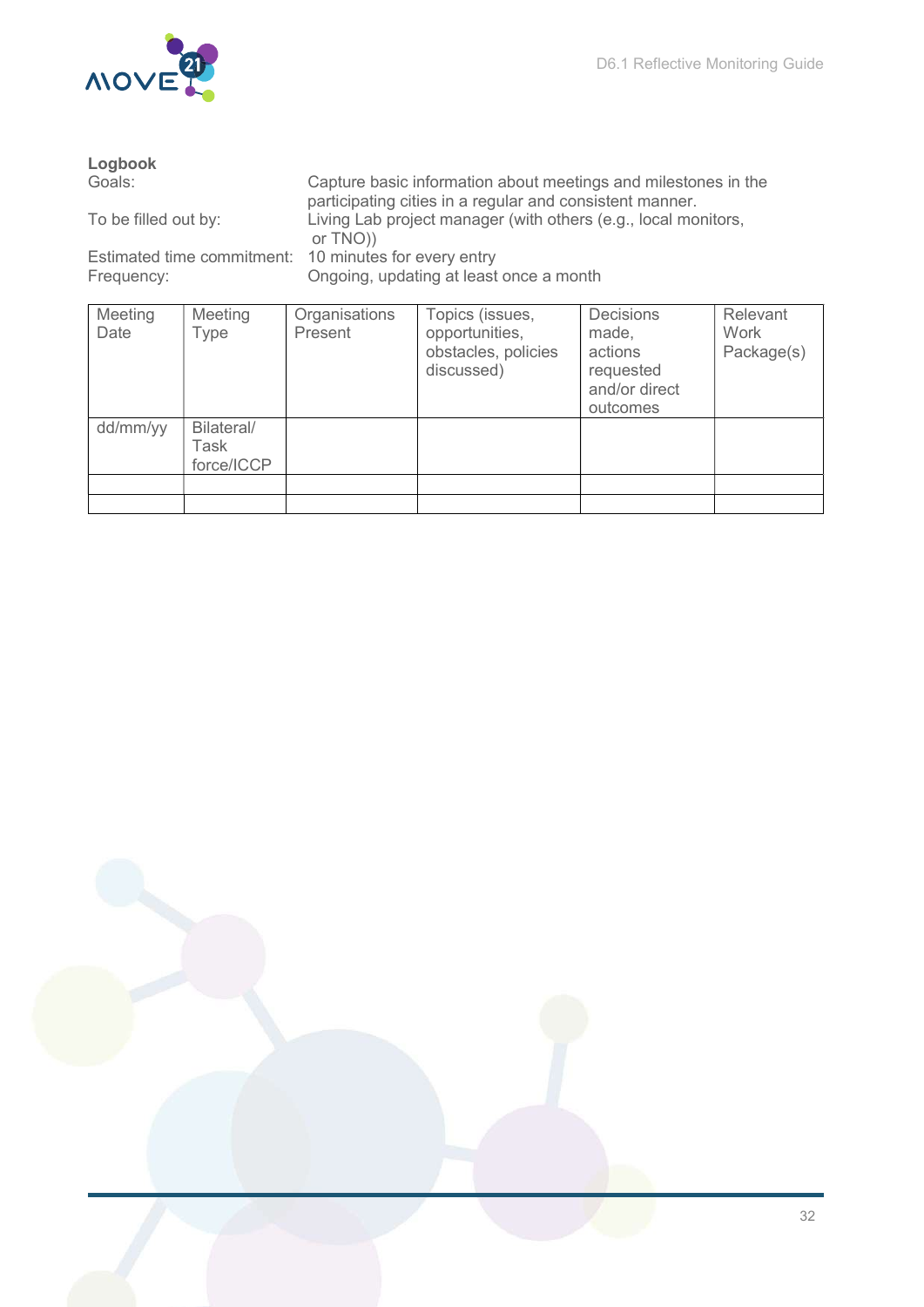**Logbook**

| | |
|---|---|
| Goals: | Capture basic information about meetings and milestones in the participating cities in a regular and consistent manner. |
| To be filled out by: | Living Lab project manager (with others (e.g., local monitors, or TNO)) |
| Estimated time commitment: | 10 minutes for every entry |
| Frequency: | Ongoing, updating at least once a month |

| Meeting Date | Meeting Type | Organisations Present | Topics (issues, opportunities, obstacles, policies discussed) | Decisions made, actions requested and/or direct outcomes | Relevant Work Package(s) |
|---|---|---|---|---|---|
| dd/mm/yy | Bilateral/ Task force/ICCP | | | | |
| | | | | | |
| | | | | | |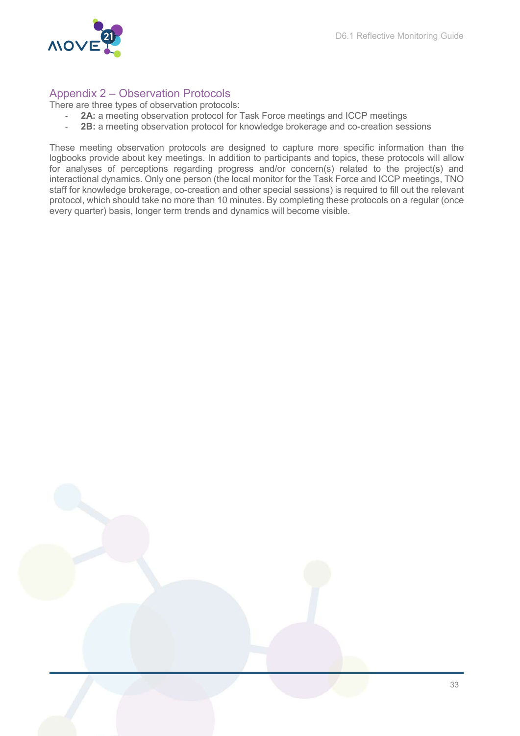## Appendix 2 – Observation Protocols

There are three types of observation protocols:

- **2A:** a meeting observation protocol for Task Force meetings and ICCP meetings
- **2B:** a meeting observation protocol for knowledge brokerage and co-creation sessions

These meeting observation protocols are designed to capture more specific information than the logbooks provide about key meetings. In addition to participants and topics, these protocols will allow for analyses of perceptions regarding progress and/or concern(s) related to the project(s) and interactional dynamics. Only one person (the local monitor for the Task Force and ICCP meetings, TNO staff for knowledge brokerage, co-creation and other special sessions) is required to fill out the relevant protocol, which should take no more than 10 minutes. By completing these protocols on a regular (once every quarter) basis, longer term trends and dynamics will become visible.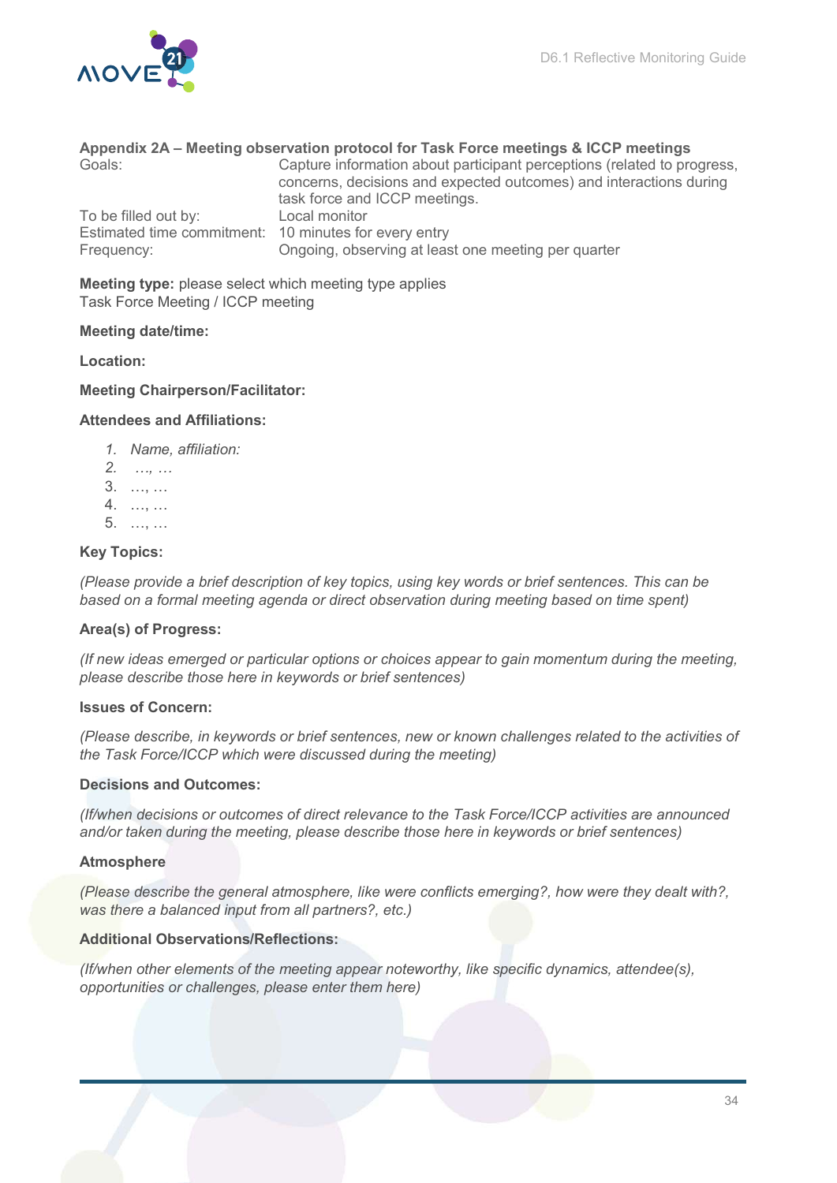## Appendix 2A – Meeting observation protocol for Task Force meetings & ICCP meetings

| | |
|---|---|
| Goals: | Capture information about participant perceptions (related to progress, concerns, decisions and expected outcomes) and interactions during task force and ICCP meetings. |
| To be filled out by: | Local monitor |
| Estimated time commitment: | 10 minutes for every entry |
| Frequency: | Ongoing, observing at least one meeting per quarter |

**Meeting type:** please select which meeting type applies
Task Force Meeting / ICCP meeting

**Meeting date/time:**

**Location:**

**Meeting Chairperson/Facilitator:**

**Attendees and Affiliations:**

1. *Name, affiliation:*
2. *…, …*
3. …, …
4. …, …
5. …, …

**Key Topics:**

*(Please provide a brief description of key topics, using key words or brief sentences. This can be based on a formal meeting agenda or direct observation during meeting based on time spent)*

**Area(s) of Progress:**

*(If new ideas emerged or particular options or choices appear to gain momentum during the meeting, please describe those here in keywords or brief sentences)*

**Issues of Concern:**

*(Please describe, in keywords or brief sentences, new or known challenges related to the activities of the Task Force/ICCP which were discussed during the meeting)*

**Decisions and Outcomes:**

*(If/when decisions or outcomes of direct relevance to the Task Force/ICCP activities are announced and/or taken during the meeting, please describe those here in keywords or brief sentences)*

**Atmosphere**

*(Please describe the general atmosphere, like were conflicts emerging?, how were they dealt with?, was there a balanced input from all partners?, etc.)*

**Additional Observations/Reflections:**

*(If/when other elements of the meeting appear noteworthy, like specific dynamics, attendee(s), opportunities or challenges, please enter them here)*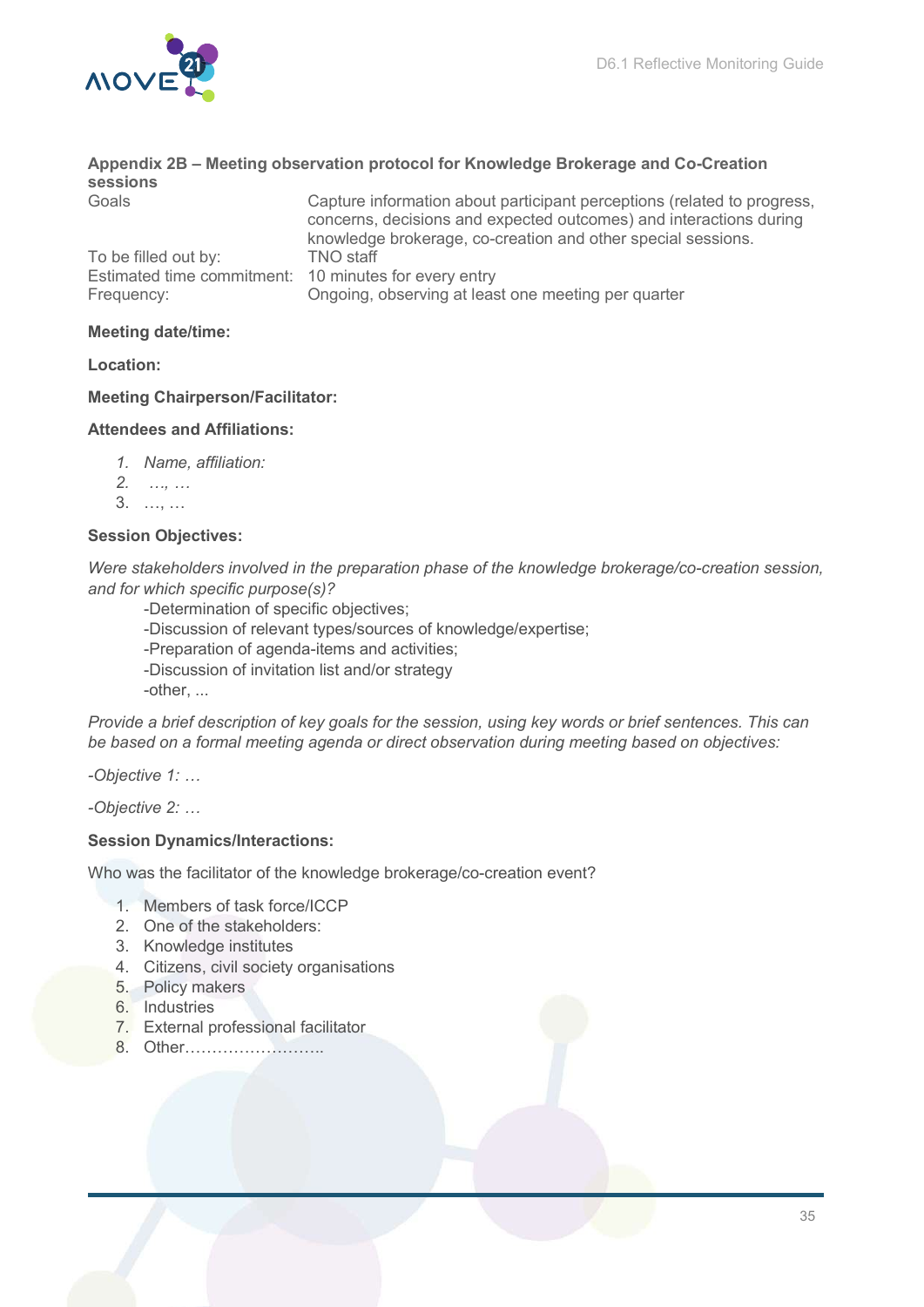### Appendix 2B – Meeting observation protocol for Knowledge Brokerage and Co-Creation sessions

| | |
|---|---|
| Goals | Capture information about participant perceptions (related to progress, concerns, decisions and expected outcomes) and interactions during knowledge brokerage, co-creation and other special sessions. |
| To be filled out by: | TNO staff |
| Estimated time commitment: | 10 minutes for every entry |
| Frequency: | Ongoing, observing at least one meeting per quarter |

**Meeting date/time:**

**Location:**

**Meeting Chairperson/Facilitator:**

**Attendees and Affiliations:**

1. *Name, affiliation:*
2. *…, …*
3. …, …

**Session Objectives:**

*Were stakeholders involved in the preparation phase of the knowledge brokerage/co-creation session, and for which specific purpose(s)?*

-Determination of specific objectives;
-Discussion of relevant types/sources of knowledge/expertise;
-Preparation of agenda-items and activities;
-Discussion of invitation list and/or strategy
-other, ...

*Provide a brief description of key goals for the session, using key words or brief sentences. This can be based on a formal meeting agenda or direct observation during meeting based on objectives:*

*-Objective 1: …*

*-Objective 2: …*

**Session Dynamics/Interactions:**

Who was the facilitator of the knowledge brokerage/co-creation event?

1. Members of task force/ICCP
2. One of the stakeholders:
3. Knowledge institutes
4. Citizens, civil society organisations
5. Policy makers
6. Industries
7. External professional facilitator
8. Other……………………..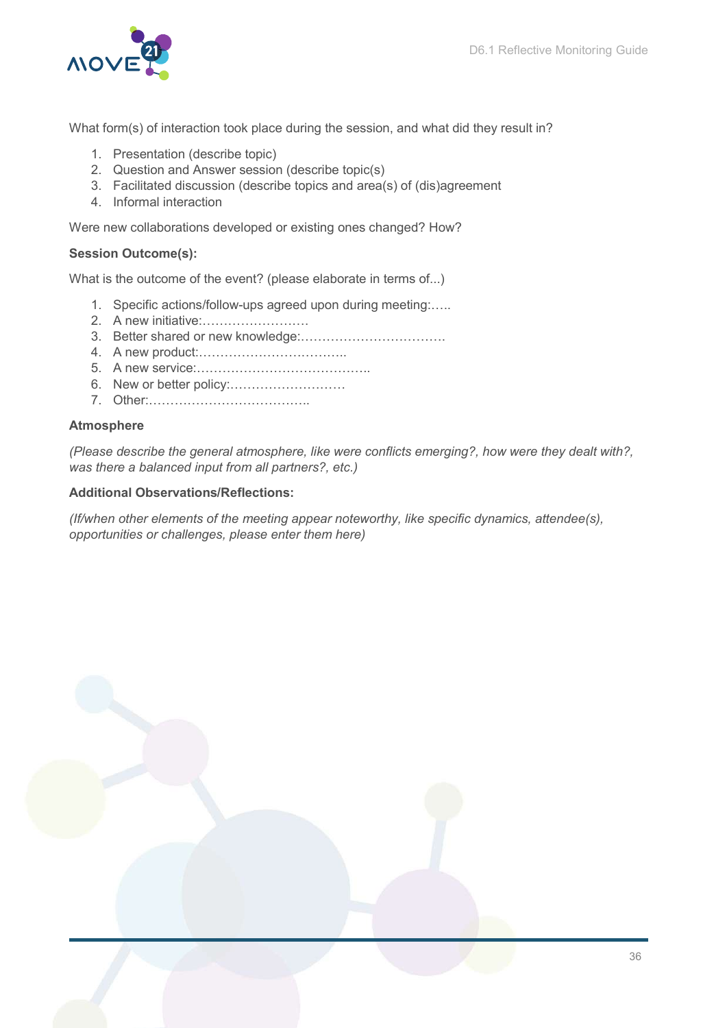What form(s) of interaction took place during the session, and what did they result in?

1. Presentation (describe topic)
2. Question and Answer session (describe topic(s)
3. Facilitated discussion (describe topics and area(s) of (dis)agreement
4. Informal interaction

Were new collaborations developed or existing ones changed? How?

**Session Outcome(s):**

What is the outcome of the event? (please elaborate in terms of...)

1. Specific actions/follow-ups agreed upon during meeting:…..
2. A new initiative:…………………….
3. Better shared or new knowledge:…………………………….
4. A new product:……………………………..
5. A new service:…………………………………..
6. New or better policy:………………………
7. Other:………………………………..

**Atmosphere**

*(Please describe the general atmosphere, like were conflicts emerging?, how were they dealt with?, was there a balanced input from all partners?, etc.)*

**Additional Observations/Reflections:**

*(If/when other elements of the meeting appear noteworthy, like specific dynamics, attendee(s), opportunities or challenges, please enter them here)*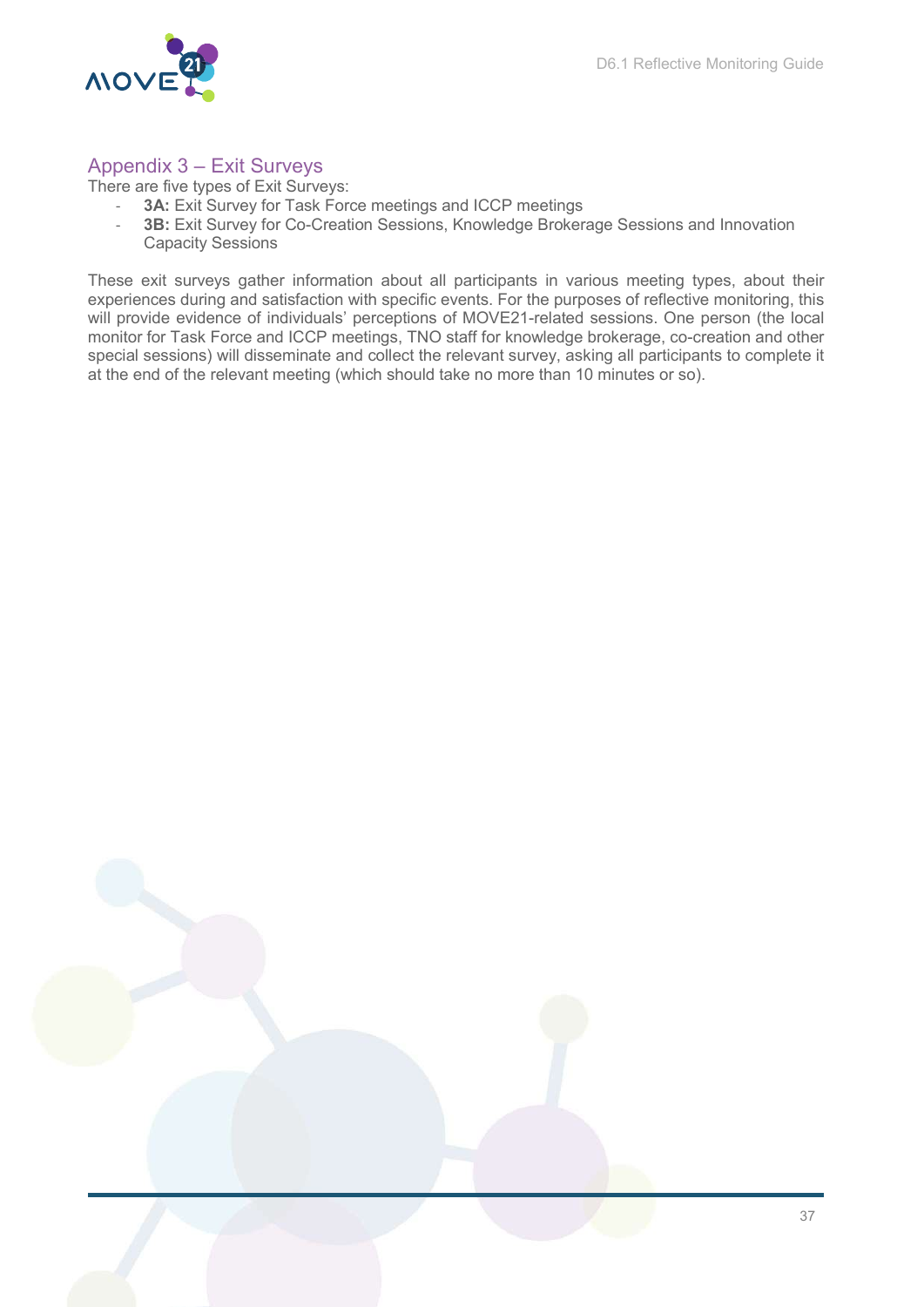## Appendix 3 – Exit Surveys

There are five types of Exit Surveys:

- **3A:** Exit Survey for Task Force meetings and ICCP meetings
- **3B:** Exit Survey for Co-Creation Sessions, Knowledge Brokerage Sessions and Innovation Capacity Sessions

These exit surveys gather information about all participants in various meeting types, about their experiences during and satisfaction with specific events. For the purposes of reflective monitoring, this will provide evidence of individuals' perceptions of MOVE21-related sessions. One person (the local monitor for Task Force and ICCP meetings, TNO staff for knowledge brokerage, co-creation and other special sessions) will disseminate and collect the relevant survey, asking all participants to complete it at the end of the relevant meeting (which should take no more than 10 minutes or so).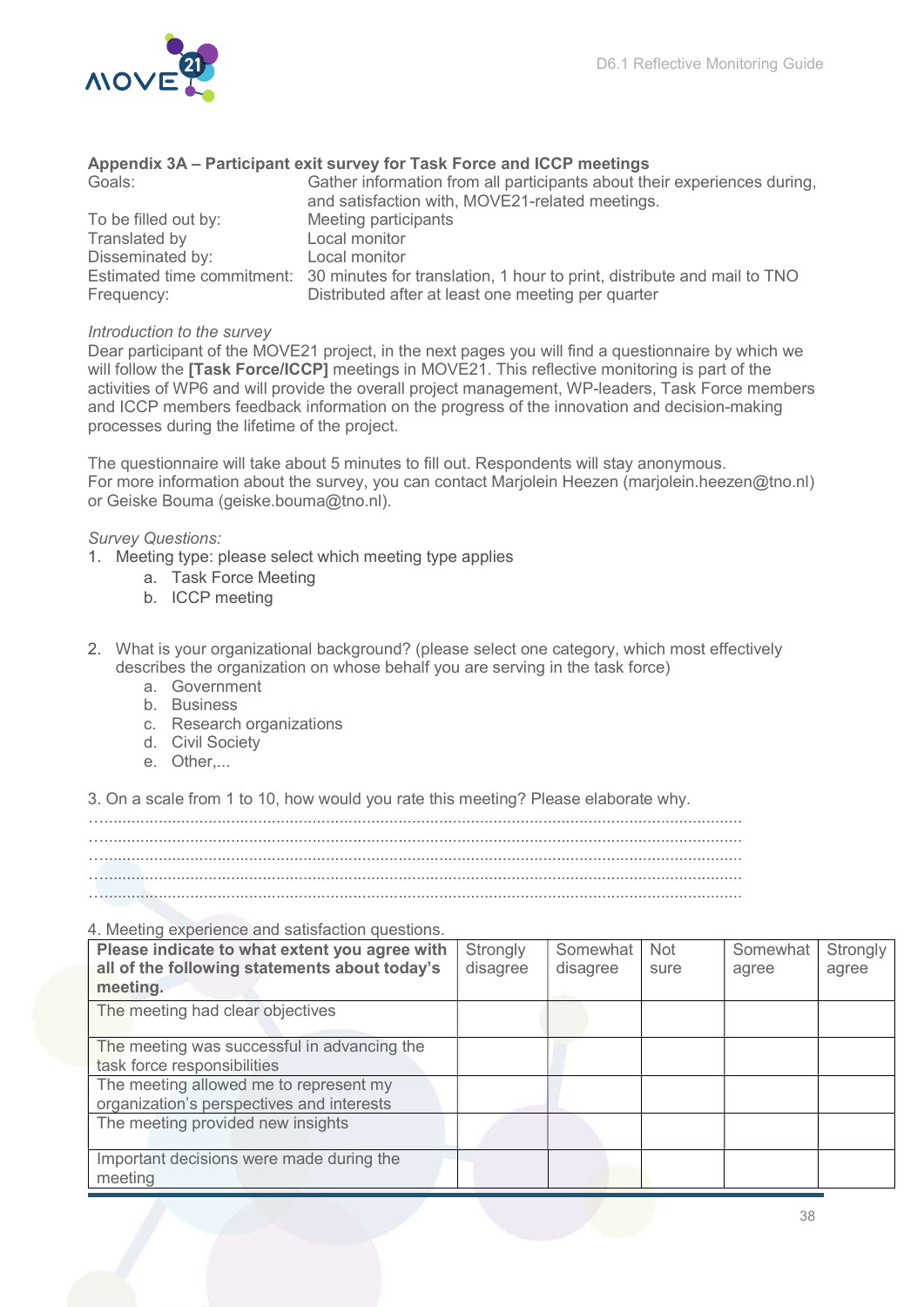### Appendix 3A – Participant exit survey for Task Force and ICCP meetings

| | |
|---|---|
| Goals: | Gather information from all participants about their experiences during, and satisfaction with, MOVE21-related meetings. |
| To be filled out by: | Meeting participants |
| Translated by | Local monitor |
| Disseminated by: | Local monitor |
| Estimated time commitment: | 30 minutes for translation, 1 hour to print, distribute and mail to TNO |
| Frequency: | Distributed after at least one meeting per quarter |

*Introduction to the survey*

Dear participant of the MOVE21 project, in the next pages you will find a questionnaire by which we will follow the **[Task Force/ICCP]** meetings in MOVE21. This reflective monitoring is part of the activities of WP6 and will provide the overall project management, WP-leaders, Task Force members and ICCP members feedback information on the progress of the innovation and decision-making processes during the lifetime of the project.

The questionnaire will take about 5 minutes to fill out. Respondents will stay anonymous.
For more information about the survey, you can contact Marjolein Heezen (marjolein.heezen@tno.nl) or Geiske Bouma (geiske.bouma@tno.nl).

*Survey Questions:*

1. Meeting type: please select which meeting type applies
   a. Task Force Meeting
   b. ICCP meeting

2. What is your organizational background? (please select one category, which most effectively describes the organization on whose behalf you are serving in the task force)
   a. Government
   b. Business
   c. Research organizations
   d. Civil Society
   e. Other,...

3. On a scale from 1 to 10, how would you rate this meeting? Please elaborate why.

……………………………………………………………………………………………………………………
……………………………………………………………………………………………………………………
……………………………………………………………………………………………………………………
……………………………………………………………………………………………………………………
……………………………………………………………………………………………………………………

4. Meeting experience and satisfaction questions.

| **Please indicate to what extent you agree with all of the following statements about today's meeting.** | Strongly disagree | Somewhat disagree | Not sure | Somewhat agree | Strongly agree |
|---|---|---|---|---|---|
| The meeting had clear objectives | | | | | |
| The meeting was successful in advancing the task force responsibilities | | | | | |
| The meeting allowed me to represent my organization's perspectives and interests | | | | | |
| The meeting provided new insights | | | | | |
| Important decisions were made during the meeting | | | | | |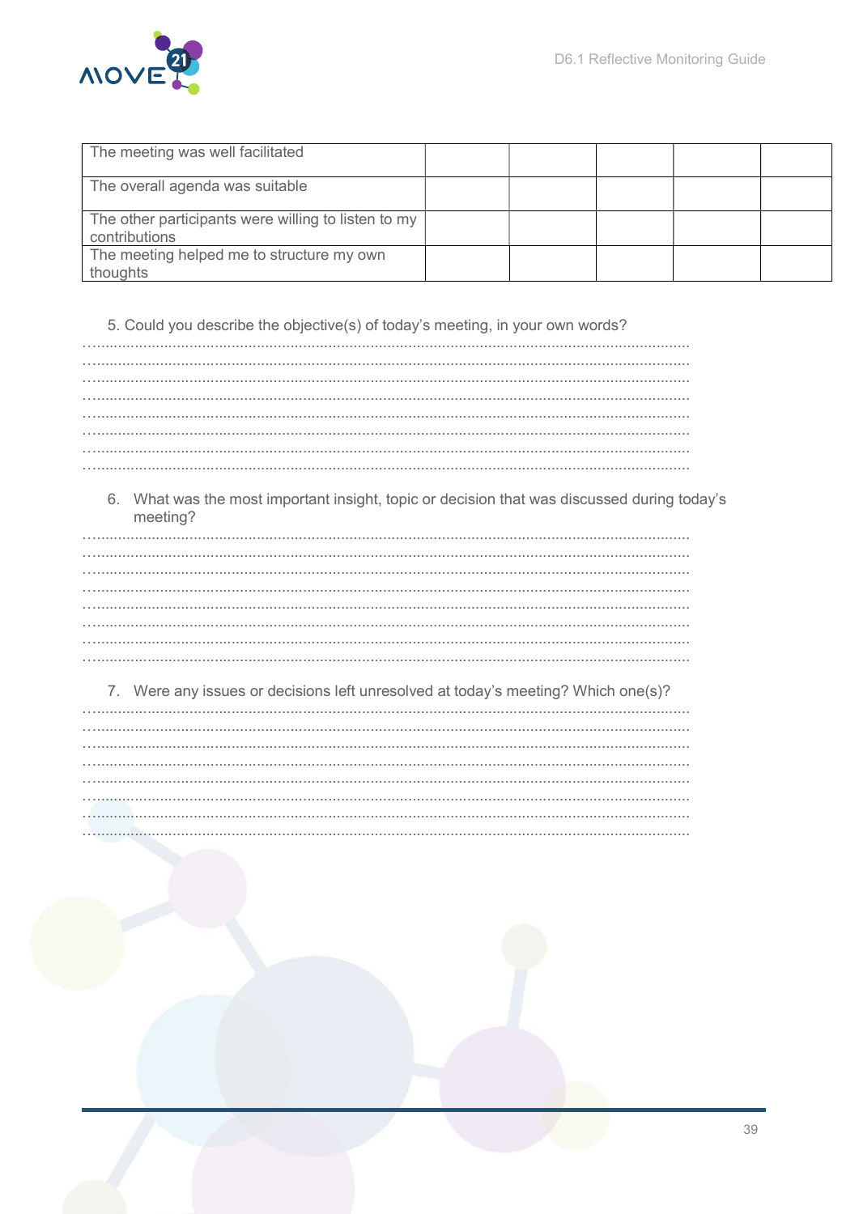| | | | | | |
|---|---|---|---|---|---|
| The meeting was well facilitated | | | | | |
| The overall agenda was suitable | | | | | |
| The other participants were willing to listen to my contributions | | | | | |
| The meeting helped me to structure my own thoughts | | | | | |

5. Could you describe the objective(s) of today's meeting, in your own words?

……………………………………………………………………………………………………………………
……………………………………………………………………………………………………………………
……………………………………………………………………………………………………………………
……………………………………………………………………………………………………………………
……………………………………………………………………………………………………………………
……………………………………………………………………………………………………………………
……………………………………………………………………………………………………………………
……………………………………………………………………………………………………………………

6. What was the most important insight, topic or decision that was discussed during today's meeting?

……………………………………………………………………………………………………………………
……………………………………………………………………………………………………………………
……………………………………………………………………………………………………………………
……………………………………………………………………………………………………………………
……………………………………………………………………………………………………………………
……………………………………………………………………………………………………………………
……………………………………………………………………………………………………………………
……………………………………………………………………………………………………………………

7. Were any issues or decisions left unresolved at today's meeting? Which one(s)?

……………………………………………………………………………………………………………………
……………………………………………………………………………………………………………………
……………………………………………………………………………………………………………………
……………………………………………………………………………………………………………………
……………………………………………………………………………………………………………………
……………………………………………………………………………………………………………………
……………………………………………………………………………………………………………………
……………………………………………………………………………………………………………………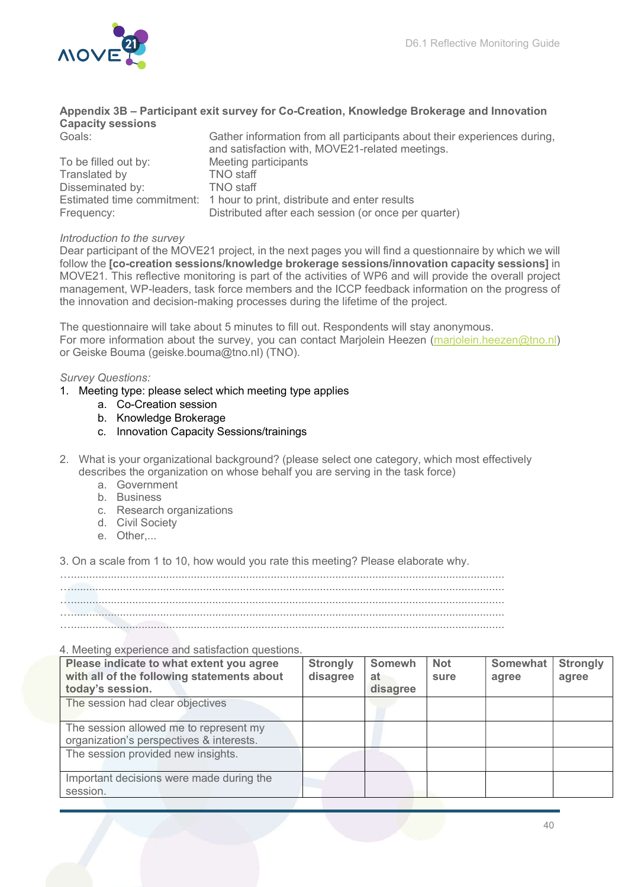**Appendix 3B – Participant exit survey for Co-Creation, Knowledge Brokerage and Innovation Capacity sessions**

| | |
|---|---|
| Goals: | Gather information from all participants about their experiences during, and satisfaction with, MOVE21-related meetings. |
| To be filled out by: | Meeting participants |
| Translated by | TNO staff |
| Disseminated by: | TNO staff |
| Estimated time commitment: | 1 hour to print, distribute and enter results |
| Frequency: | Distributed after each session (or once per quarter) |

*Introduction to the survey*

Dear participant of the MOVE21 project, in the next pages you will find a questionnaire by which we will follow the **[co-creation sessions/knowledge brokerage sessions/innovation capacity sessions]** in MOVE21. This reflective monitoring is part of the activities of WP6 and will provide the overall project management, WP-leaders, task force members and the ICCP feedback information on the progress of the innovation and decision-making processes during the lifetime of the project.

The questionnaire will take about 5 minutes to fill out. Respondents will stay anonymous.
For more information about the survey, you can contact Marjolein Heezen (marjolein.heezen@tno.nl) or Geiske Bouma (geiske.bouma@tno.nl) (TNO).

*Survey Questions:*

1. Meeting type: please select which meeting type applies
   a. Co-Creation session
   b. Knowledge Brokerage
   c. Innovation Capacity Sessions/trainings

2. What is your organizational background? (please select one category, which most effectively describes the organization on whose behalf you are serving in the task force)
   a. Government
   b. Business
   c. Research organizations
   d. Civil Society
   e. Other,...

3. On a scale from 1 to 10, how would you rate this meeting? Please elaborate why.

………………………………………………………………………………………………………………
………………………………………………………………………………………………………………
………………………………………………………………………………………………………………
………………………………………………………………………………………………………………
………………………………………………………………………………………………………………

4. Meeting experience and satisfaction questions.

| Please indicate to what extent you agree with all of the following statements about today's session. | Strongly disagree | Somewhat disagree | Not sure | Somewhat agree | Strongly agree |
|---|---|---|---|---|---|
| The session had clear objectives | | | | | |
| The session allowed me to represent my organization's perspectives & interests. | | | | | |
| The session provided new insights. | | | | | |
| Important decisions were made during the session. | | | | | |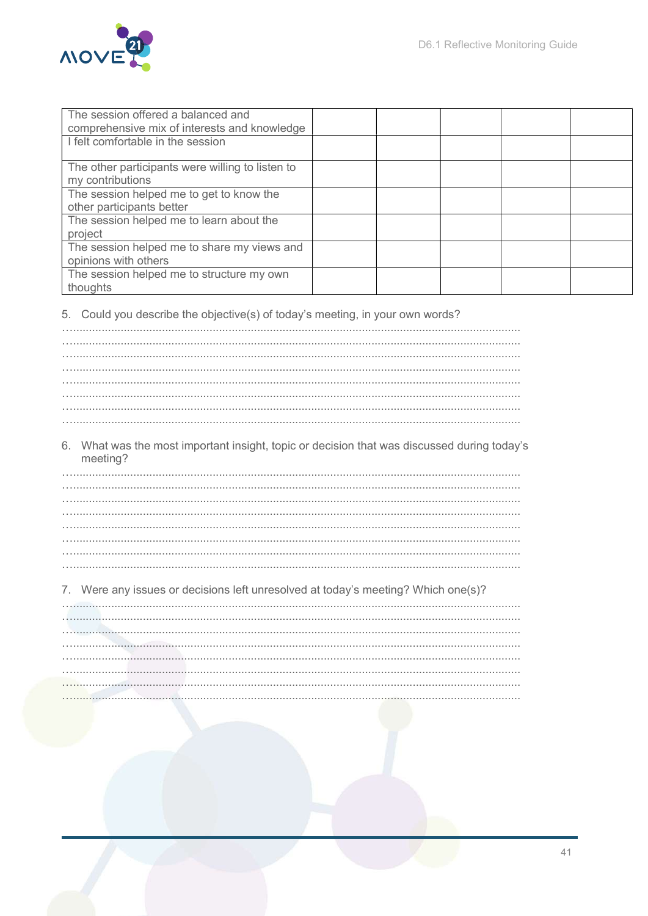| | | | | | |
|---|---|---|---|---|---|
| The session offered a balanced and comprehensive mix of interests and knowledge | | | | | |
| I felt comfortable in the session | | | | | |
| The other participants were willing to listen to my contributions | | | | | |
| The session helped me to get to know the other participants better | | | | | |
| The session helped me to learn about the project | | | | | |
| The session helped me to share my views and opinions with others | | | | | |
| The session helped me to structure my own thoughts | | | | | |

5. Could you describe the objective(s) of today's meeting, in your own words?

……………………………………………………………………………………………………………………
……………………………………………………………………………………………………………………
……………………………………………………………………………………………………………………
……………………………………………………………………………………………………………………
……………………………………………………………………………………………………………………
……………………………………………………………………………………………………………………
……………………………………………………………………………………………………………………
……………………………………………………………………………………………………………………

6. What was the most important insight, topic or decision that was discussed during today's meeting?

……………………………………………………………………………………………………………………
……………………………………………………………………………………………………………………
……………………………………………………………………………………………………………………
……………………………………………………………………………………………………………………
……………………………………………………………………………………………………………………
……………………………………………………………………………………………………………………
……………………………………………………………………………………………………………………
……………………………………………………………………………………………………………………

7. Were any issues or decisions left unresolved at today's meeting? Which one(s)?

……………………………………………………………………………………………………………………
……………………………………………………………………………………………………………………
……………………………………………………………………………………………………………………
……………………………………………………………………………………………………………………
……………………………………………………………………………………………………………………
……………………………………………………………………………………………………………………
……………………………………………………………………………………………………………………
……………………………………………………………………………………………………………………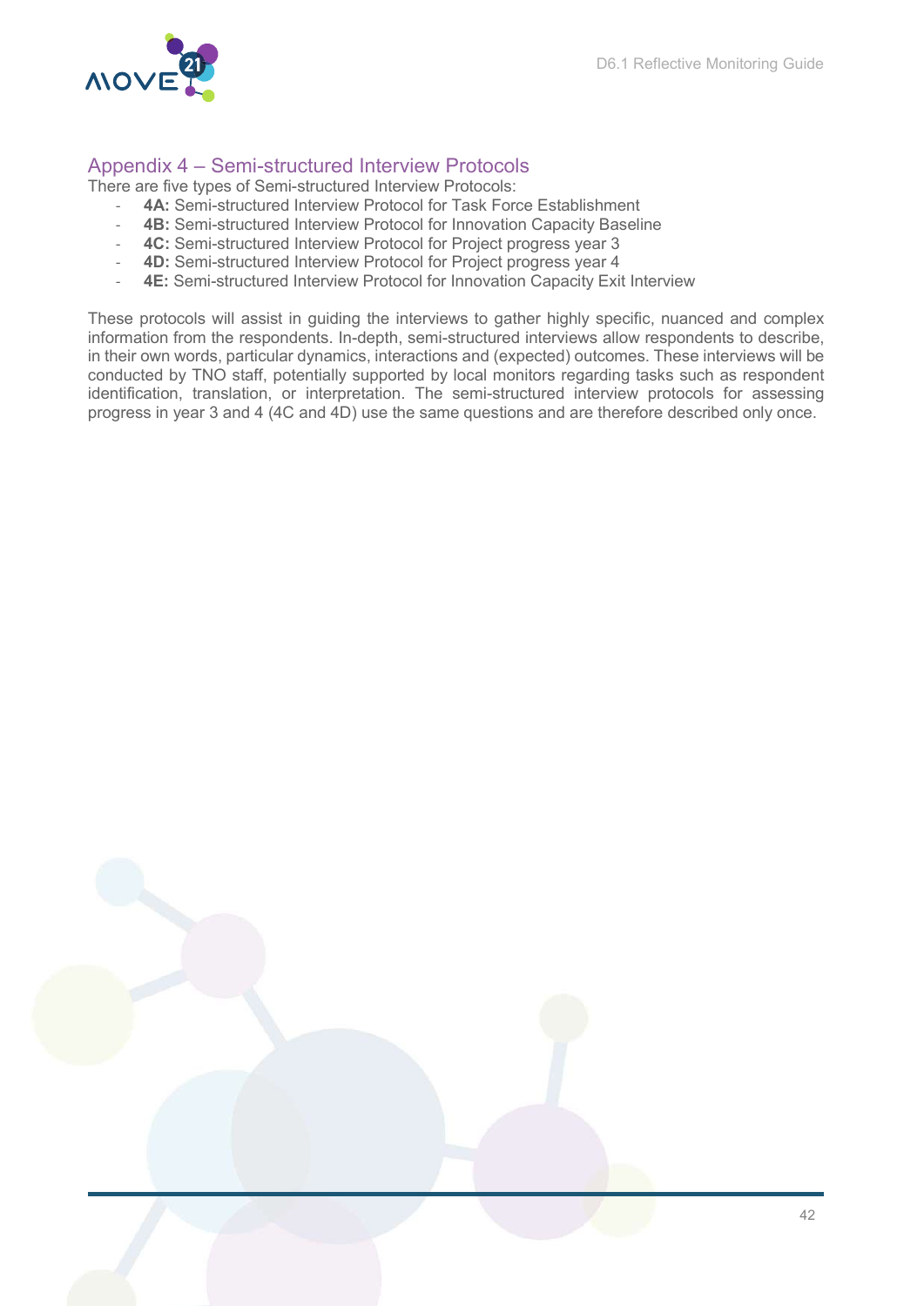## Appendix 4 – Semi-structured Interview Protocols

There are five types of Semi-structured Interview Protocols:

- **4A:** Semi-structured Interview Protocol for Task Force Establishment
- **4B:** Semi-structured Interview Protocol for Innovation Capacity Baseline
- **4C:** Semi-structured Interview Protocol for Project progress year 3
- **4D:** Semi-structured Interview Protocol for Project progress year 4
- **4E:** Semi-structured Interview Protocol for Innovation Capacity Exit Interview

These protocols will assist in guiding the interviews to gather highly specific, nuanced and complex information from the respondents. In-depth, semi-structured interviews allow respondents to describe, in their own words, particular dynamics, interactions and (expected) outcomes. These interviews will be conducted by TNO staff, potentially supported by local monitors regarding tasks such as respondent identification, translation, or interpretation. The semi-structured interview protocols for assessing progress in year 3 and 4 (4C and 4D) use the same questions and are therefore described only once.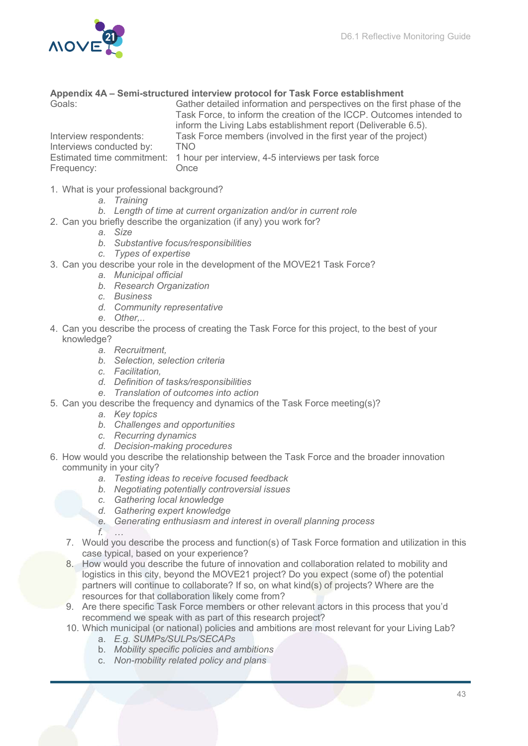**Appendix 4A – Semi-structured interview protocol for Task Force establishment**

| | |
|---|---|
| Goals: | Gather detailed information and perspectives on the first phase of the Task Force, to inform the creation of the ICCP. Outcomes intended to inform the Living Labs establishment report (Deliverable 6.5). |
| Interview respondents: | Task Force members (involved in the first year of the project) |
| Interviews conducted by: | TNO |
| Estimated time commitment: | 1 hour per interview, 4-5 interviews per task force |
| Frequency: | Once |

1. What is your professional background?
    a. *Training*
    b. *Length of time at current organization and/or in current role*
2. Can you briefly describe the organization (if any) you work for?
    a. *Size*
    b. *Substantive focus/responsibilities*
    c. *Types of expertise*
3. Can you describe your role in the development of the MOVE21 Task Force?
    a. *Municipal official*
    b. *Research Organization*
    c. *Business*
    d. *Community representative*
    e. *Other,..*
4. Can you describe the process of creating the Task Force for this project, to the best of your knowledge?
    a. *Recruitment,*
    b. *Selection, selection criteria*
    c. *Facilitation,*
    d. *Definition of tasks/responsibilities*
    e. *Translation of outcomes into action*
5. Can you describe the frequency and dynamics of the Task Force meeting(s)?
    a. *Key topics*
    b. *Challenges and opportunities*
    c. *Recurring dynamics*
    d. *Decision-making procedures*
6. How would you describe the relationship between the Task Force and the broader innovation community in your city?
    a. *Testing ideas to receive focused feedback*
    b. *Negotiating potentially controversial issues*
    c. *Gathering local knowledge*
    d. *Gathering expert knowledge*
    e. *Generating enthusiasm and interest in overall planning process*
    f. *…*
7. Would you describe the process and function(s) of Task Force formation and utilization in this case typical, based on your experience?
8. How would you describe the future of innovation and collaboration related to mobility and logistics in this city, beyond the MOVE21 project? Do you expect (some of) the potential partners will continue to collaborate? If so, on what kind(s) of projects? Where are the resources for that collaboration likely come from?
9. Are there specific Task Force members or other relevant actors in this process that you'd recommend we speak with as part of this research project?
10. Which municipal (or national) policies and ambitions are most relevant for your Living Lab?
    a. *E.g. SUMPs/SULPs/SECAPs*
    b. *Mobility specific policies and ambitions*
    c. *Non-mobility related policy and plans*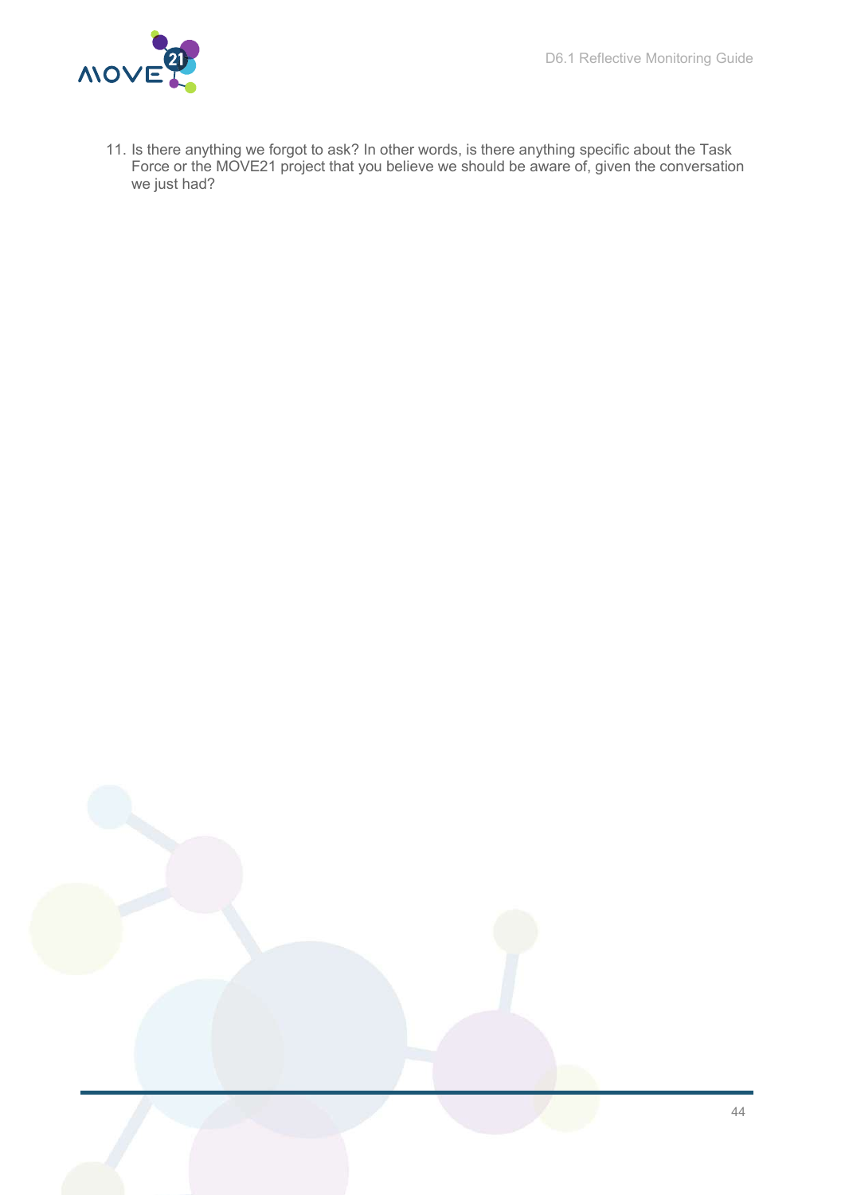11. Is there anything we forgot to ask? In other words, is there anything specific about the Task Force or the MOVE21 project that you believe we should be aware of, given the conversation we just had?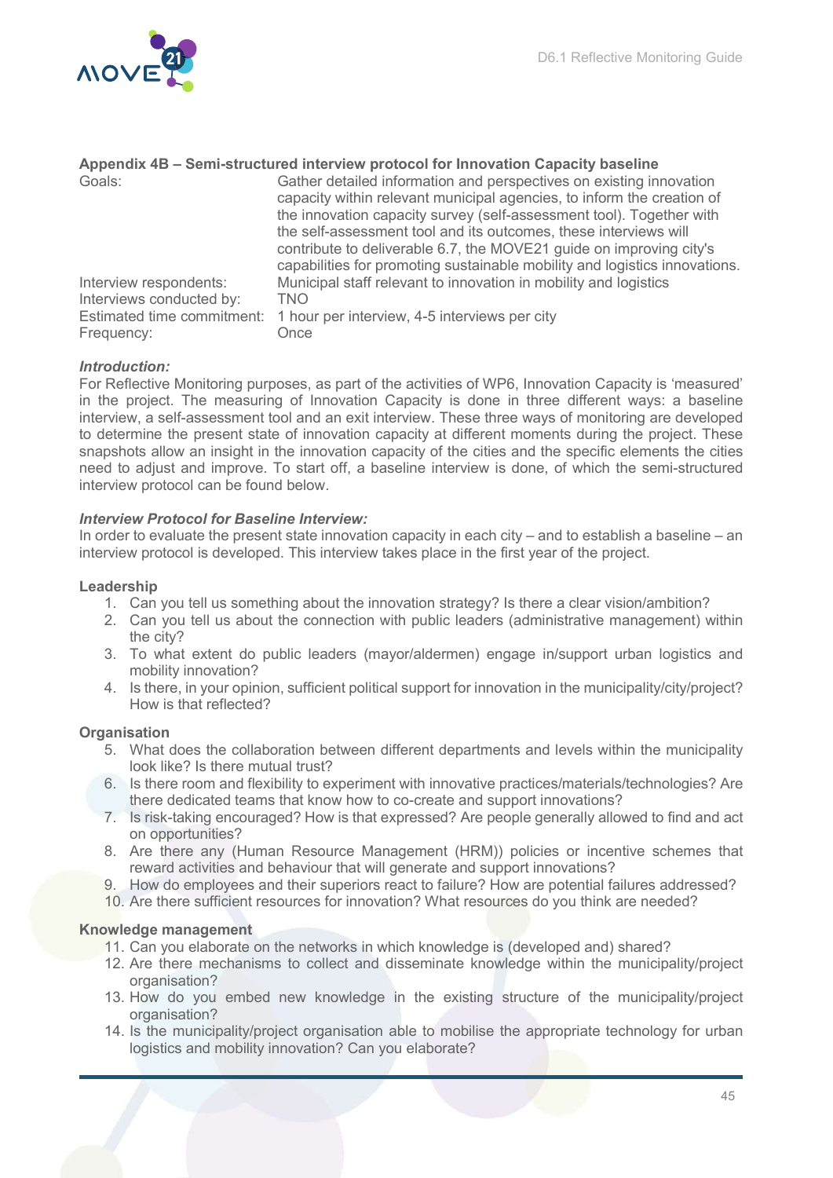## Appendix 4B – Semi-structured interview protocol for Innovation Capacity baseline

| | |
|---|---|
| Goals: | Gather detailed information and perspectives on existing innovation capacity within relevant municipal agencies, to inform the creation of the innovation capacity survey (self-assessment tool). Together with the self-assessment tool and its outcomes, these interviews will contribute to deliverable 6.7, the MOVE21 guide on improving city's capabilities for promoting sustainable mobility and logistics innovations. |
| Interview respondents: | Municipal staff relevant to innovation in mobility and logistics |
| Interviews conducted by: | TNO |
| Estimated time commitment: | 1 hour per interview, 4-5 interviews per city |
| Frequency: | Once |

***Introduction:***

For Reflective Monitoring purposes, as part of the activities of WP6, Innovation Capacity is 'measured' in the project. The measuring of Innovation Capacity is done in three different ways: a baseline interview, a self-assessment tool and an exit interview. These three ways of monitoring are developed to determine the present state of innovation capacity at different moments during the project. These snapshots allow an insight in the innovation capacity of the cities and the specific elements the cities need to adjust and improve. To start off, a baseline interview is done, of which the semi-structured interview protocol can be found below.

***Interview Protocol for Baseline Interview:***

In order to evaluate the present state innovation capacity in each city – and to establish a baseline – an interview protocol is developed. This interview takes place in the first year of the project.

**Leadership**

1. Can you tell us something about the innovation strategy? Is there a clear vision/ambition?
2. Can you tell us about the connection with public leaders (administrative management) within the city?
3. To what extent do public leaders (mayor/aldermen) engage in/support urban logistics and mobility innovation?
4. Is there, in your opinion, sufficient political support for innovation in the municipality/city/project? How is that reflected?

**Organisation**

5. What does the collaboration between different departments and levels within the municipality look like? Is there mutual trust?
6. Is there room and flexibility to experiment with innovative practices/materials/technologies? Are there dedicated teams that know how to co-create and support innovations?
7. Is risk-taking encouraged? How is that expressed? Are people generally allowed to find and act on opportunities?
8. Are there any (Human Resource Management (HRM)) policies or incentive schemes that reward activities and behaviour that will generate and support innovations?
9. How do employees and their superiors react to failure? How are potential failures addressed?
10. Are there sufficient resources for innovation? What resources do you think are needed?

**Knowledge management**

11. Can you elaborate on the networks in which knowledge is (developed and) shared?
12. Are there mechanisms to collect and disseminate knowledge within the municipality/project organisation?
13. How do you embed new knowledge in the existing structure of the municipality/project organisation?
14. Is the municipality/project organisation able to mobilise the appropriate technology for urban logistics and mobility innovation? Can you elaborate?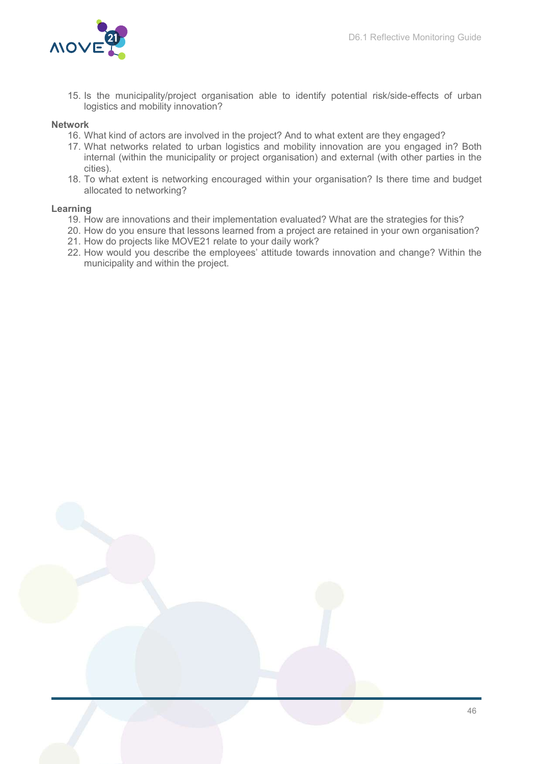15. Is the municipality/project organisation able to identify potential risk/side-effects of urban logistics and mobility innovation?

**Network**

16. What kind of actors are involved in the project? And to what extent are they engaged?
17. What networks related to urban logistics and mobility innovation are you engaged in? Both internal (within the municipality or project organisation) and external (with other parties in the cities).
18. To what extent is networking encouraged within your organisation? Is there time and budget allocated to networking?

**Learning**

19. How are innovations and their implementation evaluated? What are the strategies for this?
20. How do you ensure that lessons learned from a project are retained in your own organisation?
21. How do projects like MOVE21 relate to your daily work?
22. How would you describe the employees' attitude towards innovation and change? Within the municipality and within the project.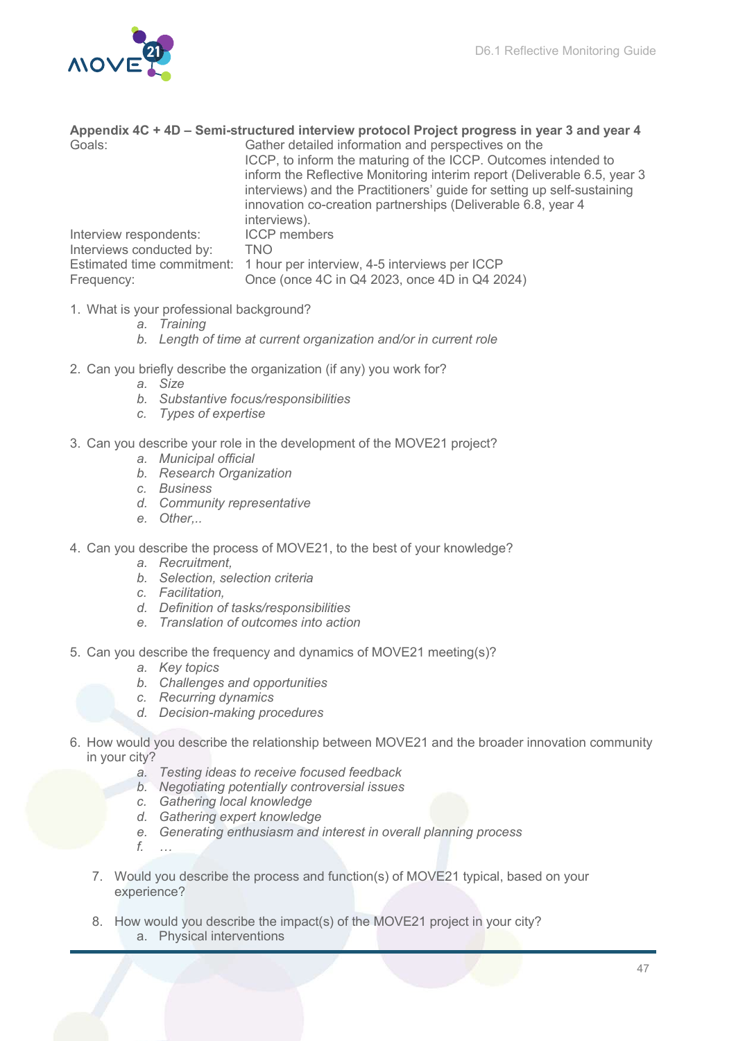**Appendix 4C + 4D – Semi-structured interview protocol Project progress in year 3 and year 4**

| | |
|---|---|
| Goals: | Gather detailed information and perspectives on the ICCP, to inform the maturing of the ICCP. Outcomes intended to inform the Reflective Monitoring interim report (Deliverable 6.5, year 3 interviews) and the Practitioners' guide for setting up self-sustaining innovation co-creation partnerships (Deliverable 6.8, year 4 interviews). |
| Interview respondents: | ICCP members |
| Interviews conducted by: | TNO |
| Estimated time commitment: | 1 hour per interview, 4-5 interviews per ICCP |
| Frequency: | Once (once 4C in Q4 2023, once 4D in Q4 2024) |

1. What is your professional background?
    a. *Training*
    b. *Length of time at current organization and/or in current role*

2. Can you briefly describe the organization (if any) you work for?
    a. *Size*
    b. *Substantive focus/responsibilities*
    c. *Types of expertise*

3. Can you describe your role in the development of the MOVE21 project?
    a. *Municipal official*
    b. *Research Organization*
    c. *Business*
    d. *Community representative*
    e. *Other,..*

4. Can you describe the process of MOVE21, to the best of your knowledge?
    a. *Recruitment,*
    b. *Selection, selection criteria*
    c. *Facilitation,*
    d. *Definition of tasks/responsibilities*
    e. *Translation of outcomes into action*

5. Can you describe the frequency and dynamics of MOVE21 meeting(s)?
    a. *Key topics*
    b. *Challenges and opportunities*
    c. *Recurring dynamics*
    d. *Decision-making procedures*

6. How would you describe the relationship between MOVE21 and the broader innovation community in your city?
    a. *Testing ideas to receive focused feedback*
    b. *Negotiating potentially controversial issues*
    c. *Gathering local knowledge*
    d. *Gathering expert knowledge*
    e. *Generating enthusiasm and interest in overall planning process*
    f. *…*

7. Would you describe the process and function(s) of MOVE21 typical, based on your experience?

8. How would you describe the impact(s) of the MOVE21 project in your city?
    a. Physical interventions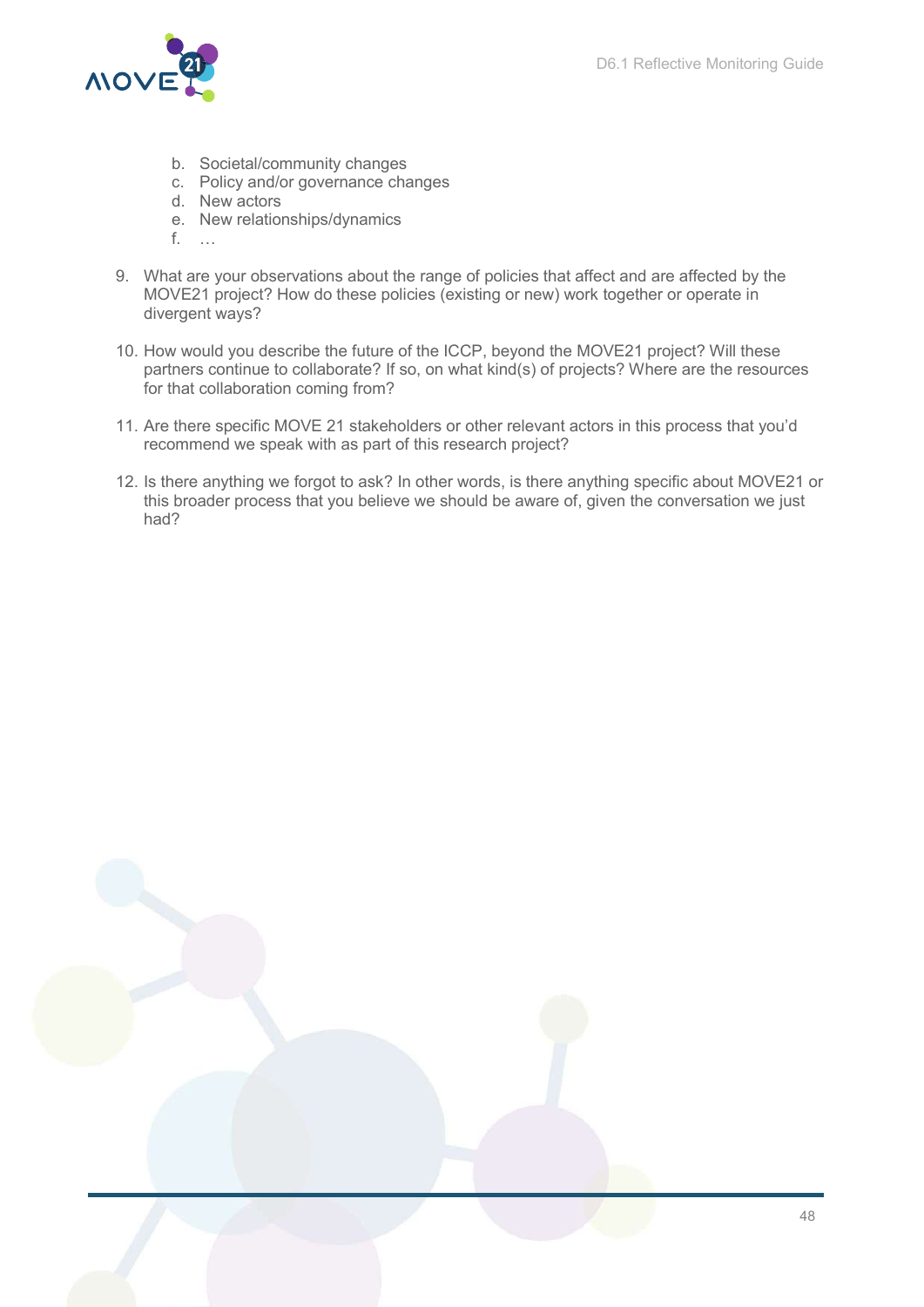b. Societal/community changes
   c. Policy and/or governance changes
   d. New actors
   e. New relationships/dynamics
   f. …

9. What are your observations about the range of policies that affect and are affected by the MOVE21 project? How do these policies (existing or new) work together or operate in divergent ways?

10. How would you describe the future of the ICCP, beyond the MOVE21 project? Will these partners continue to collaborate? If so, on what kind(s) of projects? Where are the resources for that collaboration coming from?

11. Are there specific MOVE 21 stakeholders or other relevant actors in this process that you'd recommend we speak with as part of this research project?

12. Is there anything we forgot to ask? In other words, is there anything specific about MOVE21 or this broader process that you believe we should be aware of, given the conversation we just had?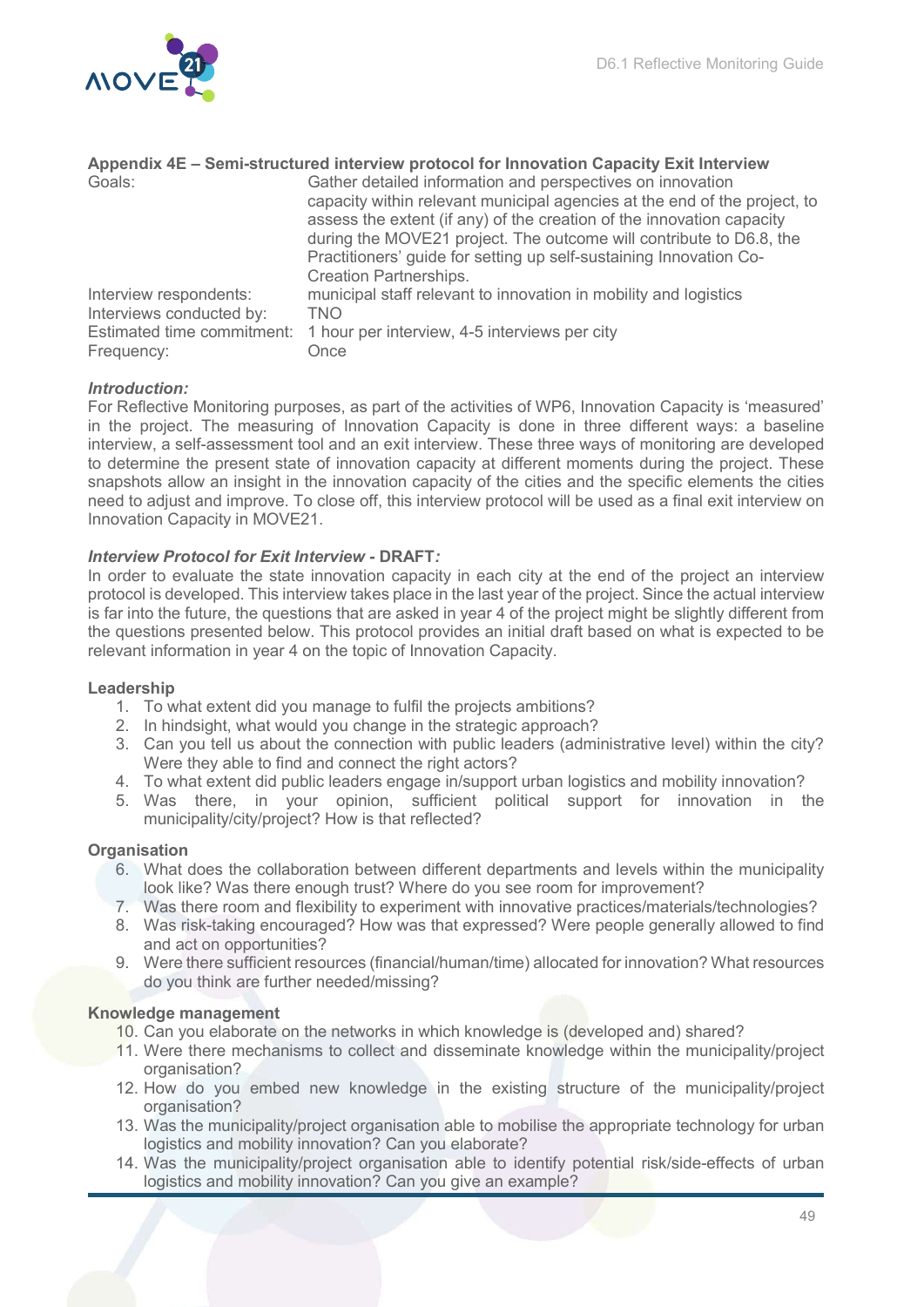### Appendix 4E – Semi-structured interview protocol for Innovation Capacity Exit Interview

| | |
|---|---|
| Goals: | Gather detailed information and perspectives on innovation capacity within relevant municipal agencies at the end of the project, to assess the extent (if any) of the creation of the innovation capacity during the MOVE21 project. The outcome will contribute to D6.8, the Practitioners' guide for setting up self-sustaining Innovation Co-Creation Partnerships. |
| Interview respondents: | municipal staff relevant to innovation in mobility and logistics |
| Interviews conducted by: | TNO |
| Estimated time commitment: | 1 hour per interview, 4-5 interviews per city |
| Frequency: | Once |

***Introduction:***

For Reflective Monitoring purposes, as part of the activities of WP6, Innovation Capacity is 'measured' in the project. The measuring of Innovation Capacity is done in three different ways: a baseline interview, a self-assessment tool and an exit interview. These three ways of monitoring are developed to determine the present state of innovation capacity at different moments during the project. These snapshots allow an insight in the innovation capacity of the cities and the specific elements the cities need to adjust and improve. To close off, this interview protocol will be used as a final exit interview on Innovation Capacity in MOVE21.

***Interview Protocol for Exit Interview* - DRAFT*:***

In order to evaluate the state innovation capacity in each city at the end of the project an interview protocol is developed. This interview takes place in the last year of the project. Since the actual interview is far into the future, the questions that are asked in year 4 of the project might be slightly different from the questions presented below. This protocol provides an initial draft based on what is expected to be relevant information in year 4 on the topic of Innovation Capacity.

**Leadership**

1. To what extent did you manage to fulfil the projects ambitions?
2. In hindsight, what would you change in the strategic approach?
3. Can you tell us about the connection with public leaders (administrative level) within the city? Were they able to find and connect the right actors?
4. To what extent did public leaders engage in/support urban logistics and mobility innovation?
5. Was there, in your opinion, sufficient political support for innovation in the municipality/city/project? How is that reflected?

**Organisation**

6. What does the collaboration between different departments and levels within the municipality look like? Was there enough trust? Where do you see room for improvement?
7. Was there room and flexibility to experiment with innovative practices/materials/technologies?
8. Was risk-taking encouraged? How was that expressed? Were people generally allowed to find and act on opportunities?
9. Were there sufficient resources (financial/human/time) allocated for innovation? What resources do you think are further needed/missing?

**Knowledge management**

10. Can you elaborate on the networks in which knowledge is (developed and) shared?
11. Were there mechanisms to collect and disseminate knowledge within the municipality/project organisation?
12. How do you embed new knowledge in the existing structure of the municipality/project organisation?
13. Was the municipality/project organisation able to mobilise the appropriate technology for urban logistics and mobility innovation? Can you elaborate?
14. Was the municipality/project organisation able to identify potential risk/side-effects of urban logistics and mobility innovation? Can you give an example?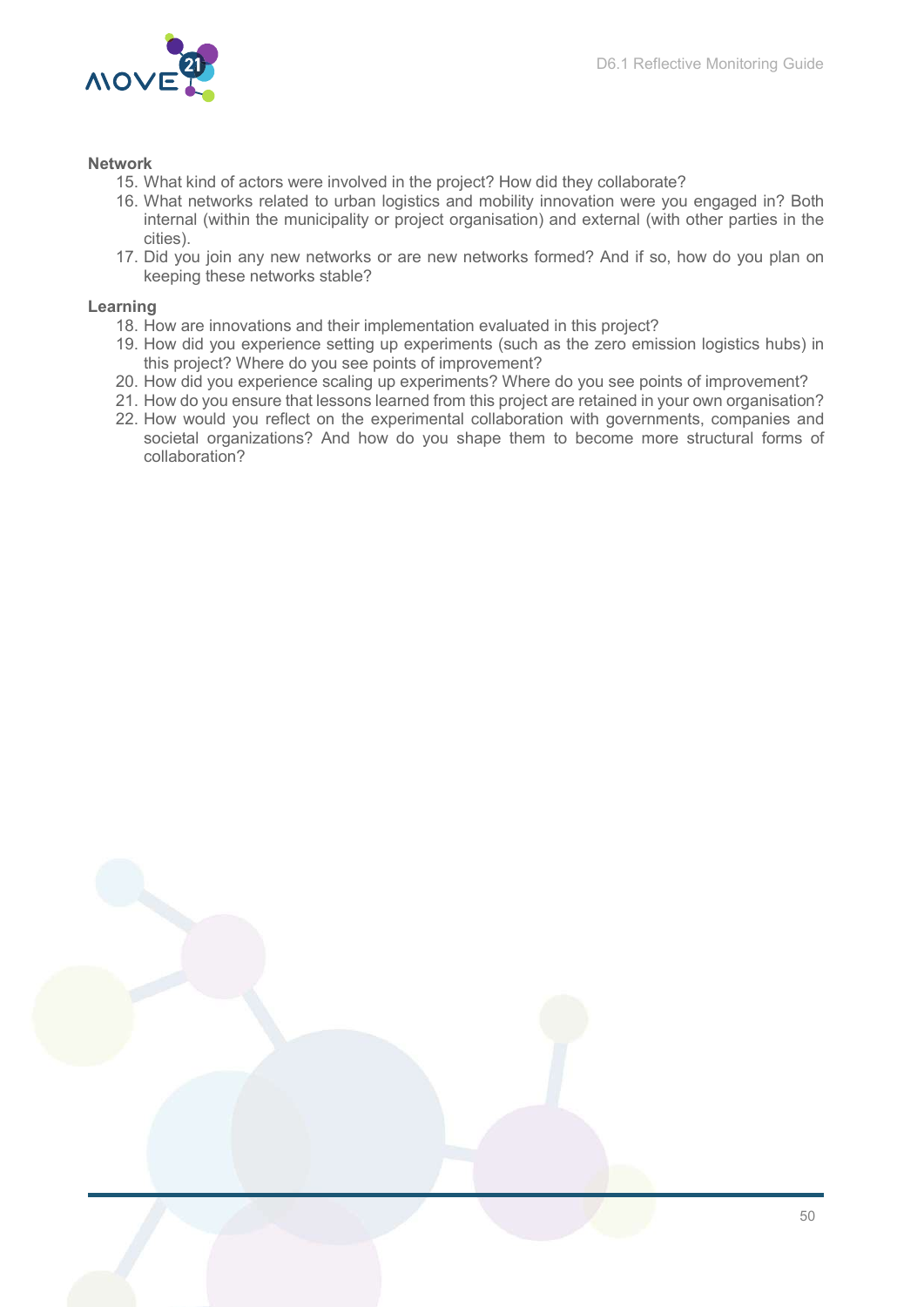**Network**

15. What kind of actors were involved in the project? How did they collaborate?
16. What networks related to urban logistics and mobility innovation were you engaged in? Both internal (within the municipality or project organisation) and external (with other parties in the cities).
17. Did you join any new networks or are new networks formed? And if so, how do you plan on keeping these networks stable?

**Learning**

18. How are innovations and their implementation evaluated in this project?
19. How did you experience setting up experiments (such as the zero emission logistics hubs) in this project? Where do you see points of improvement?
20. How did you experience scaling up experiments? Where do you see points of improvement?
21. How do you ensure that lessons learned from this project are retained in your own organisation?
22. How would you reflect on the experimental collaboration with governments, companies and societal organizations? And how do you shape them to become more structural forms of collaboration?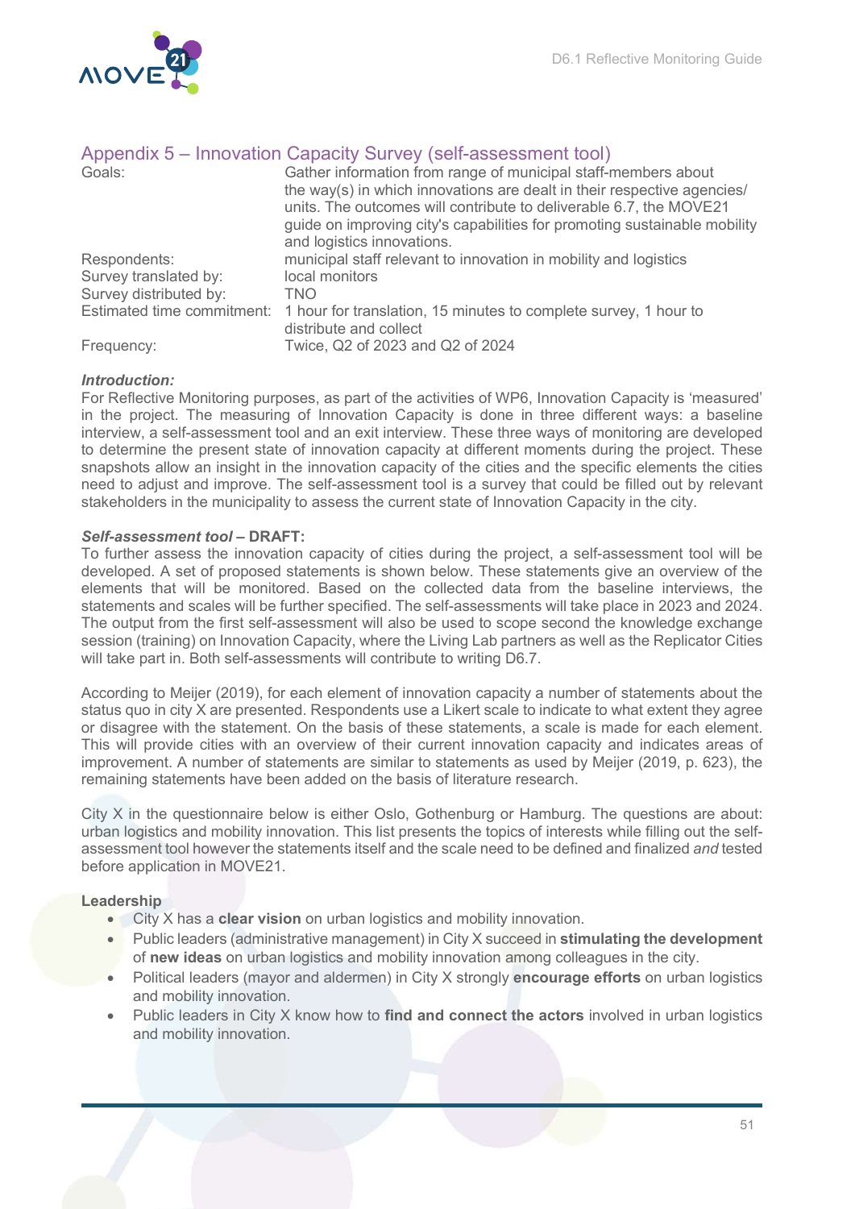## Appendix 5 – Innovation Capacity Survey (self-assessment tool)

| | |
|---|---|
| Goals: | Gather information from range of municipal staff-members about the way(s) in which innovations are dealt in their respective agencies/ units. The outcomes will contribute to deliverable 6.7, the MOVE21 guide on improving city's capabilities for promoting sustainable mobility and logistics innovations. |
| Respondents: | municipal staff relevant to innovation in mobility and logistics |
| Survey translated by: | local monitors |
| Survey distributed by: | TNO |
| Estimated time commitment: | 1 hour for translation, 15 minutes to complete survey, 1 hour to distribute and collect |
| Frequency: | Twice, Q2 of 2023 and Q2 of 2024 |

***Introduction:***

For Reflective Monitoring purposes, as part of the activities of WP6, Innovation Capacity is 'measured' in the project. The measuring of Innovation Capacity is done in three different ways: a baseline interview, a self-assessment tool and an exit interview. These three ways of monitoring are developed to determine the present state of innovation capacity at different moments during the project. These snapshots allow an insight in the innovation capacity of the cities and the specific elements the cities need to adjust and improve. The self-assessment tool is a survey that could be filled out by relevant stakeholders in the municipality to assess the current state of Innovation Capacity in the city.

***Self-assessment tool* – DRAFT:**

To further assess the innovation capacity of cities during the project, a self-assessment tool will be developed. A set of proposed statements is shown below. These statements give an overview of the elements that will be monitored. Based on the collected data from the baseline interviews, the statements and scales will be further specified. The self-assessments will take place in 2023 and 2024. The output from the first self-assessment will also be used to scope second the knowledge exchange session (training) on Innovation Capacity, where the Living Lab partners as well as the Replicator Cities will take part in. Both self-assessments will contribute to writing D6.7.

According to Meijer (2019), for each element of innovation capacity a number of statements about the status quo in city X are presented. Respondents use a Likert scale to indicate to what extent they agree or disagree with the statement. On the basis of these statements, a scale is made for each element. This will provide cities with an overview of their current innovation capacity and indicates areas of improvement. A number of statements are similar to statements as used by Meijer (2019, p. 623), the remaining statements have been added on the basis of literature research.

City X in the questionnaire below is either Oslo, Gothenburg or Hamburg. The questions are about: urban logistics and mobility innovation. This list presents the topics of interests while filling out the self-assessment tool however the statements itself and the scale need to be defined and finalized *and* tested before application in MOVE21.

**Leadership**

- City X has a **clear vision** on urban logistics and mobility innovation.
- Public leaders (administrative management) in City X succeed in **stimulating the development** of **new ideas** on urban logistics and mobility innovation among colleagues in the city.
- Political leaders (mayor and aldermen) in City X strongly **encourage efforts** on urban logistics and mobility innovation.
- Public leaders in City X know how to **find and connect the actors** involved in urban logistics and mobility innovation.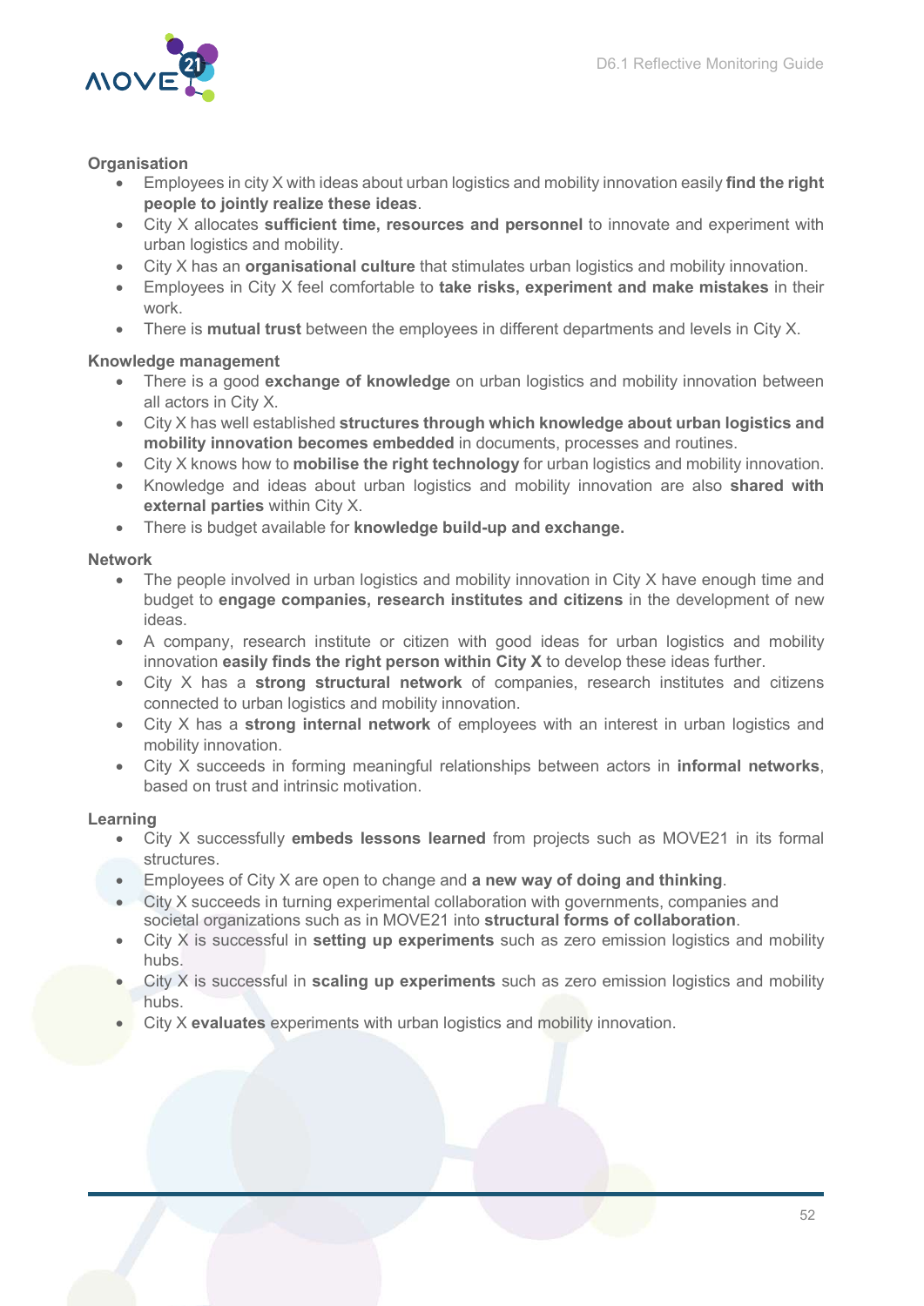**Organisation**

- Employees in city X with ideas about urban logistics and mobility innovation easily **find the right people to jointly realize these ideas**.
- City X allocates **sufficient time, resources and personnel** to innovate and experiment with urban logistics and mobility.
- City X has an **organisational culture** that stimulates urban logistics and mobility innovation.
- Employees in City X feel comfortable to **take risks, experiment and make mistakes** in their work.
- There is **mutual trust** between the employees in different departments and levels in City X.

**Knowledge management**

- There is a good **exchange of knowledge** on urban logistics and mobility innovation between all actors in City X.
- City X has well established **structures through which knowledge about urban logistics and mobility innovation becomes embedded** in documents, processes and routines.
- City X knows how to **mobilise the right technology** for urban logistics and mobility innovation.
- Knowledge and ideas about urban logistics and mobility innovation are also **shared with external parties** within City X.
- There is budget available for **knowledge build-up and exchange.**

**Network**

- The people involved in urban logistics and mobility innovation in City X have enough time and budget to **engage companies, research institutes and citizens** in the development of new ideas.
- A company, research institute or citizen with good ideas for urban logistics and mobility innovation **easily finds the right person within City X** to develop these ideas further.
- City X has a **strong structural network** of companies, research institutes and citizens connected to urban logistics and mobility innovation.
- City X has a **strong internal network** of employees with an interest in urban logistics and mobility innovation.
- City X succeeds in forming meaningful relationships between actors in **informal networks**, based on trust and intrinsic motivation.

**Learning**

- City X successfully **embeds lessons learned** from projects such as MOVE21 in its formal structures.
- Employees of City X are open to change and **a new way of doing and thinking**.
- City X succeeds in turning experimental collaboration with governments, companies and societal organizations such as in MOVE21 into **structural forms of collaboration**.
- City X is successful in **setting up experiments** such as zero emission logistics and mobility hubs.
- City X is successful in **scaling up experiments** such as zero emission logistics and mobility hubs.
- City X **evaluates** experiments with urban logistics and mobility innovation.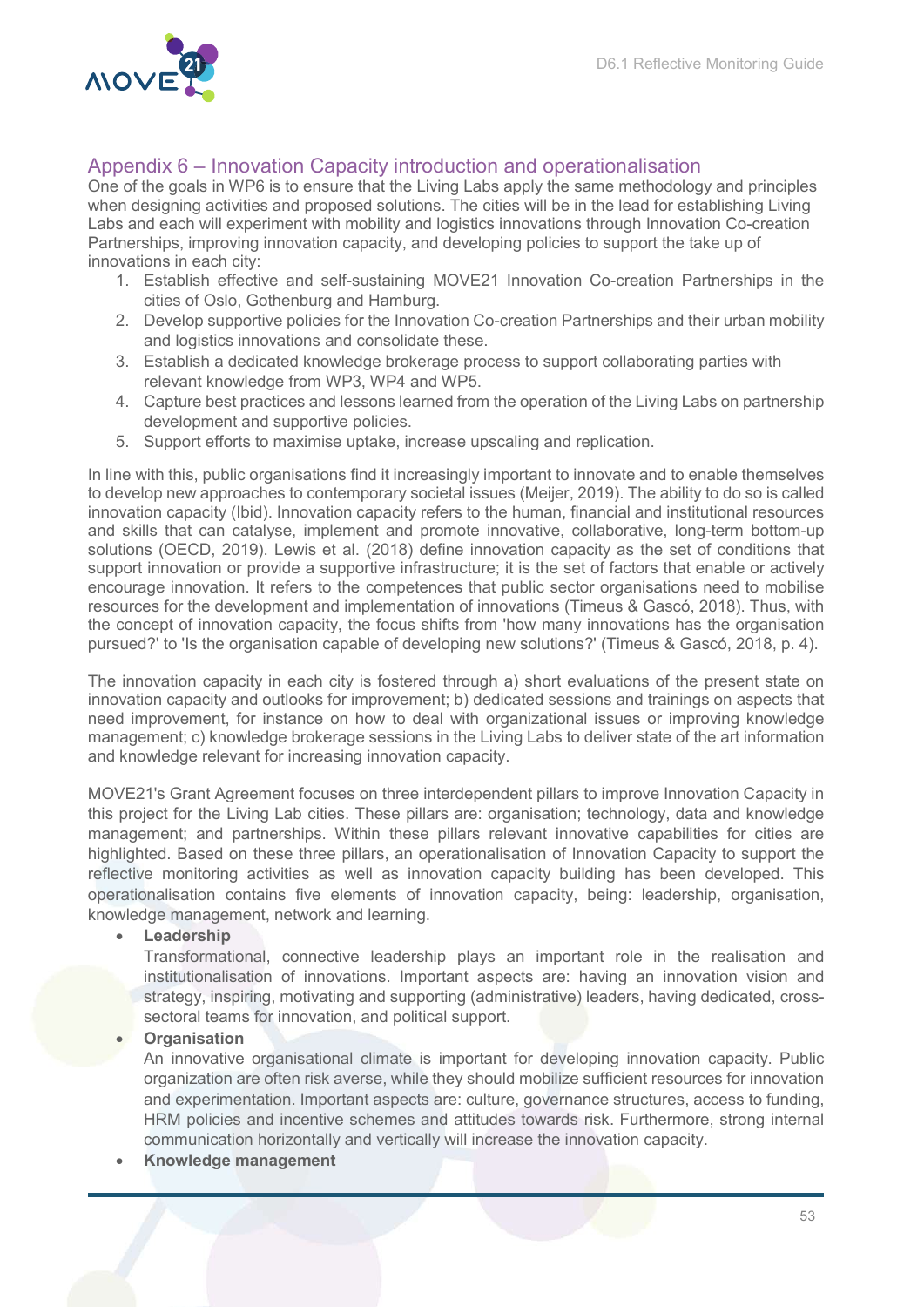## Appendix 6 – Innovation Capacity introduction and operationalisation

One of the goals in WP6 is to ensure that the Living Labs apply the same methodology and principles when designing activities and proposed solutions. The cities will be in the lead for establishing Living Labs and each will experiment with mobility and logistics innovations through Innovation Co-creation Partnerships, improving innovation capacity, and developing policies to support the take up of innovations in each city:

1. Establish effective and self-sustaining MOVE21 Innovation Co-creation Partnerships in the cities of Oslo, Gothenburg and Hamburg.
2. Develop supportive policies for the Innovation Co-creation Partnerships and their urban mobility and logistics innovations and consolidate these.
3. Establish a dedicated knowledge brokerage process to support collaborating parties with relevant knowledge from WP3, WP4 and WP5.
4. Capture best practices and lessons learned from the operation of the Living Labs on partnership development and supportive policies.
5. Support efforts to maximise uptake, increase upscaling and replication.

In line with this, public organisations find it increasingly important to innovate and to enable themselves to develop new approaches to contemporary societal issues (Meijer, 2019). The ability to do so is called innovation capacity (Ibid). Innovation capacity refers to the human, financial and institutional resources and skills that can catalyse, implement and promote innovative, collaborative, long-term bottom-up solutions (OECD, 2019). Lewis et al. (2018) define innovation capacity as the set of conditions that support innovation or provide a supportive infrastructure; it is the set of factors that enable or actively encourage innovation. It refers to the competences that public sector organisations need to mobilise resources for the development and implementation of innovations (Timeus & Gascó, 2018). Thus, with the concept of innovation capacity, the focus shifts from 'how many innovations has the organisation pursued?' to 'Is the organisation capable of developing new solutions?' (Timeus & Gascó, 2018, p. 4).

The innovation capacity in each city is fostered through a) short evaluations of the present state on innovation capacity and outlooks for improvement; b) dedicated sessions and trainings on aspects that need improvement, for instance on how to deal with organizational issues or improving knowledge management; c) knowledge brokerage sessions in the Living Labs to deliver state of the art information and knowledge relevant for increasing innovation capacity.

MOVE21's Grant Agreement focuses on three interdependent pillars to improve Innovation Capacity in this project for the Living Lab cities. These pillars are: organisation; technology, data and knowledge management; and partnerships. Within these pillars relevant innovative capabilities for cities are highlighted. Based on these three pillars, an operationalisation of Innovation Capacity to support the reflective monitoring activities as well as innovation capacity building has been developed. This operationalisation contains five elements of innovation capacity, being: leadership, organisation, knowledge management, network and learning.

- **Leadership**
  Transformational, connective leadership plays an important role in the realisation and institutionalisation of innovations. Important aspects are: having an innovation vision and strategy, inspiring, motivating and supporting (administrative) leaders, having dedicated, cross-sectoral teams for innovation, and political support.
- **Organisation**
  An innovative organisational climate is important for developing innovation capacity. Public organization are often risk averse, while they should mobilize sufficient resources for innovation and experimentation. Important aspects are: culture, governance structures, access to funding, HRM policies and incentive schemes and attitudes towards risk. Furthermore, strong internal communication horizontally and vertically will increase the innovation capacity.
- **Knowledge management**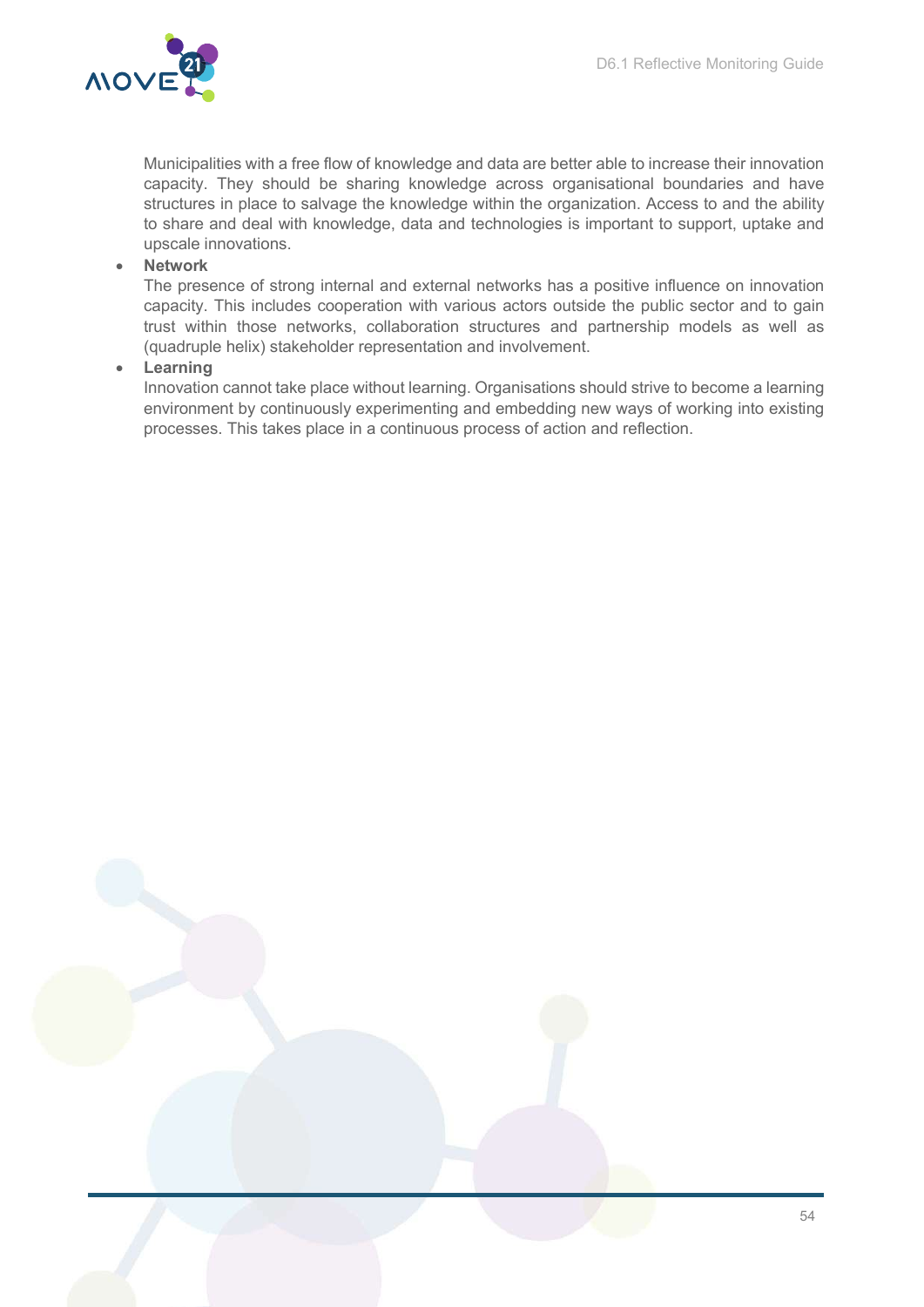Municipalities with a free flow of knowledge and data are better able to increase their innovation capacity. They should be sharing knowledge across organisational boundaries and have structures in place to salvage the knowledge within the organization. Access to and the ability to share and deal with knowledge, data and technologies is important to support, uptake and upscale innovations.

- **Network**
  The presence of strong internal and external networks has a positive influence on innovation capacity. This includes cooperation with various actors outside the public sector and to gain trust within those networks, collaboration structures and partnership models as well as (quadruple helix) stakeholder representation and involvement.
- **Learning**
  Innovation cannot take place without learning. Organisations should strive to become a learning environment by continuously experimenting and embedding new ways of working into existing processes. This takes place in a continuous process of action and reflection.